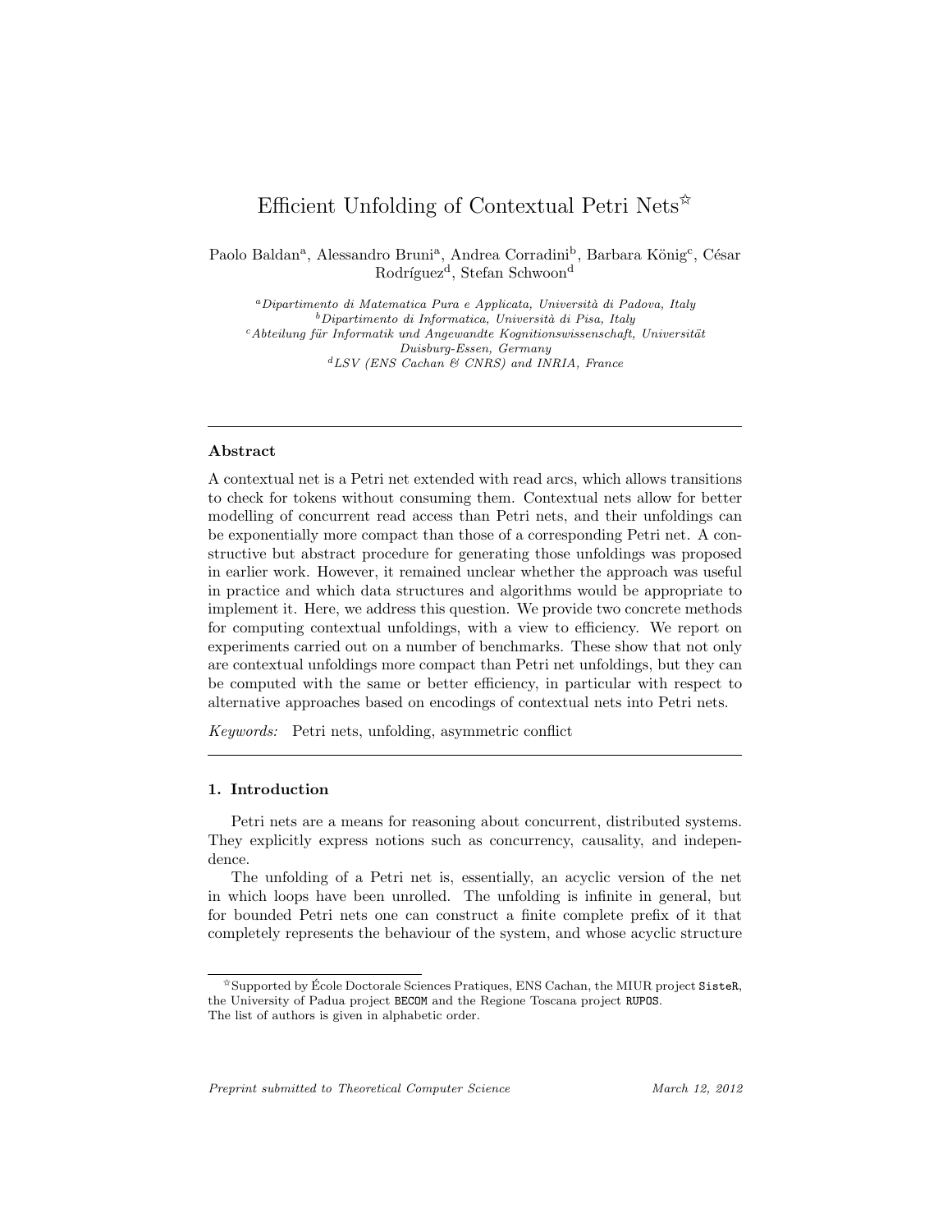# Efficient Unfolding of Contextual Petri Nets[☆]

Paolo Baldan[a], Alessandro Bruni[a], Andrea Corradini[b], Barbara König[c], César Rodríguez[d], Stefan Schwoon[d]

[a]*Dipartimento di Matematica Pura e Applicata, Università di Padova, Italy*
[b]*Dipartimento di Informatica, Università di Pisa, Italy*
[c]*Abteilung für Informatik und Angewandte Kognitionswissenschaft, Universität Duisburg-Essen, Germany*
[d]*LSV (ENS Cachan & CNRS) and INRIA, France*

---

### Abstract

A contextual net is a Petri net extended with read arcs, which allows transitions to check for tokens without consuming them. Contextual nets allow for better modelling of concurrent read access than Petri nets, and their unfoldings can be exponentially more compact than those of a corresponding Petri net. A constructive but abstract procedure for generating those unfoldings was proposed in earlier work. However, it remained unclear whether the approach was useful in practice and which data structures and algorithms would be appropriate to implement it. Here, we address this question. We provide two concrete methods for computing contextual unfoldings, with a view to efficiency. We report on experiments carried out on a number of benchmarks. These show that not only are contextual unfoldings more compact than Petri net unfoldings, but they can be computed with the same or better efficiency, in particular with respect to alternative approaches based on encodings of contextual nets into Petri nets.

*Keywords:* Petri nets, unfolding, asymmetric conflict

---

## 1. Introduction

Petri nets are a means for reasoning about concurrent, distributed systems. They explicitly express notions such as concurrency, causality, and independence.

The unfolding of a Petri net is, essentially, an acyclic version of the net in which loops have been unrolled. The unfolding is infinite in general, but for bounded Petri nets one can construct a finite complete prefix of it that completely represents the behaviour of the system, and whose acyclic structure

---

[☆]Supported by École Doctorale Sciences Pratiques, ENS Cachan, the MIUR project SisteR, the University of Padua project BECOM and the Regione Toscana project RUPOS.
The list of authors is given in alphabetic order.

*Preprint submitted to Theoretical Computer Science* *March 12, 2012*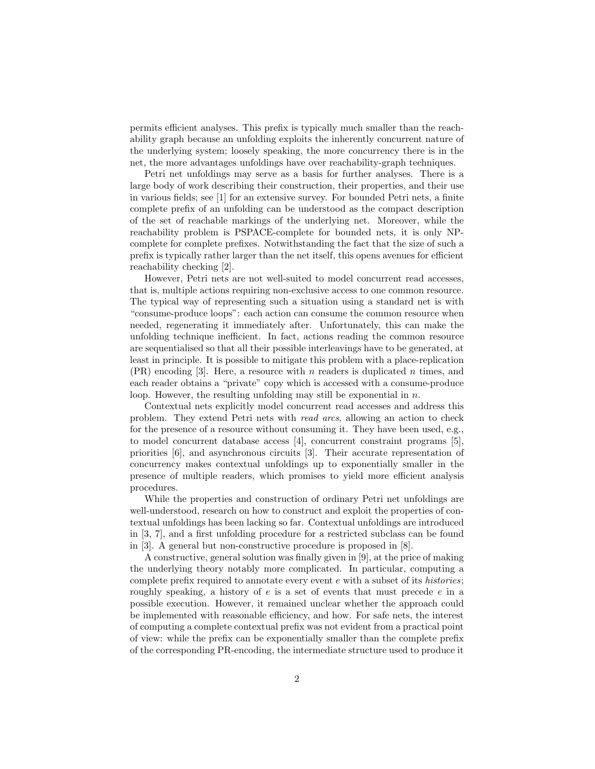permits efficient analyses. This prefix is typically much smaller than the reachability graph because an unfolding exploits the inherently concurrent nature of the underlying system; loosely speaking, the more concurrency there is in the net, the more advantages unfoldings have over reachability-graph techniques.

Petri net unfoldings may serve as a basis for further analyses. There is a large body of work describing their construction, their properties, and their use in various fields; see [1] for an extensive survey. For bounded Petri nets, a finite complete prefix of an unfolding can be understood as the compact description of the set of reachable markings of the underlying net. Moreover, while the reachability problem is PSPACE-complete for bounded nets, it is only NP-complete for complete prefixes. Notwithstanding the fact that the size of such a prefix is typically rather larger than the net itself, this opens avenues for efficient reachability checking [2].

However, Petri nets are not well-suited to model concurrent read accesses, that is, multiple actions requiring non-exclusive access to one common resource. The typical way of representing such a situation using a standard net is with "consume-produce loops": each action can consume the common resource when needed, regenerating it immediately after. Unfortunately, this can make the unfolding technique inefficient. In fact, actions reading the common resource are sequentialised so that all their possible interleavings have to be generated, at least in principle. It is possible to mitigate this problem with a place-replication (PR) encoding [3]. Here, a resource with $n$ readers is duplicated $n$ times, and each reader obtains a "private" copy which is accessed with a consume-produce loop. However, the resulting unfolding may still be exponential in $n$.

Contextual nets explicitly model concurrent read accesses and address this problem. They extend Petri nets with *read arcs*, allowing an action to check for the presence of a resource without consuming it. They have been used, e.g., to model concurrent database access [4], concurrent constraint programs [5], priorities [6], and asynchronous circuits [3]. Their accurate representation of concurrency makes contextual unfoldings up to exponentially smaller in the presence of multiple readers, which promises to yield more efficient analysis procedures.

While the properties and construction of ordinary Petri net unfoldings are well-understood, research on how to construct and exploit the properties of contextual unfoldings has been lacking so far. Contextual unfoldings are introduced in [3, 7], and a first unfolding procedure for a restricted subclass can be found in [3]. A general but non-constructive procedure is proposed in [8].

A constructive, general solution was finally given in [9], at the price of making the underlying theory notably more complicated. In particular, computing a complete prefix required to annotate every event $e$ with a subset of its *histories*; roughly speaking, a history of $e$ is a set of events that must precede $e$ in a possible execution. However, it remained unclear whether the approach could be implemented with reasonable efficiency, and how. For safe nets, the interest of computing a complete contextual prefix was not evident from a practical point of view: while the prefix can be exponentially smaller than the complete prefix of the corresponding PR-encoding, the intermediate structure used to produce it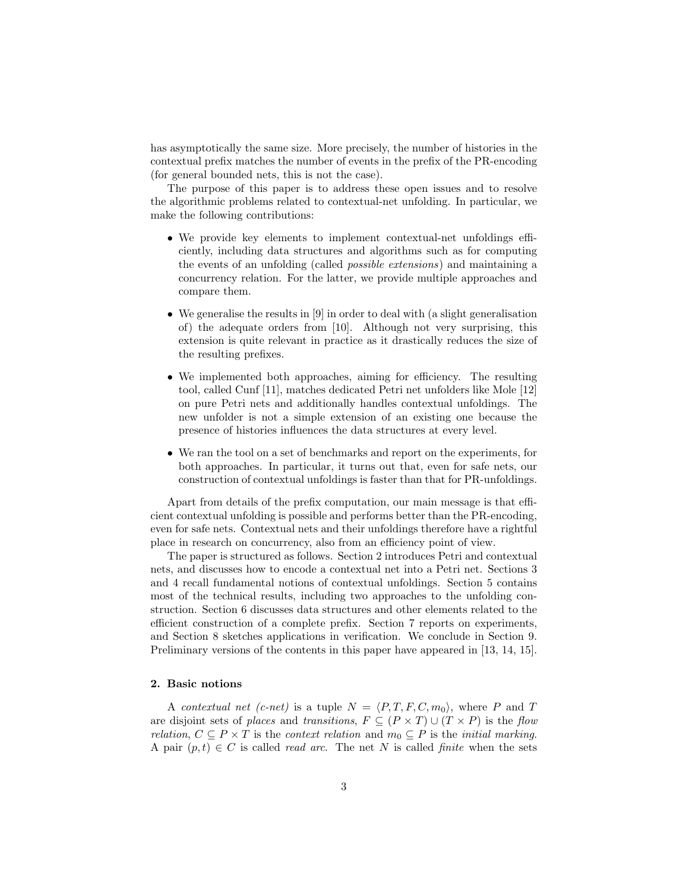has asymptotically the same size. More precisely, the number of histories in the contextual prefix matches the number of events in the prefix of the PR-encoding (for general bounded nets, this is not the case).

The purpose of this paper is to address these open issues and to resolve the algorithmic problems related to contextual-net unfolding. In particular, we make the following contributions:

- We provide key elements to implement contextual-net unfoldings efficiently, including data structures and algorithms such as for computing the events of an unfolding (called *possible extensions*) and maintaining a concurrency relation. For the latter, we provide multiple approaches and compare them.
- We generalise the results in [9] in order to deal with (a slight generalisation of) the adequate orders from [10]. Although not very surprising, this extension is quite relevant in practice as it drastically reduces the size of the resulting prefixes.
- We implemented both approaches, aiming for efficiency. The resulting tool, called Cunf [11], matches dedicated Petri net unfolders like Mole [12] on pure Petri nets and additionally handles contextual unfoldings. The new unfolder is not a simple extension of an existing one because the presence of histories influences the data structures at every level.
- We ran the tool on a set of benchmarks and report on the experiments, for both approaches. In particular, it turns out that, even for safe nets, our construction of contextual unfoldings is faster than that for PR-unfoldings.

Apart from details of the prefix computation, our main message is that efficient contextual unfolding is possible and performs better than the PR-encoding, even for safe nets. Contextual nets and their unfoldings therefore have a rightful place in research on concurrency, also from an efficiency point of view.

The paper is structured as follows. Section 2 introduces Petri and contextual nets, and discusses how to encode a contextual net into a Petri net. Sections 3 and 4 recall fundamental notions of contextual unfoldings. Section 5 contains most of the technical results, including two approaches to the unfolding construction. Section 6 discusses data structures and other elements related to the efficient construction of a complete prefix. Section 7 reports on experiments, and Section 8 sketches applications in verification. We conclude in Section 9. Preliminary versions of the contents in this paper have appeared in [13, 14, 15].

## 2. Basic notions

A *contextual net (c-net)* is a tuple $N = \langle P, T, F, C, m_0 \rangle$, where $P$ and $T$ are disjoint sets of *places* and *transitions*, $F \subseteq (P \times T) \cup (T \times P)$ is the *flow relation*, $C \subseteq P \times T$ is the *context relation* and $m_0 \subseteq P$ is the *initial marking*. A pair $(p, t) \in C$ is called *read arc*. The net $N$ is called *finite* when the sets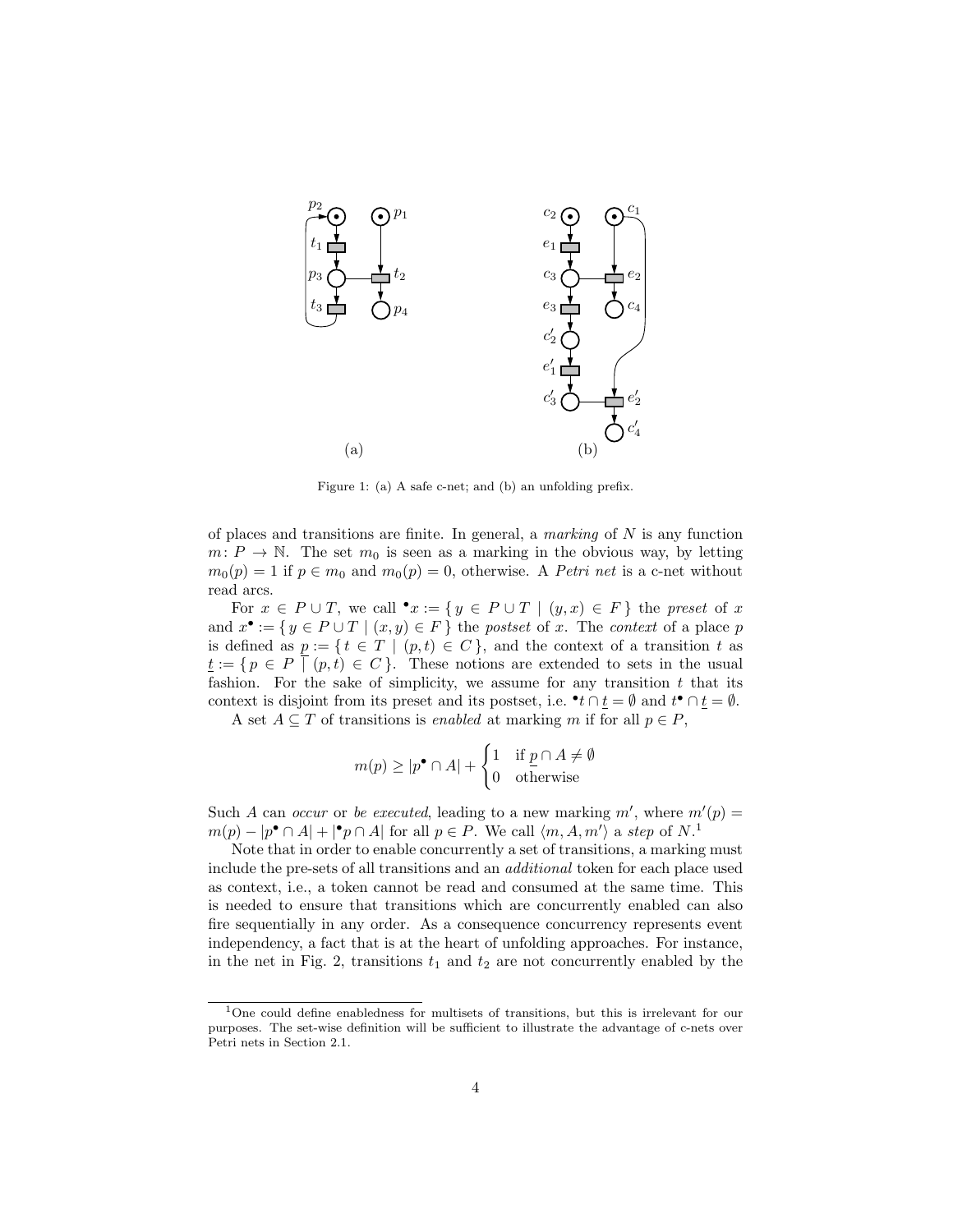Figure 1: (a) A safe c-net; and (b) an unfolding prefix.

of places and transitions are finite. In general, a *marking* of $N$ is any function $m\colon P \to \mathbb{N}$. The set $m_0$ is seen as a marking in the obvious way, by letting $m_0(p) = 1$ if $p \in m_0$ and $m_0(p) = 0$, otherwise. A *Petri net* is a c-net without read arcs.

For $x \in P \cup T$, we call ${}^\bullet x := \{ y \in P \cup T \mid (y, x) \in F \}$ the *preset* of $x$ and $x^\bullet := \{ y \in P \cup T \mid (x, y) \in F \}$ the *postset* of $x$. The *context* of a place $p$ is defined as $\underline{p} := \{ t \in T \mid (p, t) \in C \}$, and the context of a transition $t$ as $\underline{t} := \{ p \in P \mid (p, t) \in C \}$. These notions are extended to sets in the usual fashion. For the sake of simplicity, we assume for any transition $t$ that its context is disjoint from its preset and its postset, i.e. ${}^\bullet t \cap \underline{t} = \emptyset$ and $t^\bullet \cap \underline{t} = \emptyset$.

A set $A \subseteq T$ of transitions is *enabled* at marking $m$ if for all $p \in P$,

$$m(p) \geq |p^\bullet \cap A| + \begin{cases} 1 & \text{if } \underline{p} \cap A \neq \emptyset \\ 0 & \text{otherwise} \end{cases}$$

Such $A$ can *occur* or *be executed*, leading to a new marking $m'$, where $m'(p) = m(p) - |p^\bullet \cap A| + |{}^\bullet p \cap A|$ for all $p \in P$. We call $\langle m, A, m' \rangle$ a *step* of $N$.[1]

Note that in order to enable concurrently a set of transitions, a marking must include the pre-sets of all transitions and an *additional* token for each place used as context, i.e., a token cannot be read and consumed at the same time. This is needed to ensure that transitions which are concurrently enabled can also fire sequentially in any order. As a consequence concurrency represents event independency, a fact that is at the heart of unfolding approaches. For instance, in the net in Fig. 2, transitions $t_1$ and $t_2$ are not concurrently enabled by the

[1] One could define enabledness for multisets of transitions, but this is irrelevant for our purposes. The set-wise definition will be sufficient to illustrate the advantage of c-nets over Petri nets in Section 2.1.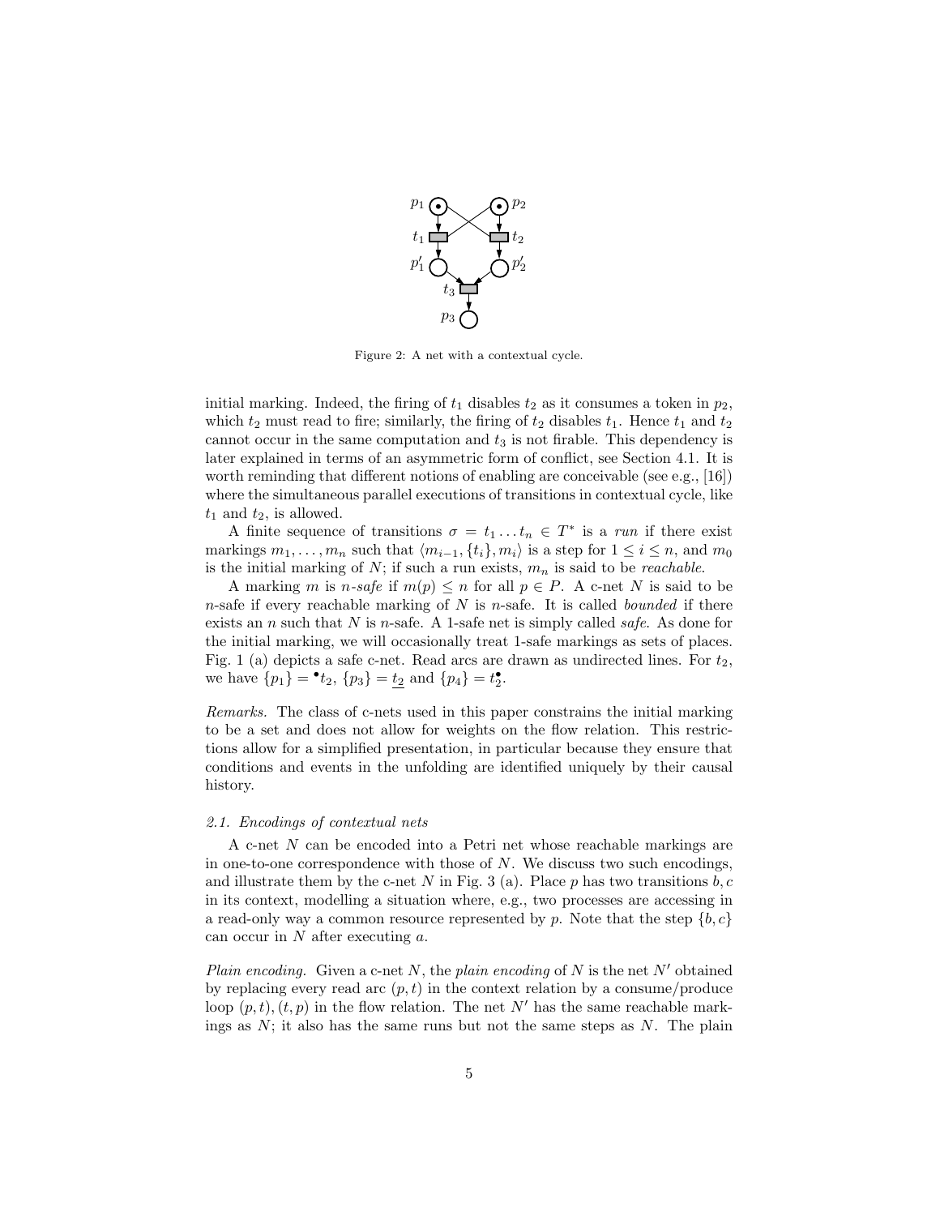Figure 2: A net with a contextual cycle.

initial marking. Indeed, the firing of $t_1$ disables $t_2$ as it consumes a token in $p_2$, which $t_2$ must read to fire; similarly, the firing of $t_2$ disables $t_1$. Hence $t_1$ and $t_2$ cannot occur in the same computation and $t_3$ is not firable. This dependency is later explained in terms of an asymmetric form of conflict, see Section 4.1. It is worth reminding that different notions of enabling are conceivable (see e.g., [16]) where the simultaneous parallel executions of transitions in contextual cycle, like $t_1$ and $t_2$, is allowed.

A finite sequence of transitions $\sigma = t_1 \dots t_n \in T^*$ is a *run* if there exist markings $m_1, \dots, m_n$ such that $\langle m_{i-1}, \{t_i\}, m_i \rangle$ is a step for $1 \le i \le n$, and $m_0$ is the initial marking of $N$; if such a run exists, $m_n$ is said to be *reachable*.

A marking $m$ is *n-safe* if $m(p) \le n$ for all $p \in P$. A c-net $N$ is said to be $n$-safe if every reachable marking of $N$ is $n$-safe. It is called *bounded* if there exists an $n$ such that $N$ is $n$-safe. A 1-safe net is simply called *safe*. As done for the initial marking, we will occasionally treat 1-safe markings as sets of places. Fig. 1 (a) depicts a safe c-net. Read arcs are drawn as undirected lines. For $t_2$, we have $\{p_1\} = {}^\bullet t_2$, $\{p_3\} = \underline{t_2}$ and $\{p_4\} = t_2^\bullet$.

*Remarks.* The class of c-nets used in this paper constrains the initial marking to be a set and does not allow for weights on the flow relation. This restrictions allow for a simplified presentation, in particular because they ensure that conditions and events in the unfolding are identified uniquely by their causal history.

### *2.1. Encodings of contextual nets*

A c-net $N$ can be encoded into a Petri net whose reachable markings are in one-to-one correspondence with those of $N$. We discuss two such encodings, and illustrate them by the c-net $N$ in Fig. 3 (a). Place $p$ has two transitions $b, c$ in its context, modelling a situation where, e.g., two processes are accessing in a read-only way a common resource represented by $p$. Note that the step $\{b, c\}$ can occur in $N$ after executing $a$.

*Plain encoding.* Given a c-net $N$, the *plain encoding* of $N$ is the net $N'$ obtained by replacing every read arc $(p, t)$ in the context relation by a consume/produce loop $(p, t), (t, p)$ in the flow relation. The net $N'$ has the same reachable markings as $N$; it also has the same runs but not the same steps as $N$. The plain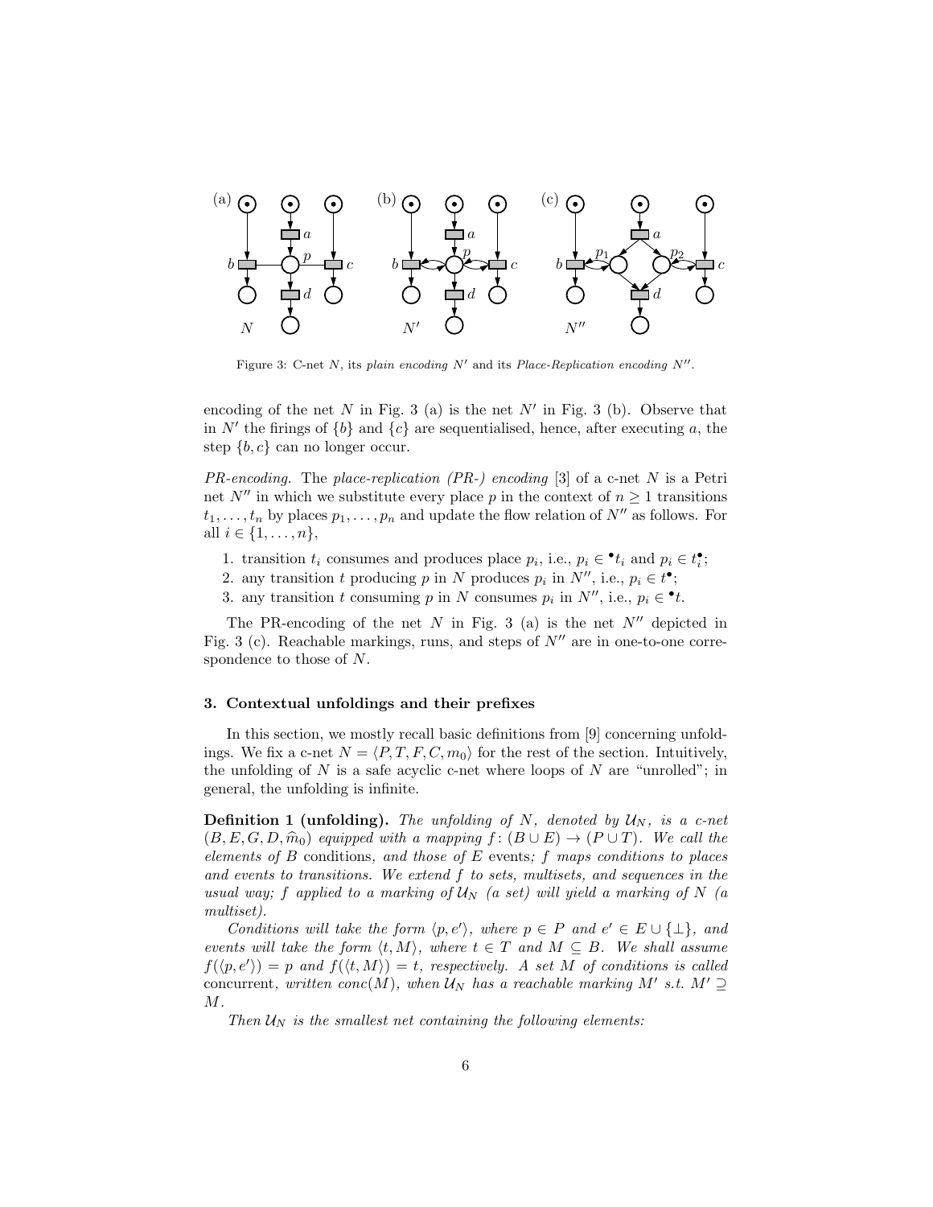Figure 3: C-net $N$, its *plain encoding* $N'$ and its *Place-Replication encoding* $N''$.

encoding of the net $N$ in Fig. 3 (a) is the net $N'$ in Fig. 3 (b). Observe that in $N'$ the firings of $\{b\}$ and $\{c\}$ are sequentialised, hence, after executing $a$, the step $\{b, c\}$ can no longer occur.

*PR-encoding.* The *place-replication (PR-) encoding* [3] of a c-net $N$ is a Petri net $N''$ in which we substitute every place $p$ in the context of $n \geq 1$ transitions $t_1, \ldots, t_n$ by places $p_1, \ldots, p_n$ and update the flow relation of $N''$ as follows. For all $i \in \{1, \ldots, n\}$,

1. transition $t_i$ consumes and produces place $p_i$, i.e., $p_i \in {}^\bullet t_i$ and $p_i \in t_i^\bullet$;
2. any transition $t$ producing $p$ in $N$ produces $p_i$ in $N''$, i.e., $p_i \in t^\bullet$;
3. any transition $t$ consuming $p$ in $N$ consumes $p_i$ in $N''$, i.e., $p_i \in {}^\bullet t$.

The PR-encoding of the net $N$ in Fig. 3 (a) is the net $N''$ depicted in Fig. 3 (c). Reachable markings, runs, and steps of $N''$ are in one-to-one correspondence to those of $N$.

### 3. Contextual unfoldings and their prefixes

In this section, we mostly recall basic definitions from [9] concerning unfoldings. We fix a c-net $N = \langle P, T, F, C, m_0 \rangle$ for the rest of the section. Intuitively, the unfolding of $N$ is a safe acyclic c-net where loops of $N$ are "unrolled"; in general, the unfolding is infinite.

**Definition 1 (unfolding).** *The unfolding of $N$, denoted by $\mathcal{U}_N$, is a c-net $(B, E, G, D, \widehat{m}_0)$ equipped with a mapping $f \colon (B \cup E) \to (P \cup T)$. We call the elements of $B$* conditions*, and those of $E$* events*; $f$ maps conditions to places and events to transitions. We extend $f$ to sets, multisets, and sequences in the usual way; $f$ applied to a marking of $\mathcal{U}_N$ (a set) will yield a marking of $N$ (a multiset).*

*Conditions will take the form $\langle p, e' \rangle$, where $p \in P$ and $e' \in E \cup \{\bot\}$, and events will take the form $\langle t, M \rangle$, where $t \in T$ and $M \subseteq B$. We shall assume $f(\langle p, e' \rangle) = p$ and $f(\langle t, M \rangle) = t$, respectively. A set $M$ of conditions is called* concurrent*, written $conc(M)$, when $\mathcal{U}_N$ has a reachable marking $M'$ s.t. $M' \supseteq M$.*

*Then $\mathcal{U}_N$ is the smallest net containing the following elements:*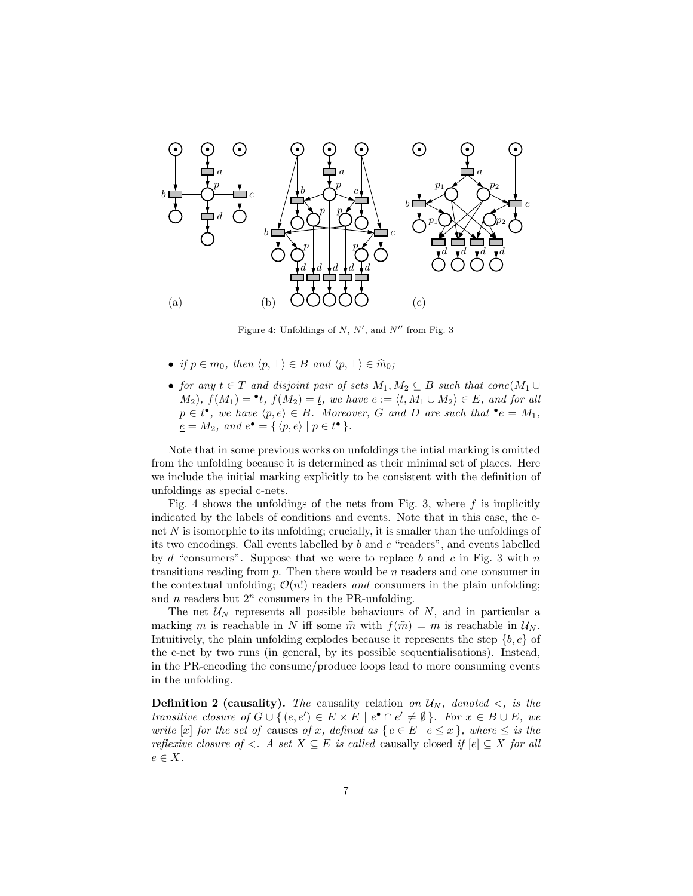Figure 4: Unfoldings of $N$, $N'$, and $N''$ from Fig. 3

- *if $p \in m_0$, then $\langle p, \bot \rangle \in B$ and $\langle p, \bot \rangle \in \widehat{m}_0$;*
- *for any $t \in T$ and disjoint pair of sets $M_1, M_2 \subseteq B$ such that $conc(M_1 \cup M_2)$, $f(M_1) = {}^\bullet t$, $f(M_2) = \underline{t}$, we have $e := \langle t, M_1 \cup M_2 \rangle \in E$, and for all $p \in t^\bullet$, we have $\langle p, e \rangle \in B$. Moreover, $G$ and $D$ are such that ${}^\bullet e = M_1$, $\underline{e} = M_2$, and $e^\bullet = \{ \langle p, e \rangle \mid p \in t^\bullet \}$.*

Note that in some previous works on unfoldings the intial marking is omitted from the unfolding because it is determined as their minimal set of places. Here we include the initial marking explicitly to be consistent with the definition of unfoldings as special c-nets.

Fig. 4 shows the unfoldings of the nets from Fig. 3, where $f$ is implicitly indicated by the labels of conditions and events. Note that in this case, the c-net $N$ is isomorphic to its unfolding; crucially, it is smaller than the unfoldings of its two encodings. Call events labelled by $b$ and $c$ "readers", and events labelled by $d$ "consumers". Suppose that we were to replace $b$ and $c$ in Fig. 3 with $n$ transitions reading from $p$. Then there would be $n$ readers and one consumer in the contextual unfolding; $\mathcal{O}(n!)$ readers *and* consumers in the plain unfolding; and $n$ readers but $2^n$ consumers in the PR-unfolding.

The net $\mathcal{U}_N$ represents all possible behaviours of $N$, and in particular a marking $m$ is reachable in $N$ iff some $\widehat{m}$ with $f(\widehat{m}) = m$ is reachable in $\mathcal{U}_N$. Intuitively, the plain unfolding explodes because it represents the step $\{b, c\}$ of the c-net by two runs (in general, by its possible sequentialisations). Instead, in the PR-encoding the consume/produce loops lead to more consuming events in the unfolding.

**Definition 2 (causality).** *The* causality relation *on $\mathcal{U}_N$, denoted $<$, is the transitive closure of $G \cup \{ (e, e') \in E \times E \mid e^\bullet \cap \underline{e'} \neq \emptyset \}$. For $x \in B \cup E$, we write $[x]$ for the set of* causes *of $x$, defined as $\{ e \in E \mid e \leq x \}$, where $\leq$ is the reflexive closure of $<$. A set $X \subseteq E$ is called* causally closed *if $[e] \subseteq X$ for all $e \in X$.*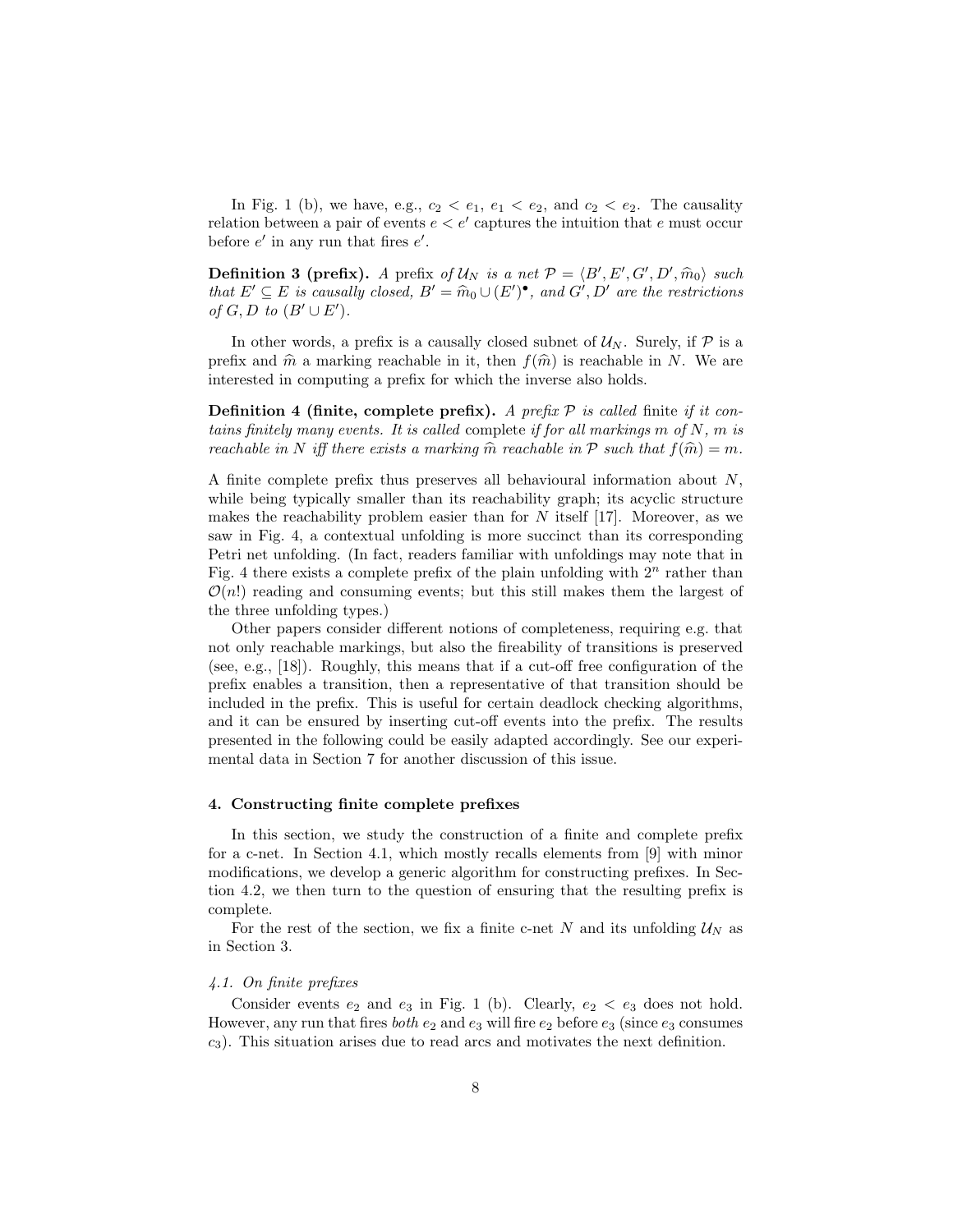In Fig. 1 (b), we have, e.g., $c_2 < e_1$, $e_1 < e_2$, and $c_2 < e_2$. The causality relation between a pair of events $e < e'$ captures the intuition that $e$ must occur before $e'$ in any run that fires $e'$.

**Definition 3 (prefix).** *A* prefix *of $\mathcal{U}_N$ is a net $\mathcal{P} = \langle B', E', G', D', \widehat{m}_0 \rangle$ such that $E' \subseteq E$ is causally closed, $B' = \widehat{m}_0 \cup (E')^\bullet$, and $G', D'$ are the restrictions of $G, D$ to $(B' \cup E')$.*

In other words, a prefix is a causally closed subnet of $\mathcal{U}_N$. Surely, if $\mathcal{P}$ is a prefix and $\widehat{m}$ a marking reachable in it, then $f(\widehat{m})$ is reachable in $N$. We are interested in computing a prefix for which the inverse also holds.

**Definition 4 (finite, complete prefix).** *A prefix $\mathcal{P}$ is called* finite *if it contains finitely many events. It is called* complete *if for all markings $m$ of $N$, $m$ is reachable in $N$ iff there exists a marking $\widehat{m}$ reachable in $\mathcal{P}$ such that $f(\widehat{m}) = m$.*

A finite complete prefix thus preserves all behavioural information about $N$, while being typically smaller than its reachability graph; its acyclic structure makes the reachability problem easier than for $N$ itself [17]. Moreover, as we saw in Fig. 4, a contextual unfolding is more succinct than its corresponding Petri net unfolding. (In fact, readers familiar with unfoldings may note that in Fig. 4 there exists a complete prefix of the plain unfolding with $2^n$ rather than $\mathcal{O}(n!)$ reading and consuming events; but this still makes them the largest of the three unfolding types.)

Other papers consider different notions of completeness, requiring e.g. that not only reachable markings, but also the fireability of transitions is preserved (see, e.g., [18]). Roughly, this means that if a cut-off free configuration of the prefix enables a transition, then a representative of that transition should be included in the prefix. This is useful for certain deadlock checking algorithms, and it can be ensured by inserting cut-off events into the prefix. The results presented in the following could be easily adapted accordingly. See our experimental data in Section 7 for another discussion of this issue.

## 4. Constructing finite complete prefixes

In this section, we study the construction of a finite and complete prefix for a c-net. In Section 4.1, which mostly recalls elements from [9] with minor modifications, we develop a generic algorithm for constructing prefixes. In Section 4.2, we then turn to the question of ensuring that the resulting prefix is complete.

For the rest of the section, we fix a finite c-net $N$ and its unfolding $\mathcal{U}_N$ as in Section 3.

### *4.1. On finite prefixes*

Consider events $e_2$ and $e_3$ in Fig. 1 (b). Clearly, $e_2 < e_3$ does not hold. However, any run that fires *both* $e_2$ and $e_3$ will fire $e_2$ before $e_3$ (since $e_3$ consumes $c_3$). This situation arises due to read arcs and motivates the next definition.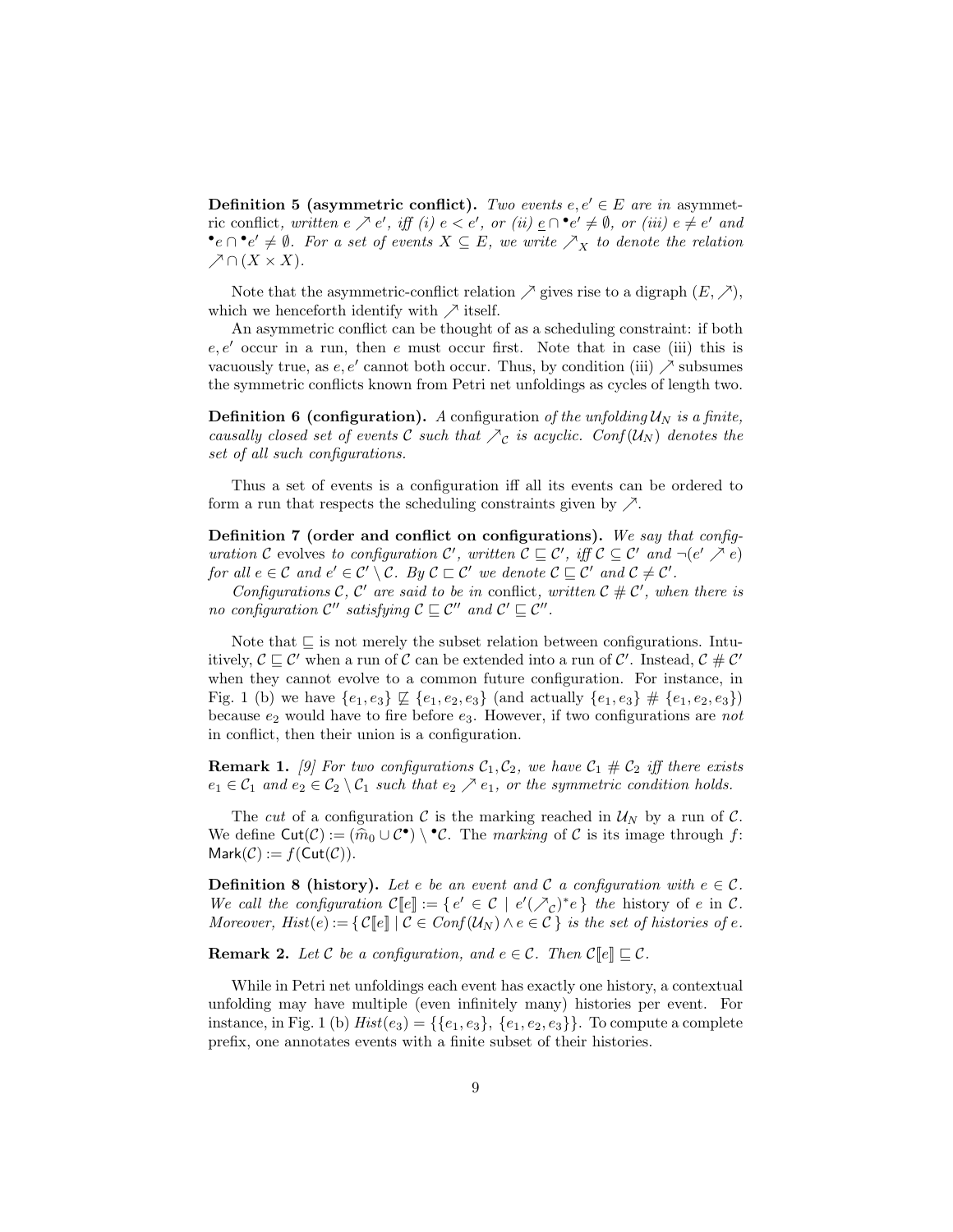**Definition 5 (asymmetric conflict).** *Two events $e, e' \in E$ are in* asymmetric conflict*, written $e \nearrow e'$, iff (i) $e < e'$, or (ii) $\underline{e} \cap {}^\bullet e' \neq \emptyset$, or (iii) $e \neq e'$ and ${}^\bullet e \cap {}^\bullet e' \neq \emptyset$. For a set of events $X \subseteq E$, we write $\nearrow_X$ to denote the relation $\nearrow \cap (X \times X)$.*

Note that the asymmetric-conflict relation $\nearrow$ gives rise to a digraph $(E, \nearrow)$, which we henceforth identify with $\nearrow$ itself.

An asymmetric conflict can be thought of as a scheduling constraint: if both $e, e'$ occur in a run, then $e$ must occur first. Note that in case (iii) this is vacuously true, as $e, e'$ cannot both occur. Thus, by condition (iii) $\nearrow$ subsumes the symmetric conflicts known from Petri net unfoldings as cycles of length two.

**Definition 6 (configuration).** *A* configuration *of the unfolding $\mathcal{U}_N$ is a finite, causally closed set of events $\mathcal{C}$ such that $\nearrow_{\mathcal{C}}$ is acyclic. $Conf(\mathcal{U}_N)$ denotes the set of all such configurations.*

Thus a set of events is a configuration iff all its events can be ordered to form a run that respects the scheduling constraints given by $\nearrow$.

**Definition 7 (order and conflict on configurations).** *We say that configuration $\mathcal{C}$* evolves *to configuration $\mathcal{C}'$, written $\mathcal{C} \sqsubseteq \mathcal{C}'$, iff $\mathcal{C} \subseteq \mathcal{C}'$ and $\neg(e' \nearrow e)$ for all $e \in \mathcal{C}$ and $e' \in \mathcal{C}' \setminus \mathcal{C}$. By $\mathcal{C} \sqsubset \mathcal{C}'$ we denote $\mathcal{C} \sqsubseteq \mathcal{C}'$ and $\mathcal{C} \neq \mathcal{C}'$.*

*Configurations $\mathcal{C}$, $\mathcal{C}'$ are said to be in* conflict*, written $\mathcal{C} \# \mathcal{C}'$, when there is no configuration $\mathcal{C}''$ satisfying $\mathcal{C} \sqsubseteq \mathcal{C}''$ and $\mathcal{C}' \sqsubseteq \mathcal{C}''$.*

Note that $\sqsubseteq$ is not merely the subset relation between configurations. Intuitively, $\mathcal{C} \sqsubseteq \mathcal{C}'$ when a run of $\mathcal{C}$ can be extended into a run of $\mathcal{C}'$. Instead, $\mathcal{C} \# \mathcal{C}'$ when they cannot evolve to a common future configuration. For instance, in Fig. 1 (b) we have $\{e_1, e_3\} \not\sqsubseteq \{e_1, e_2, e_3\}$ (and actually $\{e_1, e_3\} \# \{e_1, e_2, e_3\}$) because $e_2$ would have to fire before $e_3$. However, if two configurations are *not* in conflict, then their union is a configuration.

**Remark 1.** *[9] For two configurations $\mathcal{C}_1, \mathcal{C}_2$, we have $\mathcal{C}_1 \# \mathcal{C}_2$ iff there exists $e_1 \in \mathcal{C}_1$ and $e_2 \in \mathcal{C}_2 \setminus \mathcal{C}_1$ such that $e_2 \nearrow e_1$, or the symmetric condition holds.*

The *cut* of a configuration $\mathcal{C}$ is the marking reached in $\mathcal{U}_N$ by a run of $\mathcal{C}$. We define $\mathsf{Cut}(\mathcal{C}) := (\widehat{m}_0 \cup \mathcal{C}^\bullet) \setminus {}^\bullet\mathcal{C}$. The *marking* of $\mathcal{C}$ is its image through $f$: $\mathsf{Mark}(\mathcal{C}) := f(\mathsf{Cut}(\mathcal{C}))$.

**Definition 8 (history).** *Let $e$ be an event and $\mathcal{C}$ a configuration with $e \in \mathcal{C}$. We call the configuration $\mathcal{C}[\![e]\!] := \{\, e' \in \mathcal{C} \mid e' (\nearrow_{\mathcal{C}})^* e \,\}$ the* history of $e$ in $\mathcal{C}$*. Moreover, $Hist(e) := \{\, \mathcal{C}[\![e]\!] \mid \mathcal{C} \in Conf(\mathcal{U}_N) \wedge e \in \mathcal{C} \,\}$ is the set of histories of $e$.*

**Remark 2.** *Let $\mathcal{C}$ be a configuration, and $e \in \mathcal{C}$. Then $\mathcal{C}[\![e]\!] \sqsubseteq \mathcal{C}$.*

While in Petri net unfoldings each event has exactly one history, a contextual unfolding may have multiple (even infinitely many) histories per event. For instance, in Fig. 1 (b) $Hist(e_3) = \{\{e_1, e_3\}, \{e_1, e_2, e_3\}\}$. To compute a complete prefix, one annotates events with a finite subset of their histories.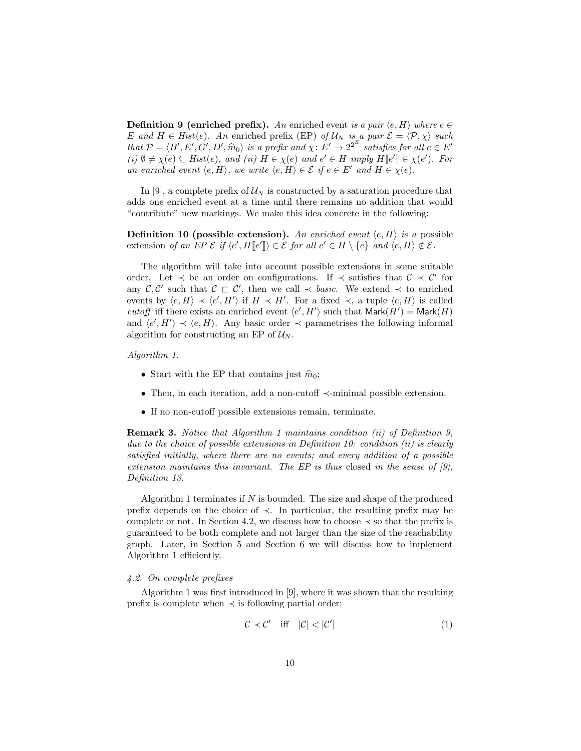**Definition 9 (enriched prefix).** *An* enriched event *is a pair* $\langle e, H\rangle$ *where* $e \in E$ *and* $H \in \mathit{Hist}(e)$. *An* enriched prefix (EP) *of* $\mathcal{U}_N$ *is a pair* $\mathcal{E} = \langle \mathcal{P}, \chi\rangle$ *such that* $\mathcal{P} = \langle B', E', G', D', \widehat{m}_0\rangle$ *is a prefix and* $\chi\colon E' \to 2^{2^E}$ *satisfies for all* $e \in E'$ *(i)* $\emptyset \neq \chi(e) \subseteq \mathit{Hist}(e)$*, and (ii)* $H \in \chi(e)$ *and* $e' \in H$ *imply* $H[\![e']\!] \in \chi(e')$*. For an enriched event* $\langle e, H\rangle$*, we write* $\langle e, H\rangle \in \mathcal{E}$ *if* $e \in E'$ *and* $H \in \chi(e)$.

In [9], a complete prefix of $\mathcal{U}_N$ is constructed by a saturation procedure that adds one enriched event at a time until there remains no addition that would "contribute" new markings. We make this idea concrete in the following:

**Definition 10 (possible extension).** *An enriched event* $\langle e, H\rangle$ *is a* possible extension *of an EP* $\mathcal{E}$ *if* $\langle e', H[\![e']\!]\rangle \in \mathcal{E}$ *for all* $e' \in H \setminus \{e\}$ *and* $\langle e, H\rangle \notin \mathcal{E}$.

The algorithm will take into account possible extensions in some suitable order. Let $\prec$ be an order on configurations. If $\prec$ satisfies that $\mathcal{C} \prec \mathcal{C}'$ for any $\mathcal{C}, \mathcal{C}'$ such that $\mathcal{C} \sqsubset \mathcal{C}'$, then we call $\prec$ *basic*. We extend $\prec$ to enriched events by $\langle e, H\rangle \prec \langle e', H'\rangle$ if $H \prec H'$. For a fixed $\prec$, a tuple $\langle e, H\rangle$ is called *cutoff* iff there exists an enriched event $\langle e', H'\rangle$ such that $\mathsf{Mark}(H') = \mathsf{Mark}(H)$ and $\langle e', H'\rangle \prec \langle e, H\rangle$. Any basic order $\prec$ parametrises the following informal algorithm for constructing an EP of $\mathcal{U}_N$.

*Algorithm 1.*

- Start with the EP that contains just $\widehat{m}_0$;
- Then, in each iteration, add a non-cutoff $\prec$-minimal possible extension.
- If no non-cutoff possible extensions remain, terminate.

**Remark 3.** *Notice that Algorithm 1 maintains condition (ii) of Definition 9, due to the choice of possible extensions in Definition 10: condition (ii) is clearly satisfied initially, where there are no events; and every addition of a possible extension maintains this invariant. The EP is thus* closed *in the sense of [9], Definition 13.*

Algorithm 1 terminates if $N$ is bounded. The size and shape of the produced prefix depends on the choice of $\prec$. In particular, the resulting prefix may be complete or not. In Section 4.2, we discuss how to choose $\prec$ so that the prefix is guaranteed to be both complete and not larger than the size of the reachability graph. Later, in Section 5 and Section 6 we will discuss how to implement Algorithm 1 efficiently.

### *4.2. On complete prefixes*

Algorithm 1 was first introduced in [9], where it was shown that the resulting prefix is complete when $\prec$ is following partial order:

$$\mathcal{C} \prec \mathcal{C}' \quad \text{iff} \quad |\mathcal{C}| < |\mathcal{C}'| \tag{1}$$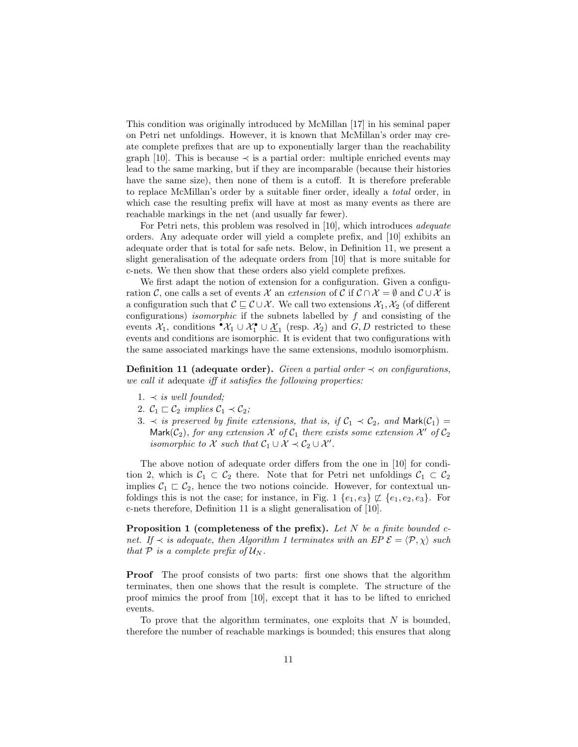This condition was originally introduced by McMillan [17] in his seminal paper on Petri net unfoldings. However, it is known that McMillan's order may create complete prefixes that are up to exponentially larger than the reachability graph [10]. This is because $\prec$ is a partial order: multiple enriched events may lead to the same marking, but if they are incomparable (because their histories have the same size), then none of them is a cutoff. It is therefore preferable to replace McMillan's order by a suitable finer order, ideally a *total* order, in which case the resulting prefix will have at most as many events as there are reachable markings in the net (and usually far fewer).

For Petri nets, this problem was resolved in [10], which introduces *adequate* orders. Any adequate order will yield a complete prefix, and [10] exhibits an adequate order that is total for safe nets. Below, in Definition 11, we present a slight generalisation of the adequate orders from [10] that is more suitable for c-nets. We then show that these orders also yield complete prefixes.

We first adapt the notion of extension for a configuration. Given a configuration $\mathcal{C}$, one calls a set of events $\mathcal{X}$ an *extension* of $\mathcal{C}$ if $\mathcal{C} \cap \mathcal{X} = \emptyset$ and $\mathcal{C} \cup \mathcal{X}$ is a configuration such that $\mathcal{C} \sqsubseteq \mathcal{C} \cup \mathcal{X}$. We call two extensions $\mathcal{X}_1, \mathcal{X}_2$ (of different configurations) *isomorphic* if the subnets labelled by $f$ and consisting of the events $\mathcal{X}_1$, conditions ${}^\bullet\mathcal{X}_1 \cup \mathcal{X}_1^\bullet \cup \underline{\mathcal{X}}_1$ (resp. $\mathcal{X}_2$) and $G, D$ restricted to these events and conditions are isomorphic. It is evident that two configurations with the same associated markings have the same extensions, modulo isomorphism.

**Definition 11 (adequate order).** *Given a partial order $\prec$ on configurations, we call it* adequate *iff it satisfies the following properties:*

1. *$\prec$ is well founded;*
2. *$\mathcal{C}_1 \sqsubset \mathcal{C}_2$ implies $\mathcal{C}_1 \prec \mathcal{C}_2$;*
3. *$\prec$ is preserved by finite extensions, that is, if $\mathcal{C}_1 \prec \mathcal{C}_2$, and $\mathsf{Mark}(\mathcal{C}_1) = \mathsf{Mark}(\mathcal{C}_2)$, for any extension $\mathcal{X}$ of $\mathcal{C}_1$ there exists some extension $\mathcal{X}'$ of $\mathcal{C}_2$ isomorphic to $\mathcal{X}$ such that $\mathcal{C}_1 \cup \mathcal{X} \prec \mathcal{C}_2 \cup \mathcal{X}'$.*

The above notion of adequate order differs from the one in [10] for condition 2, which is $\mathcal{C}_1 \subset \mathcal{C}_2$ there. Note that for Petri net unfoldings $\mathcal{C}_1 \subset \mathcal{C}_2$ implies $\mathcal{C}_1 \sqsubset \mathcal{C}_2$, hence the two notions coincide. However, for contextual unfoldings this is not the case; for instance, in Fig. 1 $\{e_1, e_3\} \not\sqsubset \{e_1, e_2, e_3\}$. For c-nets therefore, Definition 11 is a slight generalisation of [10].

**Proposition 1 (completeness of the prefix).** *Let $N$ be a finite bounded c-net. If $\prec$ is adequate, then Algorithm 1 terminates with an EP $\mathcal{E} = \langle \mathcal{P}, \chi \rangle$ such that $\mathcal{P}$ is a complete prefix of $\mathcal{U}_N$.*

**Proof** The proof consists of two parts: first one shows that the algorithm terminates, then one shows that the result is complete. The structure of the proof mimics the proof from [10], except that it has to be lifted to enriched events.

To prove that the algorithm terminates, one exploits that $N$ is bounded, therefore the number of reachable markings is bounded; this ensures that along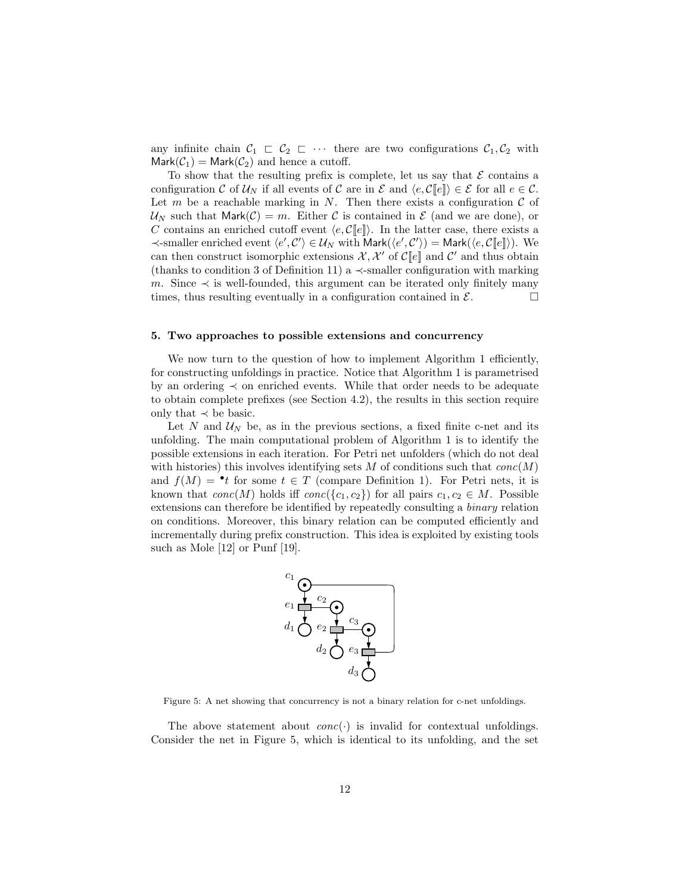any infinite chain $\mathcal{C}_1 \sqsubset \mathcal{C}_2 \sqsubset \cdots$ there are two configurations $\mathcal{C}_1, \mathcal{C}_2$ with $\mathsf{Mark}(\mathcal{C}_1) = \mathsf{Mark}(\mathcal{C}_2)$ and hence a cutoff.

To show that the resulting prefix is complete, let us say that $\mathcal{E}$ contains a configuration $\mathcal{C}$ of $\mathcal{U}_N$ if all events of $\mathcal{C}$ are in $\mathcal{E}$ and $\langle e, \mathcal{C}[\![e]\!]\rangle \in \mathcal{E}$ for all $e \in \mathcal{C}$. Let $m$ be a reachable marking in $N$. Then there exists a configuration $\mathcal{C}$ of $\mathcal{U}_N$ such that $\mathsf{Mark}(\mathcal{C}) = m$. Either $\mathcal{C}$ is contained in $\mathcal{E}$ (and we are done), or $C$ contains an enriched cutoff event $\langle e, \mathcal{C}[\![e]\!]\rangle$. In the latter case, there exists a $\prec$-smaller enriched event $\langle e', \mathcal{C}'\rangle \in \mathcal{U}_N$ with $\mathsf{Mark}(\langle e', \mathcal{C}'\rangle) = \mathsf{Mark}(\langle e, \mathcal{C}[\![e]\!]\rangle)$. We can then construct isomorphic extensions $\mathcal{X}, \mathcal{X}'$ of $\mathcal{C}[\![e]\!]$ and $\mathcal{C}'$ and thus obtain (thanks to condition 3 of Definition 11) a $\prec$-smaller configuration with marking $m$. Since $\prec$ is well-founded, this argument can be iterated only finitely many times, thus resulting eventually in a configuration contained in $\mathcal{E}$. □

## 5. Two approaches to possible extensions and concurrency

We now turn to the question of how to implement Algorithm 1 efficiently, for constructing unfoldings in practice. Notice that Algorithm 1 is parametrised by an ordering $\prec$ on enriched events. While that order needs to be adequate to obtain complete prefixes (see Section 4.2), the results in this section require only that $\prec$ be basic.

Let $N$ and $\mathcal{U}_N$ be, as in the previous sections, a fixed finite c-net and its unfolding. The main computational problem of Algorithm 1 is to identify the possible extensions in each iteration. For Petri net unfolders (which do not deal with histories) this involves identifying sets $M$ of conditions such that $conc(M)$ and $f(M) = {}^{\bullet}t$ for some $t \in T$ (compare Definition 1). For Petri nets, it is known that $conc(M)$ holds iff $conc(\{c_1, c_2\})$ for all pairs $c_1, c_2 \in M$. Possible extensions can therefore be identified by repeatedly consulting a *binary* relation on conditions. Moreover, this binary relation can be computed efficiently and incrementally during prefix construction. This idea is exploited by existing tools such as Mole [12] or Punf [19].

Figure 5: A net showing that concurrency is not a binary relation for c-net unfoldings.

The above statement about $conc(\cdot)$ is invalid for contextual unfoldings. Consider the net in Figure 5, which is identical to its unfolding, and the set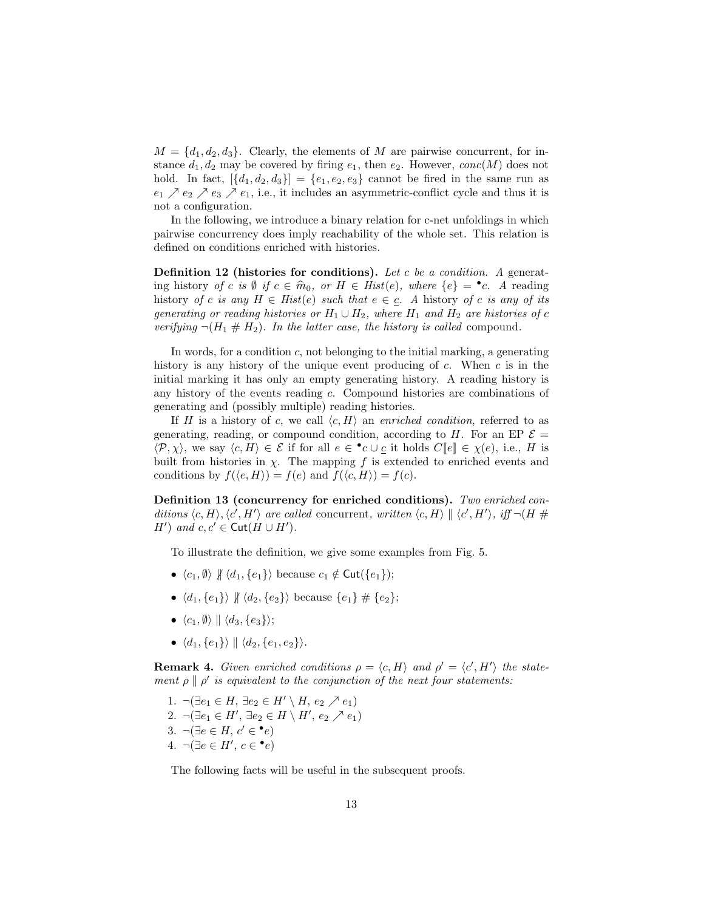$M = \{d_1, d_2, d_3\}$. Clearly, the elements of $M$ are pairwise concurrent, for instance $d_1, d_2$ may be covered by firing $e_1$, then $e_2$. However, $conc(M)$ does not hold. In fact, $[\{d_1, d_2, d_3\}] = \{e_1, e_2, e_3\}$ cannot be fired in the same run as $e_1 \nearrow e_2 \nearrow e_3 \nearrow e_1$, i.e., it includes an asymmetric-conflict cycle and thus it is not a configuration.

In the following, we introduce a binary relation for c-net unfoldings in which pairwise concurrency does imply reachability of the whole set. This relation is defined on conditions enriched with histories.

**Definition 12 (histories for conditions).** *Let $c$ be a condition. A* generating history *of $c$ is $\emptyset$ if $c \in \widehat{m}_0$, or $H \in Hist(e)$, where $\{e\} = {}^\bullet c$. A* reading history *of $c$ is any $H \in Hist(e)$ such that $e \in \underline{c}$. A* history *of $c$ is any of its generating or reading histories or $H_1 \cup H_2$, where $H_1$ and $H_2$ are histories of $c$ verifying $\neg(H_1 \# H_2)$. In the latter case, the history is called* compound.

In words, for a condition $c$, not belonging to the initial marking, a generating history is any history of the unique event producing of $c$. When $c$ is in the initial marking it has only an empty generating history. A reading history is any history of the events reading $c$. Compound histories are combinations of generating and (possibly multiple) reading histories.

If $H$ is a history of $c$, we call $\langle c, H\rangle$ an *enriched condition*, referred to as generating, reading, or compound condition, according to $H$. For an EP $\mathcal{E} = \langle \mathcal{P}, \chi\rangle$, we say $\langle c, H\rangle \in \mathcal{E}$ if for all $e \in {}^\bullet c \cup \underline{c}$ it holds $C[\![e]\!] \in \chi(e)$, i.e., $H$ is built from histories in $\chi$. The mapping $f$ is extended to enriched events and conditions by $f(\langle e, H\rangle) = f(e)$ and $f(\langle c, H\rangle) = f(c)$.

**Definition 13 (concurrency for enriched conditions).** *Two enriched conditions $\langle c, H\rangle, \langle c', H'\rangle$ are called* concurrent*, written $\langle c, H\rangle \parallel \langle c', H'\rangle$, iff $\neg(H \# H')$ and $c, c' \in \mathsf{Cut}(H \cup H')$.*

To illustrate the definition, we give some examples from Fig. 5.

- $\langle c_1, \emptyset\rangle \not\parallel \langle d_1, \{e_1\}\rangle$ because $c_1 \notin \mathsf{Cut}(\{e_1\})$;
- $\langle d_1, \{e_1\}\rangle \not\parallel \langle d_2, \{e_2\}\rangle$ because $\{e_1\} \# \{e_2\}$;
- $\langle c_1, \emptyset\rangle \parallel \langle d_3, \{e_3\}\rangle$;
- $\langle d_1, \{e_1\}\rangle \parallel \langle d_2, \{e_1, e_2\}\rangle$.

**Remark 4.** *Given enriched conditions $\rho = \langle c, H\rangle$ and $\rho' = \langle c', H'\rangle$ the statement $\rho \parallel \rho'$ is equivalent to the conjunction of the next four statements:*

1. $\neg(\exists e_1 \in H, \exists e_2 \in H' \setminus H, e_2 \nearrow e_1)$
2. $\neg(\exists e_1 \in H', \exists e_2 \in H \setminus H', e_2 \nearrow e_1)$
3. $\neg(\exists e \in H, c' \in {}^\bullet e)$
4. $\neg(\exists e \in H', c \in {}^\bullet e)$

The following facts will be useful in the subsequent proofs.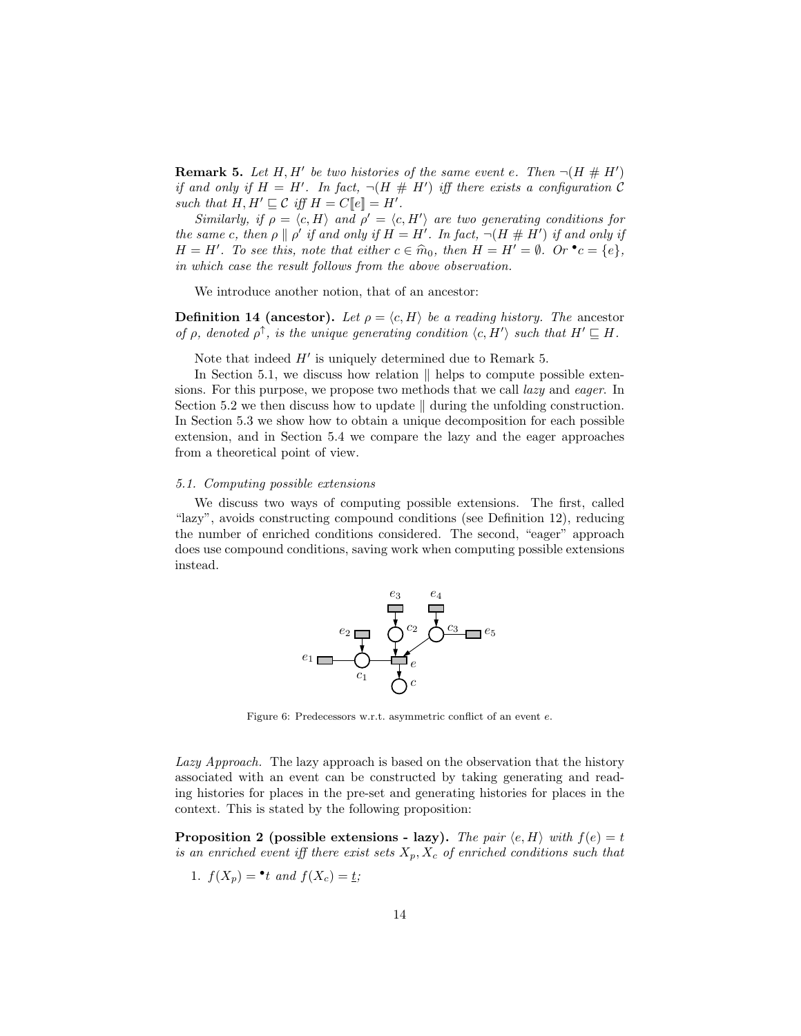**Remark 5.** *Let $H, H'$ be two histories of the same event $e$. Then $\neg(H \# H')$ if and only if $H = H'$. In fact, $\neg(H \# H')$ iff there exists a configuration $\mathcal{C}$ such that $H, H' \sqsubseteq \mathcal{C}$ iff $H = C[\![e]\!] = H'$.*

*Similarly, if $\rho = \langle c, H \rangle$ and $\rho' = \langle c, H' \rangle$ are two generating conditions for the same $c$, then $\rho \parallel \rho'$ if and only if $H = H'$. In fact, $\neg(H \# H')$ if and only if $H = H'$. To see this, note that either $c \in \widehat{m}_0$, then $H = H' = \emptyset$. Or ${}^\bullet c = \{e\}$, in which case the result follows from the above observation.*

We introduce another notion, that of an ancestor:

**Definition 14 (ancestor).** *Let $\rho = \langle c, H \rangle$ be a reading history. The* ancestor *of $\rho$, denoted $\rho^\uparrow$, is the unique generating condition $\langle c, H' \rangle$ such that $H' \sqsubseteq H$.*

Note that indeed $H'$ is uniquely determined due to Remark 5.

In Section 5.1, we discuss how relation $\parallel$ helps to compute possible extensions. For this purpose, we propose two methods that we call *lazy* and *eager*. In Section 5.2 we then discuss how to update $\parallel$ during the unfolding construction. In Section 5.3 we show how to obtain a unique decomposition for each possible extension, and in Section 5.4 we compare the lazy and the eager approaches from a theoretical point of view.

### 5.1. Computing possible extensions

We discuss two ways of computing possible extensions. The first, called "lazy", avoids constructing compound conditions (see Definition 12), reducing the number of enriched conditions considered. The second, "eager" approach does use compound conditions, saving work when computing possible extensions instead.

Figure 6: Predecessors w.r.t. asymmetric conflict of an event $e$.

*Lazy Approach.* The lazy approach is based on the observation that the history associated with an event can be constructed by taking generating and reading histories for places in the pre-set and generating histories for places in the context. This is stated by the following proposition:

**Proposition 2 (possible extensions - lazy).** *The pair $\langle e, H \rangle$ with $f(e) = t$ is an enriched event iff there exist sets $X_p, X_c$ of enriched conditions such that*

1. *$f(X_p) = {}^\bullet t$ and $f(X_c) = \underline{t}$;*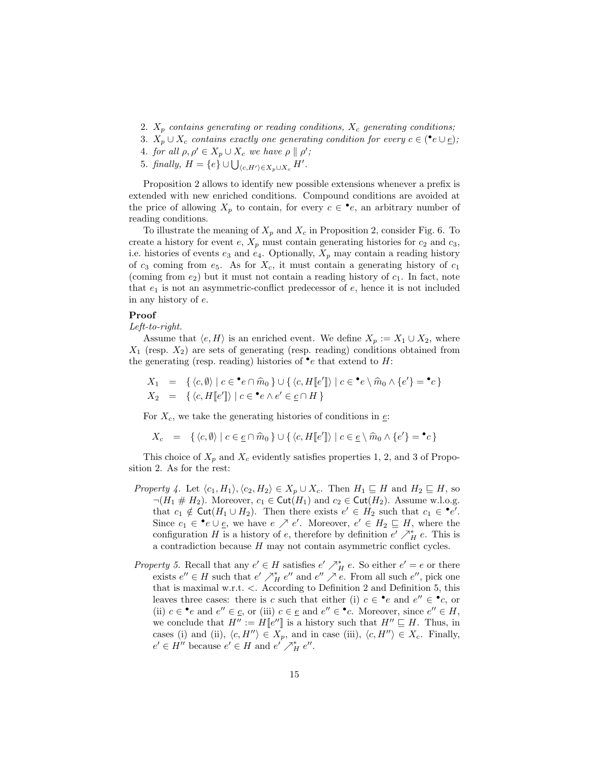2. *$X_p$ contains generating or reading conditions, $X_c$ generating conditions;*
3. *$X_p \cup X_c$ contains exactly one generating condition for every $c \in ({}^\bullet e \cup \underline{e})$;*
4. *for all $\rho, \rho' \in X_p \cup X_c$ we have $\rho \parallel \rho'$;*
5. *finally, $H = \{e\} \cup \bigcup_{\langle c,H' \rangle \in X_p \cup X_c} H'$.*

Proposition 2 allows to identify new possible extensions whenever a prefix is extended with new enriched conditions. Compound conditions are avoided at the price of allowing $X_p$ to contain, for every $c \in {}^\bullet e$, an arbitrary number of reading conditions.

To illustrate the meaning of $X_p$ and $X_c$ in Proposition 2, consider Fig. 6. To create a history for event $e$, $X_p$ must contain generating histories for $c_2$ and $c_3$, i.e. histories of events $e_3$ and $e_4$. Optionally, $X_p$ may contain a reading history of $c_3$ coming from $e_5$. As for $X_c$, it must contain a generating history of $c_1$ (coming from $e_2$) but it must not contain a reading history of $c_1$. In fact, note that $e_1$ is not an asymmetric-conflict predecessor of $e$, hence it is not included in any history of $e$.

**Proof**

*Left-to-right.*

Assume that $\langle e, H \rangle$ is an enriched event. We define $X_p := X_1 \cup X_2$, where $X_1$ (resp. $X_2$) are sets of generating (resp. reading) conditions obtained from the generating (resp. reading) histories of ${}^\bullet e$ that extend to $H$:

$$
\begin{aligned}
X_1 &= \{ \langle c, \emptyset \rangle \mid c \in {}^\bullet e \cap \widehat{m}_0 \} \cup \{ \langle c, H[\![e']\!] \rangle \mid c \in {}^\bullet e \setminus \widehat{m}_0 \wedge \{e'\} = {}^\bullet c \} \\
X_2 &= \{ \langle c, H[\![e']\!] \rangle \mid c \in {}^\bullet e \wedge e' \in \underline{c} \cap H \}
\end{aligned}
$$

For $X_c$, we take the generating histories of conditions in $\underline{e}$:

$$
X_c \quad = \quad \{ \langle c, \emptyset \rangle \mid c \in \underline{e} \cap \widehat{m}_0 \} \cup \{ \langle c, H[\![e']\!] \rangle \mid c \in \underline{e} \setminus \widehat{m}_0 \wedge \{e'\} = {}^\bullet c \}
$$

This choice of $X_p$ and $X_c$ evidently satisfies properties 1, 2, and 3 of Proposition 2. As for the rest:

*Property 4.* Let $\langle c_1, H_1 \rangle, \langle c_2, H_2 \rangle \in X_p \cup X_c$. Then $H_1 \sqsubseteq H$ and $H_2 \sqsubseteq H$, so $\neg(H_1 \# H_2)$. Moreover, $c_1 \in \mathsf{Cut}(H_1)$ and $c_2 \in \mathsf{Cut}(H_2)$. Assume w.l.o.g. that $c_1 \notin \mathsf{Cut}(H_1 \cup H_2)$. Then there exists $e' \in H_2$ such that $c_1 \in {}^\bullet e'$. Since $c_1 \in {}^\bullet e \cup \underline{e}$, we have $e \nearrow e'$. Moreover, $e' \in H_2 \sqsubseteq H$, where the configuration $H$ is a history of $e$, therefore by definition $e' \nearrow_H^* e$. This is a contradiction because $H$ may not contain asymmetric conflict cycles.

*Property 5.* Recall that any $e' \in H$ satisfies $e' \nearrow_H^* e$. So either $e' = e$ or there exists $e'' \in H$ such that $e' \nearrow_H^* e''$ and $e'' \nearrow e$. From all such $e''$, pick one that is maximal w.r.t. $<$. According to Definition 2 and Definition 5, this leaves three cases: there is $c$ such that either (i) $c \in {}^\bullet e$ and $e'' \in {}^\bullet c$, or (ii) $c \in {}^\bullet e$ and $e'' \in \underline{c}$, or (iii) $c \in \underline{e}$ and $e'' \in {}^\bullet c$. Moreover, since $e'' \in H$, we conclude that $H'' := H[\![e'']\!]$ is a history such that $H'' \sqsubseteq H$. Thus, in cases (i) and (ii), $\langle c, H'' \rangle \in X_p$, and in case (iii), $\langle c, H'' \rangle \in X_c$. Finally, $e' \in H''$ because $e' \in H$ and $e' \nearrow_H^* e''$.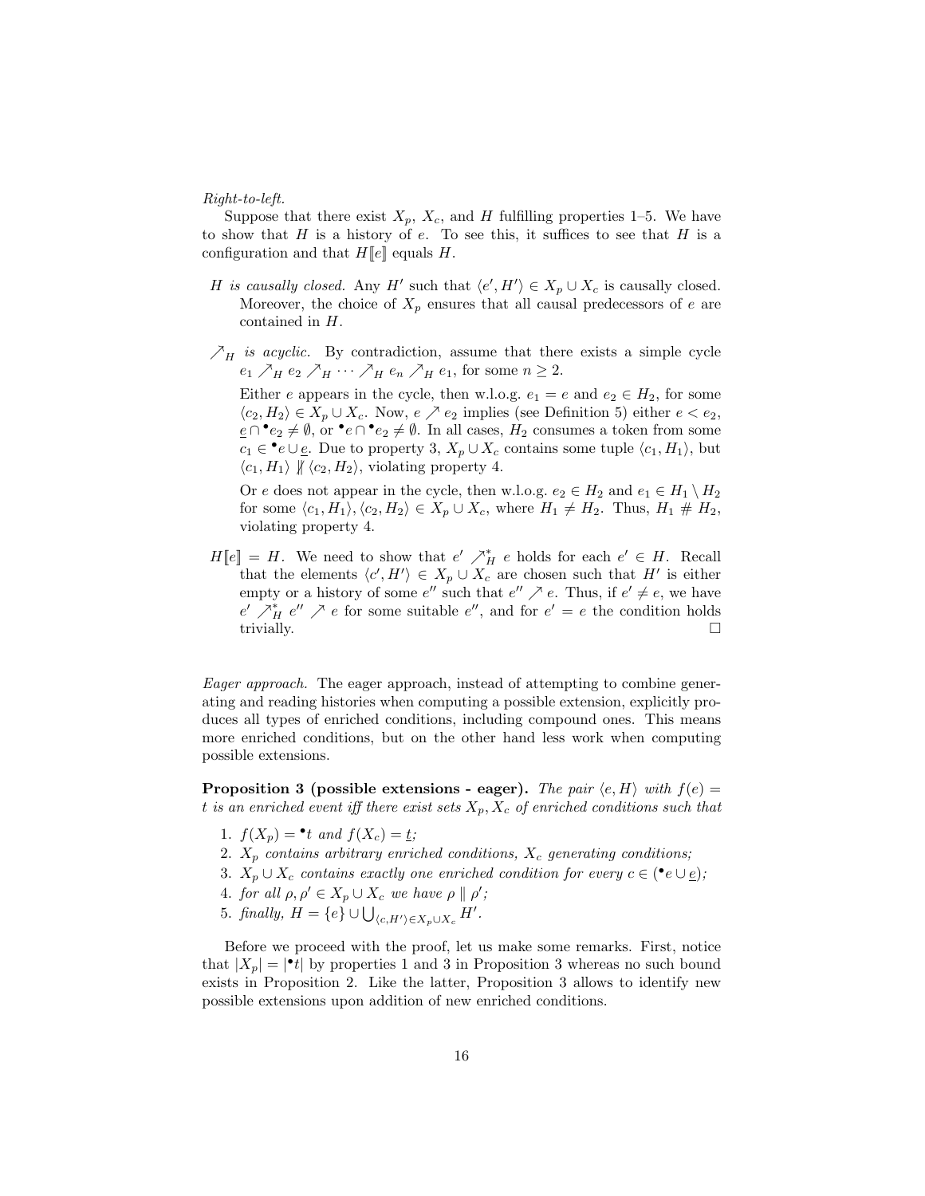*Right-to-left.*

Suppose that there exist $X_p$, $X_c$, and $H$ fulfilling properties 1–5. We have to show that $H$ is a history of $e$. To see this, it suffices to see that $H$ is a configuration and that $H[\![e]\!]$ equals $H$.

- *$H$ is causally closed.* Any $H'$ such that $\langle e', H' \rangle \in X_p \cup X_c$ is causally closed. Moreover, the choice of $X_p$ ensures that all causal predecessors of $e$ are contained in $H$.

- *$\nearrow_H$ is acyclic.* By contradiction, assume that there exists a simple cycle $e_1 \nearrow_H e_2 \nearrow_H \cdots \nearrow_H e_n \nearrow_H e_1$, for some $n \geq 2$.

  Either $e$ appears in the cycle, then w.l.o.g. $e_1 = e$ and $e_2 \in H_2$, for some $\langle c_2, H_2 \rangle \in X_p \cup X_c$. Now, $e \nearrow e_2$ implies (see Definition 5) either $e < e_2$, $\underline{e} \cap {}^\bullet e_2 \neq \emptyset$, or ${}^\bullet e \cap {}^\bullet e_2 \neq \emptyset$. In all cases, $H_2$ consumes a token from some $c_1 \in {}^\bullet e \cup \underline{e}$. Due to property 3, $X_p \cup X_c$ contains some tuple $\langle c_1, H_1 \rangle$, but $\langle c_1, H_1 \rangle \not\parallel \langle c_2, H_2 \rangle$, violating property 4.

  Or $e$ does not appear in the cycle, then w.l.o.g. $e_2 \in H_2$ and $e_1 \in H_1 \setminus H_2$ for some $\langle c_1, H_1 \rangle, \langle c_2, H_2 \rangle \in X_p \cup X_c$, where $H_1 \neq H_2$. Thus, $H_1 \# H_2$, violating property 4.

- *$H[\![e]\!] = H$.* We need to show that $e' \nearrow_H^* e$ holds for each $e' \in H$. Recall that the elements $\langle c', H' \rangle \in X_p \cup X_c$ are chosen such that $H'$ is either empty or a history of some $e''$ such that $e'' \nearrow e$. Thus, if $e' \neq e$, we have $e' \nearrow_H^* e'' \nearrow e$ for some suitable $e''$, and for $e' = e$ the condition holds trivially. □

*Eager approach.* The eager approach, instead of attempting to combine generating and reading histories when computing a possible extension, explicitly produces all types of enriched conditions, including compound ones. This means more enriched conditions, but on the other hand less work when computing possible extensions.

**Proposition 3 (possible extensions - eager).** *The pair $\langle e, H \rangle$ with $f(e) = t$ is an enriched event iff there exist sets $X_p, X_c$ of enriched conditions such that*

1. *$f(X_p) = {}^\bullet t$ and $f(X_c) = \underline{t}$;*
2. *$X_p$ contains arbitrary enriched conditions, $X_c$ generating conditions;*
3. *$X_p \cup X_c$ contains exactly one enriched condition for every $c \in ({}^\bullet e \cup \underline{e})$;*
4. *for all $\rho, \rho' \in X_p \cup X_c$ we have $\rho \parallel \rho'$;*
5. *finally, $H = \{e\} \cup \bigcup_{\langle c, H' \rangle \in X_p \cup X_c} H'$.*

Before we proceed with the proof, let us make some remarks. First, notice that $|X_p| = |{}^\bullet t|$ by properties 1 and 3 in Proposition 3 whereas no such bound exists in Proposition 2. Like the latter, Proposition 3 allows to identify new possible extensions upon addition of new enriched conditions.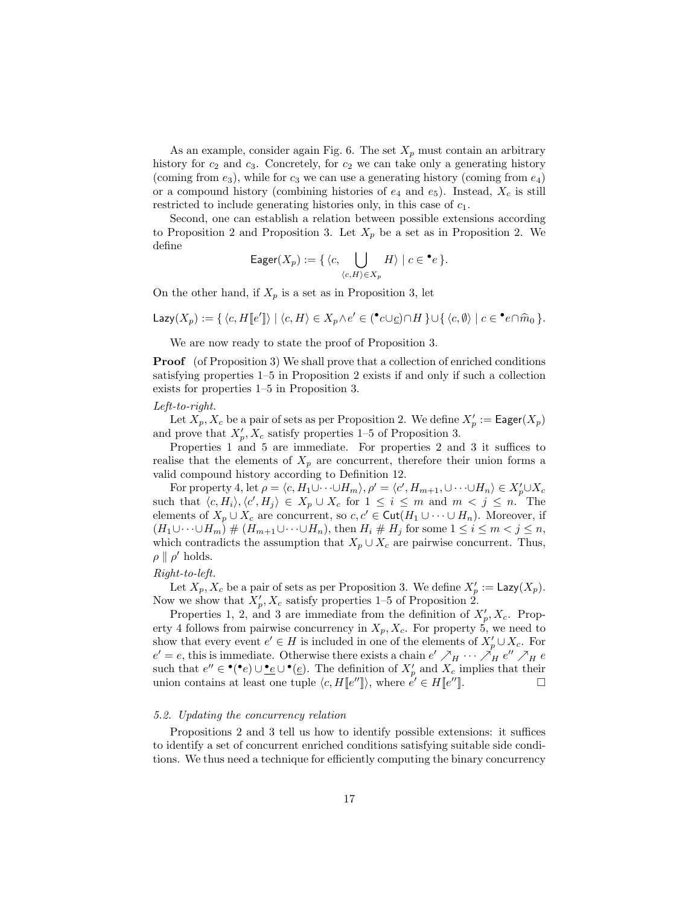As an example, consider again Fig. 6. The set $X_p$ must contain an arbitrary history for $c_2$ and $c_3$. Concretely, for $c_2$ we can take only a generating history (coming from $e_3$), while for $c_3$ we can use a generating history (coming from $e_4$) or a compound history (combining histories of $e_4$ and $e_5$). Instead, $X_c$ is still restricted to include generating histories only, in this case of $c_1$.

Second, one can establish a relation between possible extensions according to Proposition 2 and Proposition 3. Let $X_p$ be a set as in Proposition 2. We define

$$\mathsf{Eager}(X_p) := \{ \langle c, \bigcup_{\langle c,H\rangle \in X_p} H \rangle \mid c \in {}^\bullet e \}.$$

On the other hand, if $X_p$ is a set as in Proposition 3, let

$$\mathsf{Lazy}(X_p) := \{ \langle c, H[\![e']\!]\rangle \mid \langle c, H\rangle \in X_p \wedge e' \in ({}^\bullet c \cup \underline{c}) \cap H \} \cup \{ \langle c, \emptyset\rangle \mid c \in {}^\bullet e \cap \widehat{m}_0 \}.$$

We are now ready to state the proof of Proposition 3.

**Proof** (of Proposition 3) We shall prove that a collection of enriched conditions satisfying properties 1–5 in Proposition 2 exists if and only if such a collection exists for properties 1–5 in Proposition 3.

*Left-to-right.*

Let $X_p, X_c$ be a pair of sets as per Proposition 2. We define $X'_p := \mathsf{Eager}(X_p)$ and prove that $X'_p, X_c$ satisfy properties 1–5 of Proposition 3.

Properties 1 and 5 are immediate. For properties 2 and 3 it suffices to realise that the elements of $X_p$ are concurrent, therefore their union forms a valid compound history according to Definition 12.

For property 4, let $\rho = \langle c, H_1 \cup \cdots \cup H_m\rangle, \rho' = \langle c', H_{m+1}, \cup \cdots \cup H_n\rangle \in X'_p \cup X_c$ such that $\langle c, H_i\rangle, \langle c', H_j\rangle \in X_p \cup X_c$ for $1 \le i \le m$ and $m < j \le n$. The elements of $X_p \cup X_c$ are concurrent, so $c, c' \in \mathsf{Cut}(H_1 \cup \cdots \cup H_n)$. Moreover, if $(H_1 \cup \cdots \cup H_m) \# (H_{m+1} \cup \cdots \cup H_n)$, then $H_i \# H_j$ for some $1 \le i \le m < j \le n$, which contradicts the assumption that $X_p \cup X_c$ are pairwise concurrent. Thus, $\rho \parallel \rho'$ holds.

*Right-to-left.*

Let $X_p, X_c$ be a pair of sets as per Proposition 3. We define $X'_p := \mathsf{Lazy}(X_p)$. Now we show that $X'_p, X_c$ satisfy properties 1–5 of Proposition 2.

Properties 1, 2, and 3 are immediate from the definition of $X'_p, X_c$. Property 4 follows from pairwise concurrency in $X_p, X_c$. For property 5, we need to show that every event $e' \in H$ is included in one of the elements of $X'_p \cup X_c$. For $e' = e$, this is immediate. Otherwise there exists a chain $e' \nearrow_H \cdots \nearrow_H e'' \nearrow_H e$ such that $e'' \in {}^\bullet({}^\bullet e) \cup \underline{{}^\bullet e} \cup {}^\bullet(\underline{e})$. The definition of $X'_p$ and $X_c$ implies that their union contains at least one tuple $\langle c, H[\![e'']\!]\rangle$, where $e' \in H[\![e'']\!]$. $\square$

### 5.2. Updating the concurrency relation

Propositions 2 and 3 tell us how to identify possible extensions: it suffices to identify a set of concurrent enriched conditions satisfying suitable side conditions. We thus need a technique for efficiently computing the binary concurrency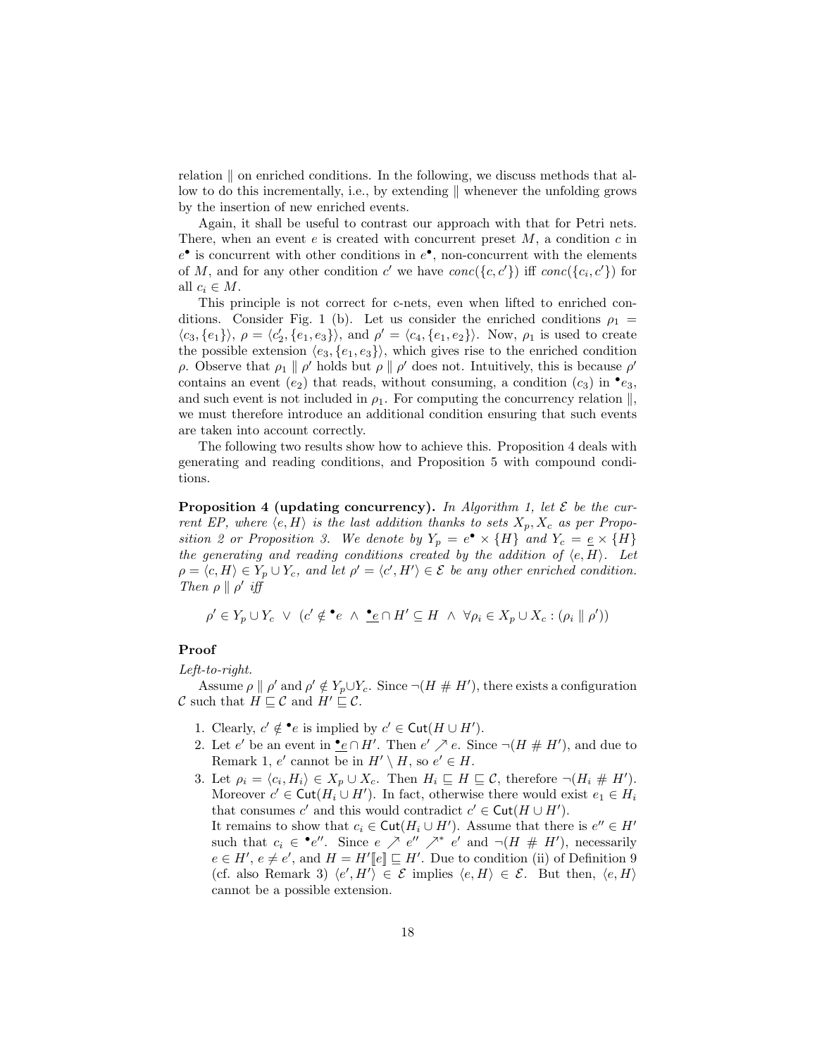relation $\parallel$ on enriched conditions. In the following, we discuss methods that allow to do this incrementally, i.e., by extending $\parallel$ whenever the unfolding grows by the insertion of new enriched events.

Again, it shall be useful to contrast our approach with that for Petri nets. There, when an event $e$ is created with concurrent preset $M$, a condition $c$ in $e^\bullet$ is concurrent with other conditions in $e^\bullet$, non-concurrent with the elements of $M$, and for any other condition $c'$ we have $conc(\{c, c'\})$ iff $conc(\{c_i, c'\})$ for all $c_i \in M$.

This principle is not correct for c-nets, even when lifted to enriched conditions. Consider Fig. 1 (b). Let us consider the enriched conditions $\rho_1 = \langle c_3, \{e_1\}\rangle$, $\rho = \langle c_2', \{e_1, e_3\}\rangle$, and $\rho' = \langle c_4, \{e_1, e_2\}\rangle$. Now, $\rho_1$ is used to create the possible extension $\langle e_3, \{e_1, e_3\}\rangle$, which gives rise to the enriched condition $\rho$. Observe that $\rho_1 \parallel \rho'$ holds but $\rho \parallel \rho'$ does not. Intuitively, this is because $\rho'$ contains an event ($e_2$) that reads, without consuming, a condition ($c_3$) in ${}^\bullet e_3$, and such event is not included in $\rho_1$. For computing the concurrency relation $\parallel$, we must therefore introduce an additional condition ensuring that such events are taken into account correctly.

The following two results show how to achieve this. Proposition 4 deals with generating and reading conditions, and Proposition 5 with compound conditions.

**Proposition 4 (updating concurrency).** *In Algorithm 1, let $\mathcal{E}$ be the current EP, where $\langle e, H\rangle$ is the last addition thanks to sets $X_p, X_c$ as per Proposition 2 or Proposition 3. We denote by $Y_p = e^\bullet \times \{H\}$ and $Y_c = \underline{e} \times \{H\}$ the generating and reading conditions created by the addition of $\langle e, H\rangle$. Let $\rho = \langle c, H\rangle \in Y_p \cup Y_c$, and let $\rho' = \langle c', H'\rangle \in \mathcal{E}$ be any other enriched condition. Then $\rho \parallel \rho'$ iff*

$$\rho' \in Y_p \cup Y_c \;\vee\; (c' \notin {}^\bullet e \;\wedge\; \underline{{}^\bullet e} \cap H' \subseteq H \;\wedge\; \forall \rho_i \in X_p \cup X_c : (\rho_i \parallel \rho'))$$

**Proof**

*Left-to-right.*

Assume $\rho \parallel \rho'$ and $\rho' \notin Y_p \cup Y_c$. Since $\neg(H \# H')$, there exists a configuration $\mathcal{C}$ such that $H \sqsubseteq \mathcal{C}$ and $H' \sqsubseteq \mathcal{C}$.

1. Clearly, $c' \notin {}^\bullet e$ is implied by $c' \in \mathsf{Cut}(H \cup H')$.
2. Let $e'$ be an event in $\underline{{}^\bullet e} \cap H'$. Then $e' \nearrow e$. Since $\neg(H \# H')$, and due to Remark 1, $e'$ cannot be in $H' \setminus H$, so $e' \in H$.
3. Let $\rho_i = \langle c_i, H_i\rangle \in X_p \cup X_c$. Then $H_i \sqsubseteq H \sqsubseteq \mathcal{C}$, therefore $\neg(H_i \# H')$. Moreover $c' \in \mathsf{Cut}(H_i \cup H')$. In fact, otherwise there would exist $e_1 \in H_i$ that consumes $c'$ and this would contradict $c' \in \mathsf{Cut}(H \cup H')$.
   It remains to show that $c_i \in \mathsf{Cut}(H_i \cup H')$. Assume that there is $e'' \in H'$ such that $c_i \in {}^\bullet e''$. Since $e \nearrow e'' \nearrow^* e'$ and $\neg(H \# H')$, necessarily $e \in H'$, $e \neq e'$, and $H = H'[\![e]\!] \sqsubseteq H'$. Due to condition (ii) of Definition 9 (cf. also Remark 3) $\langle e', H'\rangle \in \mathcal{E}$ implies $\langle e, H\rangle \in \mathcal{E}$. But then, $\langle e, H\rangle$ cannot be a possible extension.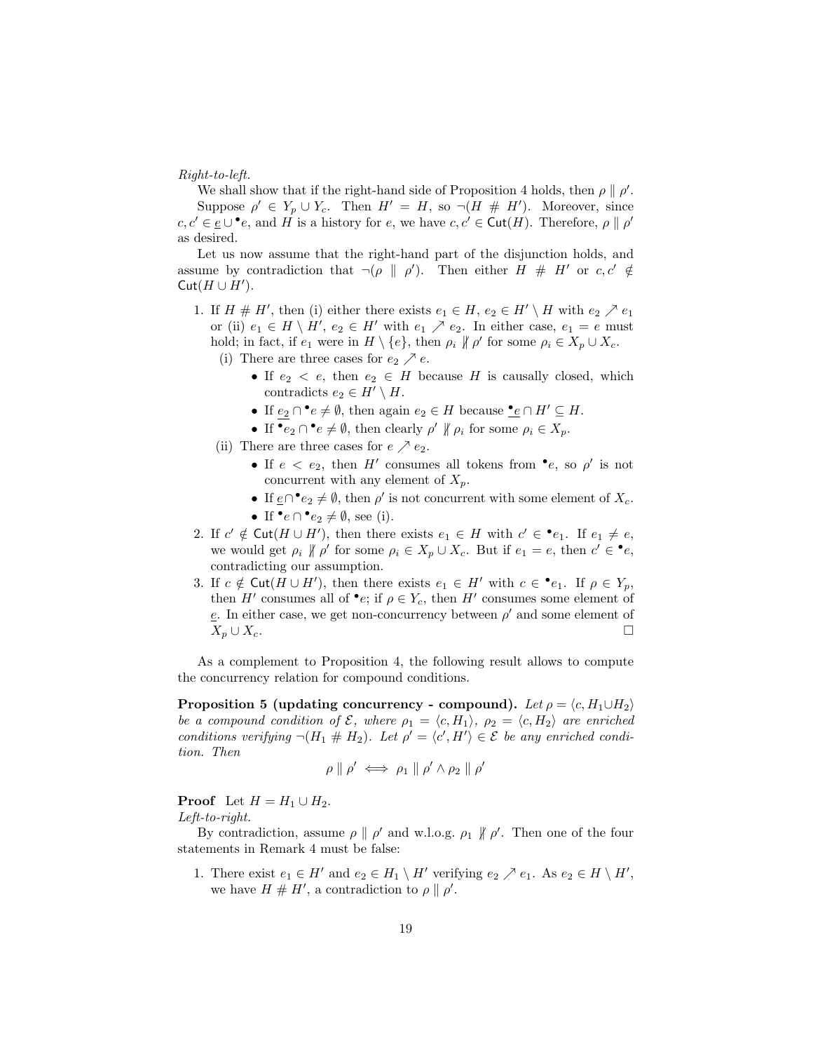*Right-to-left.*

We shall show that if the right-hand side of Proposition 4 holds, then $\rho \parallel \rho'$.

Suppose $\rho' \in Y_p \cup Y_c$. Then $H' = H$, so $\neg(H \# H')$. Moreover, since $c, c' \in \underline{e} \cup {}^\bullet e$, and $H$ is a history for $e$, we have $c, c' \in \mathsf{Cut}(H)$. Therefore, $\rho \parallel \rho'$ as desired.

Let us now assume that the right-hand part of the disjunction holds, and assume by contradiction that $\neg(\rho \parallel \rho')$. Then either $H \# H'$ or $c, c' \notin \mathsf{Cut}(H \cup H')$.

1. If $H \# H'$, then (i) either there exists $e_1 \in H$, $e_2 \in H' \setminus H$ with $e_2 \nearrow e_1$ or (ii) $e_1 \in H \setminus H'$, $e_2 \in H'$ with $e_1 \nearrow e_2$. In either case, $e_1 = e$ must hold; in fact, if $e_1$ were in $H \setminus \{e\}$, then $\rho_i \not\parallel \rho'$ for some $\rho_i \in X_p \cup X_c$.
   (i) There are three cases for $e_2 \nearrow e$.
      - If $e_2 < e$, then $e_2 \in H$ because $H$ is causally closed, which contradicts $e_2 \in H' \setminus H$.
      - If $\underline{e_2} \cap {}^\bullet e \neq \emptyset$, then again $e_2 \in H$ because ${}^\bullet \underline{e} \cap H' \subseteq H$.
      - If ${}^\bullet e_2 \cap {}^\bullet e \neq \emptyset$, then clearly $\rho' \not\parallel \rho_i$ for some $\rho_i \in X_p$.

   (ii) There are three cases for $e \nearrow e_2$.
      - If $e < e_2$, then $H'$ consumes all tokens from ${}^\bullet e$, so $\rho'$ is not concurrent with any element of $X_p$.
      - If $\underline{e} \cap {}^\bullet e_2 \neq \emptyset$, then $\rho'$ is not concurrent with some element of $X_c$.
      - If ${}^\bullet e \cap {}^\bullet e_2 \neq \emptyset$, see (i).
2. If $c' \notin \mathsf{Cut}(H \cup H')$, then there exists $e_1 \in H$ with $c' \in {}^\bullet e_1$. If $e_1 \neq e$, we would get $\rho_i \not\parallel \rho'$ for some $\rho_i \in X_p \cup X_c$. But if $e_1 = e$, then $c' \in {}^\bullet e$, contradicting our assumption.
3. If $c \notin \mathsf{Cut}(H \cup H')$, then there exists $e_1 \in H'$ with $c \in {}^\bullet e_1$. If $\rho \in Y_p$, then $H'$ consumes all of ${}^\bullet e$; if $\rho \in Y_c$, then $H'$ consumes some element of $\underline{e}$. In either case, we get non-concurrency between $\rho'$ and some element of $X_p \cup X_c$. $\square$

As a complement to Proposition 4, the following result allows to compute the concurrency relation for compound conditions.

**Proposition 5 (updating concurrency - compound).** *Let $\rho = \langle c, H_1 \cup H_2 \rangle$ be a compound condition of $\mathcal{E}$, where $\rho_1 = \langle c, H_1 \rangle$, $\rho_2 = \langle c, H_2 \rangle$ are enriched conditions verifying $\neg(H_1 \# H_2)$. Let $\rho' = \langle c', H' \rangle \in \mathcal{E}$ be any enriched condition. Then*

$$\rho \parallel \rho' \iff \rho_1 \parallel \rho' \wedge \rho_2 \parallel \rho'$$

**Proof** Let $H = H_1 \cup H_2$.

*Left-to-right.*

By contradiction, assume $\rho \parallel \rho'$ and w.l.o.g. $\rho_1 \not\parallel \rho'$. Then one of the four statements in Remark 4 must be false:

1. There exist $e_1 \in H'$ and $e_2 \in H_1 \setminus H'$ verifying $e_2 \nearrow e_1$. As $e_2 \in H \setminus H'$, we have $H \# H'$, a contradiction to $\rho \parallel \rho'$.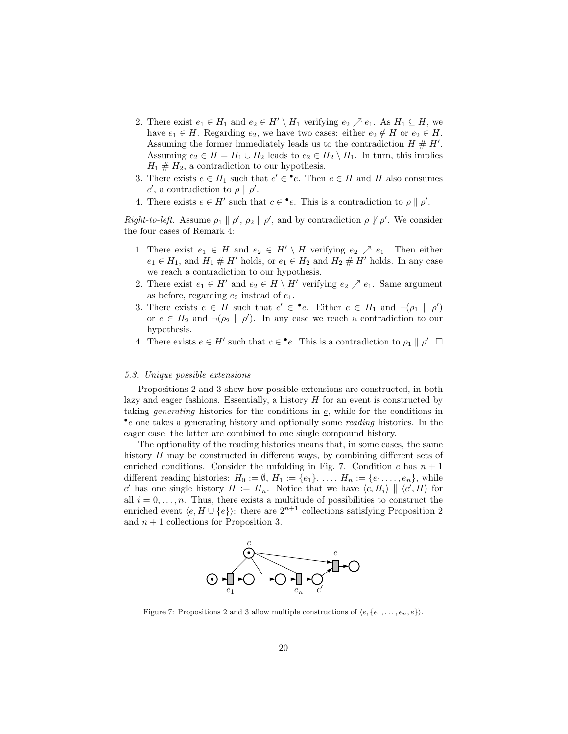2. There exist $e_1 \in H_1$ and $e_2 \in H' \setminus H_1$ verifying $e_2 \nearrow e_1$. As $H_1 \subseteq H$, we have $e_1 \in H$. Regarding $e_2$, we have two cases: either $e_2 \notin H$ or $e_2 \in H$. Assuming the former immediately leads us to the contradiction $H \# H'$. Assuming $e_2 \in H = H_1 \cup H_2$ leads to $e_2 \in H_2 \setminus H_1$. In turn, this implies $H_1 \# H_2$, a contradiction to our hypothesis.
3. There exists $e \in H_1$ such that $c' \in {}^\bullet e$. Then $e \in H$ and $H$ also consumes $c'$, a contradiction to $\rho \parallel \rho'$.
4. There exists $e \in H'$ such that $c \in {}^\bullet e$. This is a contradiction to $\rho \parallel \rho'$.

*Right-to-left.* Assume $\rho_1 \parallel \rho'$, $\rho_2 \parallel \rho'$, and by contradiction $\rho \not\parallel \rho'$. We consider the four cases of Remark 4:

1. There exist $e_1 \in H$ and $e_2 \in H' \setminus H$ verifying $e_2 \nearrow e_1$. Then either $e_1 \in H_1$, and $H_1 \# H'$ holds, or $e_1 \in H_2$ and $H_2 \# H'$ holds. In any case we reach a contradiction to our hypothesis.
2. There exist $e_1 \in H'$ and $e_2 \in H \setminus H'$ verifying $e_2 \nearrow e_1$. Same argument as before, regarding $e_2$ instead of $e_1$.
3. There exists $e \in H$ such that $c' \in {}^\bullet e$. Either $e \in H_1$ and $\neg(\rho_1 \parallel \rho')$ or $e \in H_2$ and $\neg(\rho_2 \parallel \rho')$. In any case we reach a contradiction to our hypothesis.
4. There exists $e \in H'$ such that $c \in {}^\bullet e$. This is a contradiction to $\rho_1 \parallel \rho'$. □

### 5.3. Unique possible extensions

Propositions 2 and 3 show how possible extensions are constructed, in both lazy and eager fashions. Essentially, a history $H$ for an event is constructed by taking *generating* histories for the conditions in $\underline{e}$, while for the conditions in ${}^\bullet e$ one takes a generating history and optionally some *reading* histories. In the eager case, the latter are combined to one single compound history.

The optionality of the reading histories means that, in some cases, the same history $H$ may be constructed in different ways, by combining different sets of enriched conditions. Consider the unfolding in Fig. 7. Condition $c$ has $n+1$ different reading histories: $H_0 := \emptyset$, $H_1 := \{e_1\}$, …, $H_n := \{e_1, \ldots, e_n\}$, while $c'$ has one single history $H := H_n$. Notice that we have $\langle c, H_i \rangle \parallel \langle c', H \rangle$ for all $i = 0, \ldots, n$. Thus, there exists a multitude of possibilities to construct the enriched event $\langle e, H \cup \{e\} \rangle$: there are $2^{n+1}$ collections satisfying Proposition 2 and $n+1$ collections for Proposition 3.

Figure 7: Propositions 2 and 3 allow multiple constructions of $\langle e, \{e_1, \ldots, e_n, e\} \rangle$.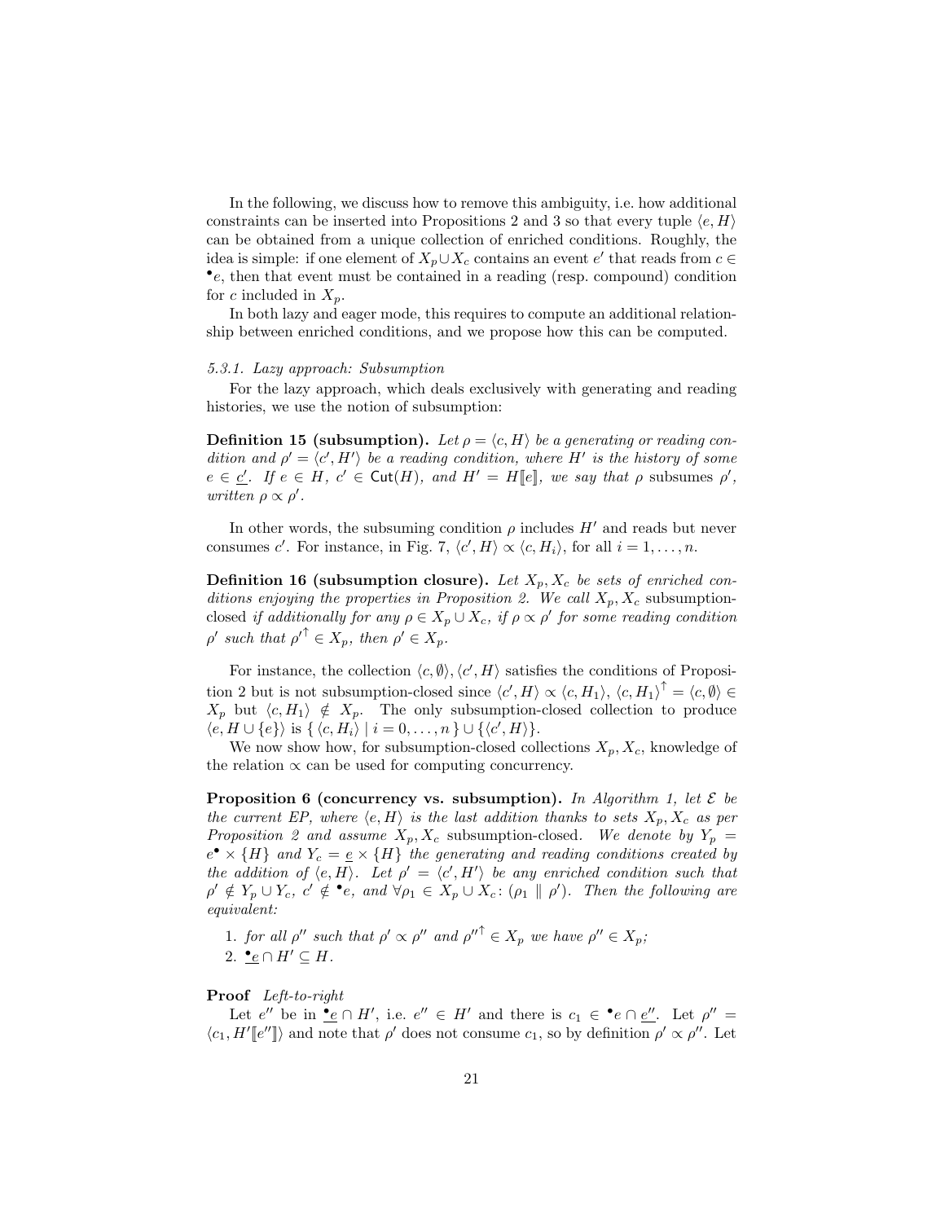In the following, we discuss how to remove this ambiguity, i.e. how additional constraints can be inserted into Propositions 2 and 3 so that every tuple $\langle e, H \rangle$ can be obtained from a unique collection of enriched conditions. Roughly, the idea is simple: if one element of $X_p \cup X_c$ contains an event $e'$ that reads from $c \in {}^\bullet e$, then that event must be contained in a reading (resp. compound) condition for $c$ included in $X_p$.

In both lazy and eager mode, this requires to compute an additional relationship between enriched conditions, and we propose how this can be computed.

#### 5.3.1. Lazy approach: Subsumption

For the lazy approach, which deals exclusively with generating and reading histories, we use the notion of subsumption:

**Definition 15 (subsumption).** *Let $\rho = \langle c, H \rangle$ be a generating or reading condition and $\rho' = \langle c', H' \rangle$ be a reading condition, where $H'$ is the history of some $e \in \underline{c'}$. If $e \in H$, $c' \in \mathsf{Cut}(H)$, and $H' = H[\![e]\!]$, we say that $\rho$* subsumes *$\rho'$, written $\rho \propto \rho'$.*

In other words, the subsuming condition $\rho$ includes $H'$ and reads but never consumes $c'$. For instance, in Fig. 7, $\langle c', H \rangle \propto \langle c, H_i \rangle$, for all $i = 1, \ldots, n$.

**Definition 16 (subsumption closure).** *Let $X_p, X_c$ be sets of enriched conditions enjoying the properties in Proposition 2. We call $X_p, X_c$* subsumption-closed *if additionally for any $\rho \in X_p \cup X_c$, if $\rho \propto \rho'$ for some reading condition $\rho'$ such that ${\rho'}^\uparrow \in X_p$, then $\rho' \in X_p$.*

For instance, the collection $\langle c, \emptyset \rangle, \langle c', H \rangle$ satisfies the conditions of Proposition 2 but is not subsumption-closed since $\langle c', H \rangle \propto \langle c, H_1 \rangle$, $\langle c, H_1 \rangle^\uparrow = \langle c, \emptyset \rangle \in X_p$ but $\langle c, H_1 \rangle \notin X_p$. The only subsumption-closed collection to produce $\langle e, H \cup \{e\} \rangle$ is $\{ \langle c, H_i \rangle \mid i = 0, \ldots, n \} \cup \{ \langle c', H \rangle \}$.

We now show how, for subsumption-closed collections $X_p, X_c$, knowledge of the relation $\propto$ can be used for computing concurrency.

**Proposition 6 (concurrency vs. subsumption).** *In Algorithm 1, let $\mathcal{E}$ be the current EP, where $\langle e, H \rangle$ is the last addition thanks to sets $X_p, X_c$ as per Proposition 2 and assume $X_p, X_c$ subsumption-closed. We denote by $Y_p = e^\bullet \times \{H\}$ and $Y_c = \underline{e} \times \{H\}$ the generating and reading conditions created by the addition of $\langle e, H \rangle$. Let $\rho' = \langle c', H' \rangle$ be any enriched condition such that $\rho' \notin Y_p \cup Y_c$, $c' \notin {}^\bullet e$, and $\forall \rho_1 \in X_p \cup X_c \colon (\rho_1 \parallel \rho')$. Then the following are equivalent:*

1. *for all $\rho''$ such that $\rho' \propto \rho''$ and ${\rho''}^\uparrow \in X_p$ we have $\rho'' \in X_p$;*
2. *$\underline{{}^\bullet e} \cap H' \subseteq H$.*

**Proof** *Left-to-right*

Let $e''$ be in $\underline{{}^\bullet e} \cap H'$, i.e. $e'' \in H'$ and there is $c_1 \in {}^\bullet e \cap \underline{e''}$. Let $\rho'' = \langle c_1, H'[\![e'']\!] \rangle$ and note that $\rho'$ does not consume $c_1$, so by definition $\rho' \propto \rho''$. Let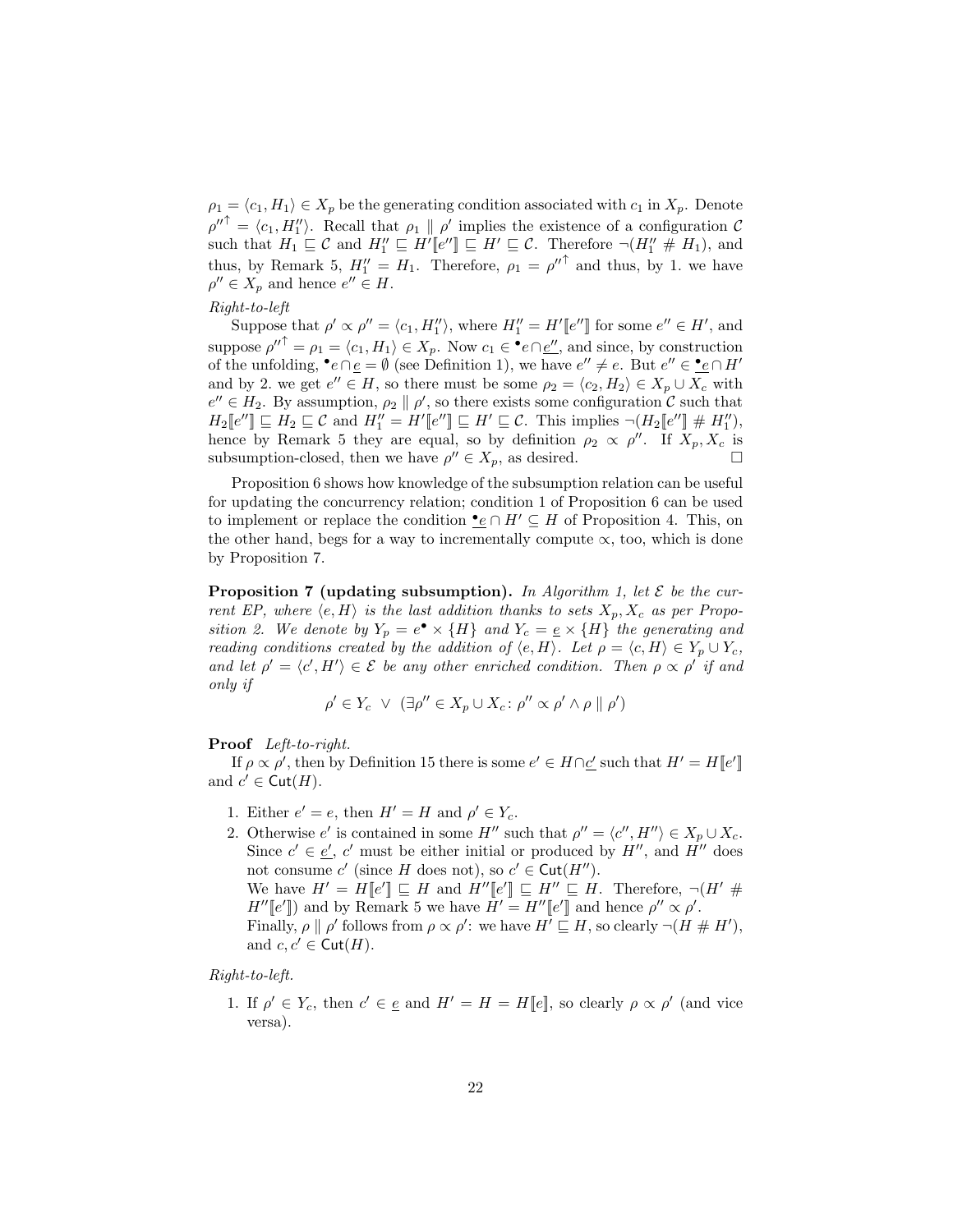$\rho_1 = \langle c_1, H_1 \rangle \in X_p$ be the generating condition associated with $c_1$ in $X_p$. Denote ${\rho''}^{\uparrow} = \langle c_1, H_1'' \rangle$. Recall that $\rho_1 \parallel \rho'$ implies the existence of a configuration $\mathcal{C}$ such that $H_1 \sqsubseteq \mathcal{C}$ and $H_1'' \sqsubseteq H'[\![e'']\!] \sqsubseteq H' \sqsubseteq \mathcal{C}$. Therefore $\neg(H_1'' \# H_1)$, and thus, by Remark 5, $H_1'' = H_1$. Therefore, $\rho_1 = {\rho''}^{\uparrow}$ and thus, by 1. we have $\rho'' \in X_p$ and hence $e'' \in H$.

*Right-to-left*

Suppose that $\rho' \propto \rho'' = \langle c_1, H_1'' \rangle$, where $H_1'' = H'[\![e'']\!]$ for some $e'' \in H'$, and suppose ${\rho''}^{\uparrow} = \rho_1 = \langle c_1, H_1 \rangle \in X_p$. Now $c_1 \in {}^\bullet e \cap \underline{e''}$, and since, by construction of the unfolding, ${}^\bullet e \cap \underline{e} = \emptyset$ (see Definition 1), we have $e'' \neq e$. But $e'' \in {}^\bullet\underline{e} \cap H'$ and by 2. we get $e'' \in H$, so there must be some $\rho_2 = \langle c_2, H_2 \rangle \in X_p \cup X_c$ with $e'' \in H_2$. By assumption, $\rho_2 \parallel \rho'$, so there exists some configuration $\mathcal{C}$ such that $H_2[\![e'']\!] \sqsubseteq H_2 \sqsubseteq \mathcal{C}$ and $H_1'' = H'[\![e'']\!] \sqsubseteq H' \sqsubseteq \mathcal{C}$. This implies $\neg(H_2[\![e'']\!] \# H_1'')$, hence by Remark 5 they are equal, so by definition $\rho_2 \propto \rho''$. If $X_p, X_c$ is subsumption-closed, then we have $\rho'' \in X_p$, as desired. □

Proposition 6 shows how knowledge of the subsumption relation can be useful for updating the concurrency relation; condition 1 of Proposition 6 can be used to implement or replace the condition ${}^\bullet\underline{e} \cap H' \subseteq H$ of Proposition 4. This, on the other hand, begs for a way to incrementally compute $\propto$, too, which is done by Proposition 7.

**Proposition 7 (updating subsumption).** *In Algorithm 1, let $\mathcal{E}$ be the current EP, where $\langle e, H \rangle$ is the last addition thanks to sets $X_p, X_c$ as per Proposition 2. We denote by $Y_p = e^\bullet \times \{H\}$ and $Y_c = \underline{e} \times \{H\}$ the generating and reading conditions created by the addition of $\langle e, H \rangle$. Let $\rho = \langle c, H \rangle \in Y_p \cup Y_c$, and let $\rho' = \langle c', H' \rangle \in \mathcal{E}$ be any other enriched condition. Then $\rho \propto \rho'$ if and only if*

$$\rho' \in Y_c \;\vee\; (\exists \rho'' \in X_p \cup X_c \colon \rho'' \propto \rho' \wedge \rho \parallel \rho')$$

**Proof** *Left-to-right.*

If $\rho \propto \rho'$, then by Definition 15 there is some $e' \in H \cap \underline{c'}$ such that $H' = H[\![e']\!]$ and $c' \in \mathsf{Cut}(H)$.

1. Either $e' = e$, then $H' = H$ and $\rho' \in Y_c$.
2. Otherwise $e'$ is contained in some $H''$ such that $\rho'' = \langle c'', H'' \rangle \in X_p \cup X_c$. Since $c' \in \underline{e'}$, $c'$ must be either initial or produced by $H''$, and $H''$ does not consume $c'$ (since $H$ does not), so $c' \in \mathsf{Cut}(H'')$.
   We have $H' = H[\![e']\!] \sqsubseteq H$ and $H''[\![e']\!] \sqsubseteq H'' \sqsubseteq H$. Therefore, $\neg(H' \# H''[\![e']\!])$ and by Remark 5 we have $H' = H''[\![e']\!]$ and hence $\rho'' \propto \rho'$.
   Finally, $\rho \parallel \rho'$ follows from $\rho \propto \rho'$: we have $H' \sqsubseteq H$, so clearly $\neg(H \# H')$, and $c, c' \in \mathsf{Cut}(H)$.

*Right-to-left.*

1. If $\rho' \in Y_c$, then $c' \in \underline{e}$ and $H' = H = H[\![e]\!]$, so clearly $\rho \propto \rho'$ (and vice versa).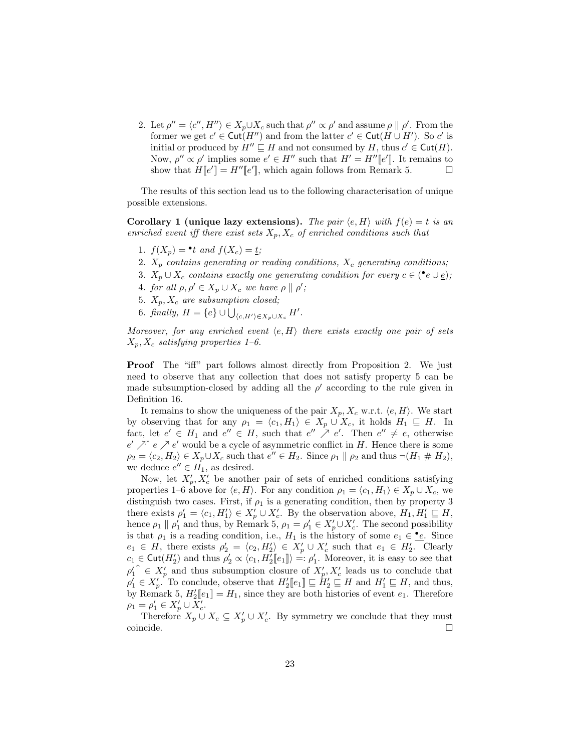2. Let $\rho'' = \langle c'', H'' \rangle \in X_p \cup X_c$ such that $\rho'' \propto \rho'$ and assume $\rho \parallel \rho'$. From the former we get $c' \in \mathsf{Cut}(H'')$ and from the latter $c' \in \mathsf{Cut}(H \cup H')$. So $c'$ is initial or produced by $H'' \sqsubseteq H$ and not consumed by $H$, thus $c' \in \mathsf{Cut}(H)$. Now, $\rho'' \propto \rho'$ implies some $e' \in H''$ such that $H' = H''[\![e']\!]$. It remains to show that $H[\![e']\!] = H''[\![e']\!]$, which again follows from Remark 5. $\square$

The results of this section lead us to the following characterisation of unique possible extensions.

**Corollary 1 (unique lazy extensions).** *The pair $\langle e, H \rangle$ with $f(e) = t$ is an enriched event iff there exist sets $X_p, X_c$ of enriched conditions such that*

1. *$f(X_p) = {}^\bullet t$ and $f(X_c) = \underline{t}$;*
2. *$X_p$ contains generating or reading conditions, $X_c$ generating conditions;*
3. *$X_p \cup X_c$ contains exactly one generating condition for every $c \in ({}^\bullet e \cup \underline{e})$;*
4. *for all $\rho, \rho' \in X_p \cup X_c$ we have $\rho \parallel \rho'$;*
5. *$X_p, X_c$ are subsumption closed;*
6. *finally, $H = \{e\} \cup \bigcup_{\langle c, H' \rangle \in X_p \cup X_c} H'$.*

*Moreover, for any enriched event $\langle e, H \rangle$ there exists exactly one pair of sets $X_p, X_c$ satisfying properties 1–6.*

**Proof** The "iff" part follows almost directly from Proposition 2. We just need to observe that any collection that does not satisfy property 5 can be made subsumption-closed by adding all the $\rho'$ according to the rule given in Definition 16.

It remains to show the uniqueness of the pair $X_p, X_c$ w.r.t. $\langle e, H \rangle$. We start by observing that for any $\rho_1 = \langle c_1, H_1 \rangle \in X_p \cup X_c$, it holds $H_1 \sqsubseteq H$. In fact, let $e' \in H_1$ and $e'' \in H$, such that $e'' \nearrow e'$. Then $e'' \neq e$, otherwise $e' \nearrow^* e \nearrow e'$ would be a cycle of asymmetric conflict in $H$. Hence there is some $\rho_2 = \langle c_2, H_2 \rangle \in X_p \cup X_c$ such that $e'' \in H_2$. Since $\rho_1 \parallel \rho_2$ and thus $\neg(H_1 \# H_2)$, we deduce $e'' \in H_1$, as desired.

Now, let $X'_p, X'_c$ be another pair of sets of enriched conditions satisfying properties 1–6 above for $\langle e, H \rangle$. For any condition $\rho_1 = \langle c_1, H_1 \rangle \in X_p \cup X_c$, we distinguish two cases. First, if $\rho_1$ is a generating condition, then by property 3 there exists $\rho'_1 = \langle c_1, H'_1 \rangle \in X'_p \cup X'_c$. By the observation above, $H_1, H'_1 \sqsubseteq H$, hence $\rho_1 \parallel \rho'_1$ and thus, by Remark 5, $\rho_1 = \rho'_1 \in X'_p \cup X'_c$. The second possibility is that $\rho_1$ is a reading condition, i.e., $H_1$ is the history of some $e_1 \in {}^\bullet \underline{e}$. Since $e_1 \in H$, there exists $\rho'_2 = \langle c_2, H'_2 \rangle \in X'_p \cup X'_c$ such that $e_1 \in H'_2$. Clearly $c_1 \in \mathsf{Cut}(H'_2)$ and thus $\rho'_2 \propto \langle c_1, H'_2[\![e_1]\!] \rangle =: \rho'_1$. Moreover, it is easy to see that $\rho'^{\uparrow}_1 \in X'_p$ and thus subsumption closure of $X'_p, X'_c$ leads us to conclude that $\rho'_1 \in X'_p$. To conclude, observe that $H'_2[\![e_1]\!] \sqsubseteq H'_2 \sqsubseteq H$ and $H'_1 \sqsubseteq H$, and thus, by Remark 5, $H'_2[\![e_1]\!] = H_1$, since they are both histories of event $e_1$. Therefore $\rho_1 = \rho'_1 \in X'_p \cup X'_c$.

Therefore $X_p \cup X_c \subseteq X'_p \cup X'_c$. By symmetry we conclude that they must coincide. $\square$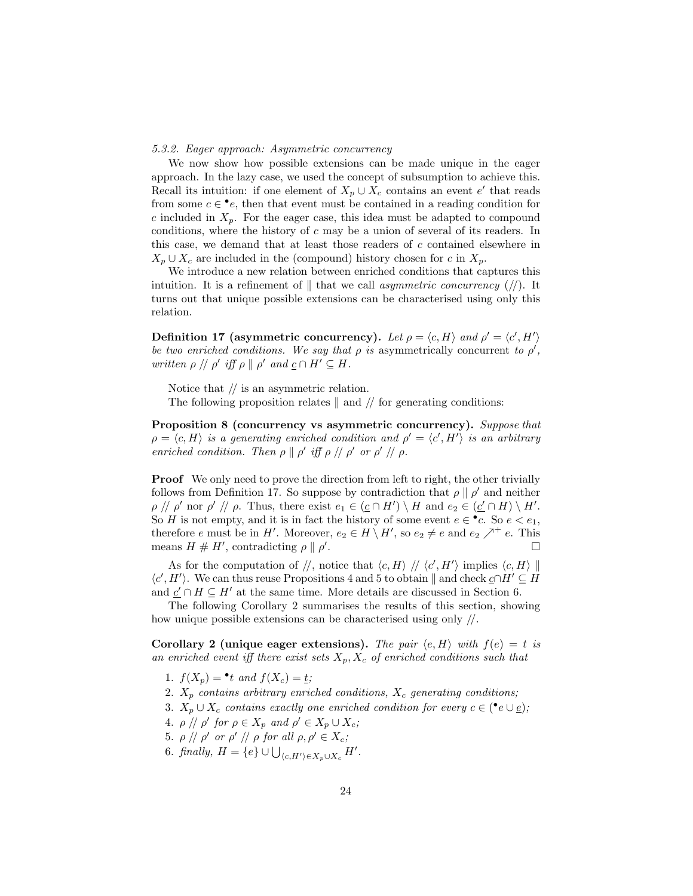#### 5.3.2. Eager approach: Asymmetric concurrency

We now show how possible extensions can be made unique in the eager approach. In the lazy case, we used the concept of subsumption to achieve this. Recall its intuition: if one element of $X_p \cup X_c$ contains an event $e'$ that reads from some $c \in {}^\bullet e$, then that event must be contained in a reading condition for $c$ included in $X_p$. For the eager case, this idea must be adapted to compound conditions, where the history of $c$ may be a union of several of its readers. In this case, we demand that at least those readers of $c$ contained elsewhere in $X_p \cup X_c$ are included in the (compound) history chosen for $c$ in $X_p$.

We introduce a new relation between enriched conditions that captures this intuition. It is a refinement of $\parallel$ that we call *asymmetric concurrency* ($/\!/$). It turns out that unique possible extensions can be characterised using only this relation.

**Definition 17 (asymmetric concurrency).** *Let $\rho = \langle c, H\rangle$ and $\rho' = \langle c', H'\rangle$ be two enriched conditions. We say that $\rho$ is* asymmetrically concurrent *to $\rho'$, written $\rho \mathrel{/\!/} \rho'$ iff $\rho \parallel \rho'$ and $\underline{c} \cap H' \subseteq H$.*

Notice that $/\!/$ is an asymmetric relation.

The following proposition relates $\parallel$ and $/\!/$ for generating conditions:

**Proposition 8 (concurrency vs asymmetric concurrency).** *Suppose that $\rho = \langle c, H\rangle$ is a generating enriched condition and $\rho' = \langle c', H'\rangle$ is an arbitrary enriched condition. Then $\rho \parallel \rho'$ iff $\rho \mathrel{/\!/} \rho'$ or $\rho' \mathrel{/\!/} \rho$.*

**Proof** We only need to prove the direction from left to right, the other trivially follows from Definition 17. So suppose by contradiction that $\rho \parallel \rho'$ and neither $\rho \mathrel{/\!/} \rho'$ nor $\rho' \mathrel{/\!/} \rho$. Thus, there exist $e_1 \in (\underline{c} \cap H') \setminus H$ and $e_2 \in (\underline{c'} \cap H) \setminus H'$. So $H$ is not empty, and it is in fact the history of some event $e \in {}^\bullet c$. So $e < e_1$, therefore $e$ must be in $H'$. Moreover, $e_2 \in H \setminus H'$, so $e_2 \neq e$ and $e_2 \nearrow^+ e$. This means $H \mathrel{\#} H'$, contradicting $\rho \parallel \rho'$. □

As for the computation of $/\!/$, notice that $\langle c, H\rangle \mathrel{/\!/} \langle c', H'\rangle$ implies $\langle c, H\rangle \parallel \langle c', H'\rangle$. We can thus reuse Propositions 4 and 5 to obtain $\parallel$ and check $\underline{c} \cap H' \subseteq H$ and $\underline{c'} \cap H \subseteq H'$ at the same time. More details are discussed in Section 6.

The following Corollary 2 summarises the results of this section, showing how unique possible extensions can be characterised using only $/\!/$.

**Corollary 2 (unique eager extensions).** *The pair $\langle e, H\rangle$ with $f(e) = t$ is an enriched event iff there exist sets $X_p, X_c$ of enriched conditions such that*

1. *$f(X_p) = {}^\bullet t$ and $f(X_c) = \underline{t}$;*
2. *$X_p$ contains arbitrary enriched conditions, $X_c$ generating conditions;*
3. *$X_p \cup X_c$ contains exactly one enriched condition for every $c \in ({}^\bullet e \cup \underline{e})$;*
4. *$\rho \mathrel{/\!/} \rho'$ for $\rho \in X_p$ and $\rho' \in X_p \cup X_c$;*
5. *$\rho \mathrel{/\!/} \rho'$ or $\rho' \mathrel{/\!/} \rho$ for all $\rho, \rho' \in X_c$;*
6. *finally, $H = \{e\} \cup \bigcup_{\langle c, H'\rangle \in X_p \cup X_c} H'$.*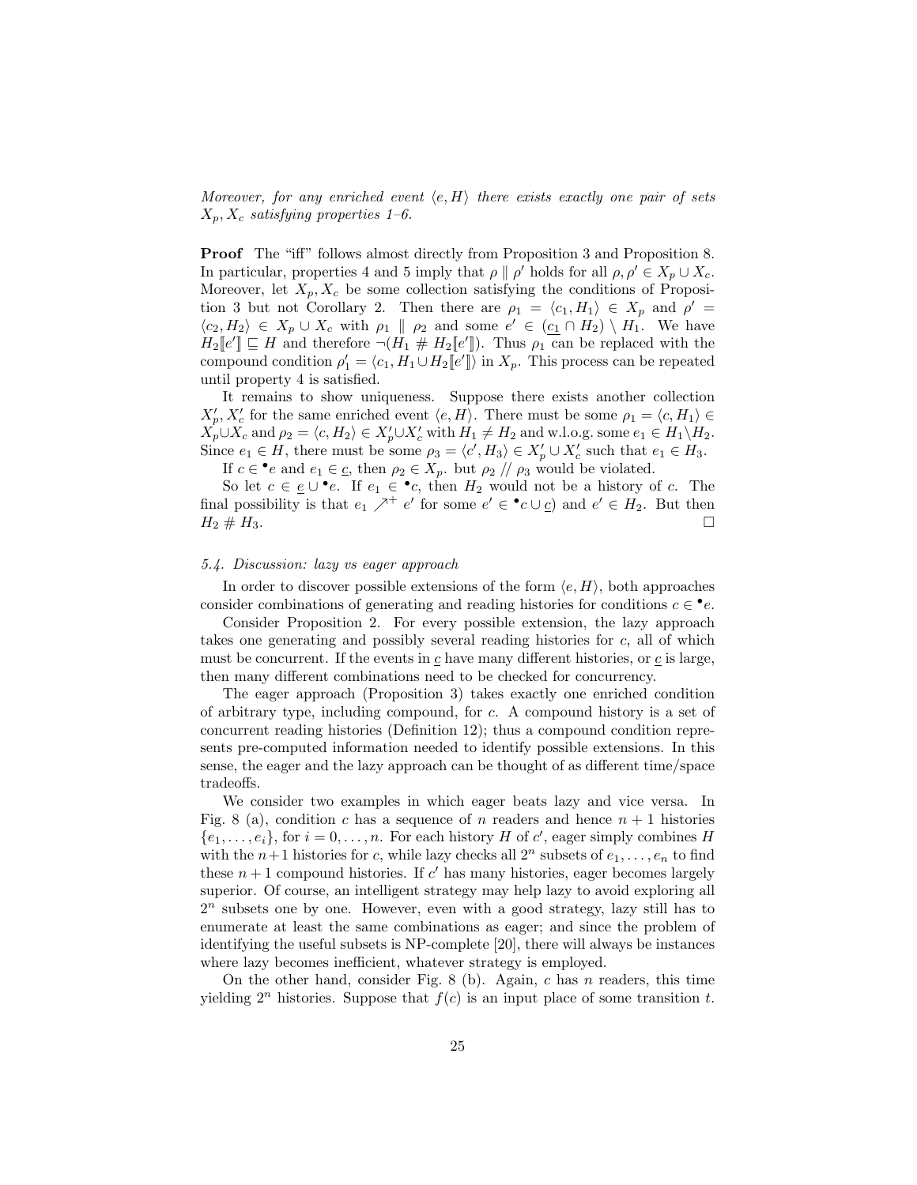*Moreover, for any enriched event $\langle e, H\rangle$ there exists exactly one pair of sets $X_p, X_c$ satisfying properties 1–6.*

**Proof** The "iff" follows almost directly from Proposition 3 and Proposition 8. In particular, properties 4 and 5 imply that $\rho \parallel \rho'$ holds for all $\rho, \rho' \in X_p \cup X_c$. Moreover, let $X_p, X_c$ be some collection satisfying the conditions of Proposition 3 but not Corollary 2. Then there are $\rho_1 = \langle c_1, H_1\rangle \in X_p$ and $\rho' = \langle c_2, H_2\rangle \in X_p \cup X_c$ with $\rho_1 \parallel \rho_2$ and some $e' \in (\underline{c_1} \cap H_2) \setminus H_1$. We have $H_2[\![e']\!] \sqsubseteq H$ and therefore $\neg(H_1 \# H_2[\![e']\!])$. Thus $\rho_1$ can be replaced with the compound condition $\rho_1' = \langle c_1, H_1 \cup H_2[\![e']\!]\rangle$ in $X_p$. This process can be repeated until property 4 is satisfied.

It remains to show uniqueness. Suppose there exists another collection $X_p', X_c'$ for the same enriched event $\langle e, H\rangle$. There must be some $\rho_1 = \langle c, H_1\rangle \in X_p \cup X_c$ and $\rho_2 = \langle c, H_2\rangle \in X_p' \cup X_c'$ with $H_1 \neq H_2$ and w.l.o.g. some $e_1 \in H_1 \setminus H_2$. Since $e_1 \in H$, there must be some $\rho_3 = \langle c', H_3\rangle \in X_p' \cup X_c'$ such that $e_1 \in H_3$.

If $c \in {}^\bullet e$ and $e_1 \in \underline{c}$, then $\rho_2 \in X_p$. but $\rho_2 \mathbin{/\!/} \rho_3$ would be violated.

So let $c \in \underline{e} \cup {}^\bullet e$. If $e_1 \in {}^\bullet c$, then $H_2$ would not be a history of $c$. The final possibility is that $e_1 \nearrow^+ e'$ for some $e' \in {}^\bullet c \cup \underline{c})$ and $e' \in H_2$. But then $H_2 \# H_3$. $\square$

### 5.4. Discussion: lazy vs eager approach

In order to discover possible extensions of the form $\langle e, H\rangle$, both approaches consider combinations of generating and reading histories for conditions $c \in {}^\bullet e$.

Consider Proposition 2. For every possible extension, the lazy approach takes one generating and possibly several reading histories for $c$, all of which must be concurrent. If the events in $\underline{c}$ have many different histories, or $\underline{c}$ is large, then many different combinations need to be checked for concurrency.

The eager approach (Proposition 3) takes exactly one enriched condition of arbitrary type, including compound, for $c$. A compound history is a set of concurrent reading histories (Definition 12); thus a compound condition represents pre-computed information needed to identify possible extensions. In this sense, the eager and the lazy approach can be thought of as different time/space tradeoffs.

We consider two examples in which eager beats lazy and vice versa. In Fig. 8 (a), condition $c$ has a sequence of $n$ readers and hence $n+1$ histories $\{e_1, \ldots, e_i\}$, for $i = 0, \ldots, n$. For each history $H$ of $c'$, eager simply combines $H$ with the $n+1$ histories for $c$, while lazy checks all $2^n$ subsets of $e_1, \ldots, e_n$ to find these $n+1$ compound histories. If $c'$ has many histories, eager becomes largely superior. Of course, an intelligent strategy may help lazy to avoid exploring all $2^n$ subsets one by one. However, even with a good strategy, lazy still has to enumerate at least the same combinations as eager; and since the problem of identifying the useful subsets is NP-complete [20], there will always be instances where lazy becomes inefficient, whatever strategy is employed.

On the other hand, consider Fig. 8 (b). Again, $c$ has $n$ readers, this time yielding $2^n$ histories. Suppose that $f(c)$ is an input place of some transition $t$.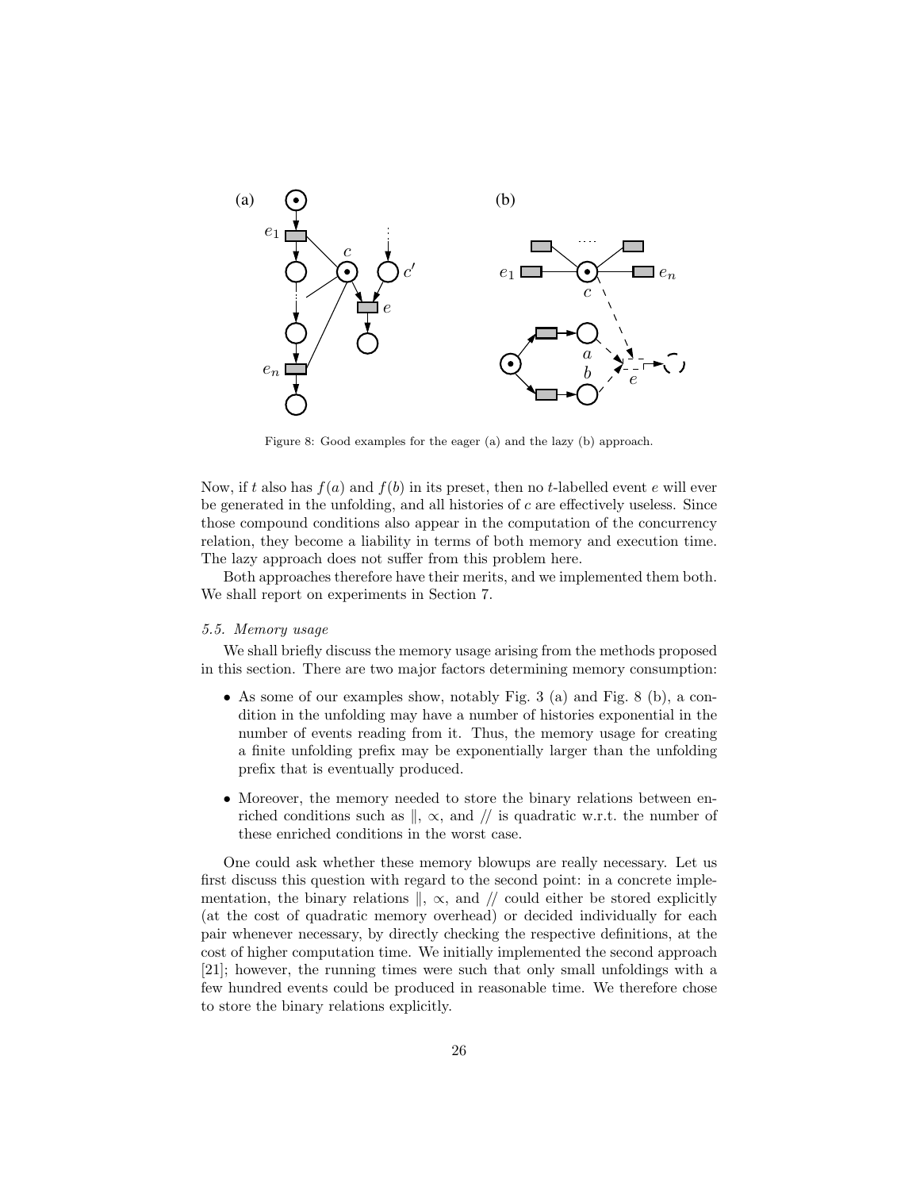Figure 8: Good examples for the eager (a) and the lazy (b) approach.

Now, if $t$ also has $f(a)$ and $f(b)$ in its preset, then no $t$-labelled event $e$ will ever be generated in the unfolding, and all histories of $c$ are effectively useless. Since those compound conditions also appear in the computation of the concurrency relation, they become a liability in terms of both memory and execution time. The lazy approach does not suffer from this problem here.

Both approaches therefore have their merits, and we implemented them both. We shall report on experiments in Section 7.

### 5.5. Memory usage

We shall briefly discuss the memory usage arising from the methods proposed in this section. There are two major factors determining memory consumption:

- As some of our examples show, notably Fig. 3 (a) and Fig. 8 (b), a condition in the unfolding may have a number of histories exponential in the number of events reading from it. Thus, the memory usage for creating a finite unfolding prefix may be exponentially larger than the unfolding prefix that is eventually produced.
- Moreover, the memory needed to store the binary relations between enriched conditions such as $\|$, $\propto$, and $/\!/$ is quadratic w.r.t. the number of these enriched conditions in the worst case.

One could ask whether these memory blowups are really necessary. Let us first discuss this question with regard to the second point: in a concrete implementation, the binary relations $\|$, $\propto$, and $/\!/$ could either be stored explicitly (at the cost of quadratic memory overhead) or decided individually for each pair whenever necessary, by directly checking the respective definitions, at the cost of higher computation time. We initially implemented the second approach [21]; however, the running times were such that only small unfoldings with a few hundred events could be produced in reasonable time. We therefore chose to store the binary relations explicitly.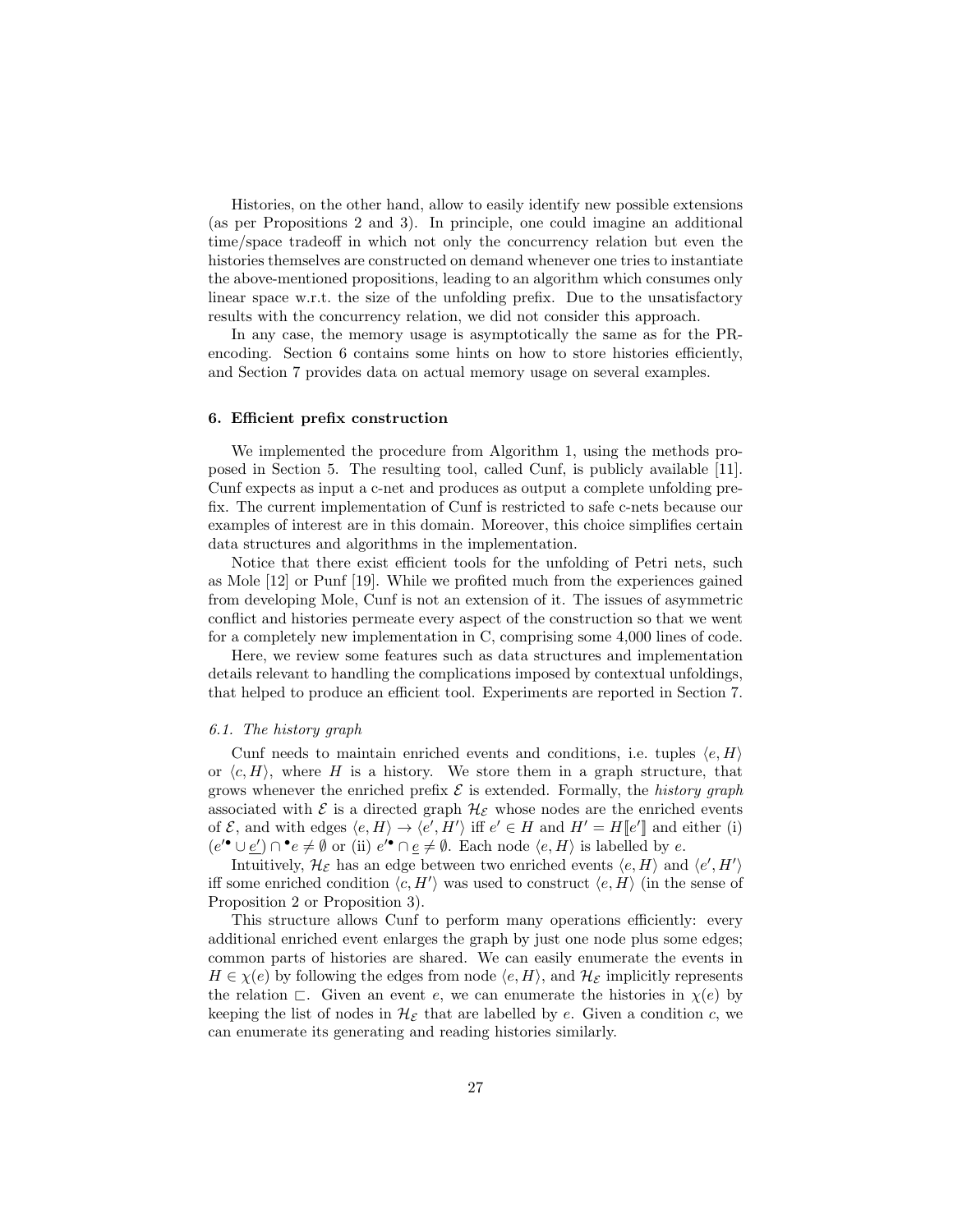Histories, on the other hand, allow to easily identify new possible extensions (as per Propositions 2 and 3). In principle, one could imagine an additional time/space tradeoff in which not only the concurrency relation but even the histories themselves are constructed on demand whenever one tries to instantiate the above-mentioned propositions, leading to an algorithm which consumes only linear space w.r.t. the size of the unfolding prefix. Due to the unsatisfactory results with the concurrency relation, we did not consider this approach.

In any case, the memory usage is asymptotically the same as for the PR-encoding. Section 6 contains some hints on how to store histories efficiently, and Section 7 provides data on actual memory usage on several examples.

## 6. Efficient prefix construction

We implemented the procedure from Algorithm 1, using the methods proposed in Section 5. The resulting tool, called Cunf, is publicly available [11]. Cunf expects as input a c-net and produces as output a complete unfolding prefix. The current implementation of Cunf is restricted to safe c-nets because our examples of interest are in this domain. Moreover, this choice simplifies certain data structures and algorithms in the implementation.

Notice that there exist efficient tools for the unfolding of Petri nets, such as Mole [12] or Punf [19]. While we profited much from the experiences gained from developing Mole, Cunf is not an extension of it. The issues of asymmetric conflict and histories permeate every aspect of the construction so that we went for a completely new implementation in C, comprising some 4,000 lines of code.

Here, we review some features such as data structures and implementation details relevant to handling the complications imposed by contextual unfoldings, that helped to produce an efficient tool. Experiments are reported in Section 7.

### 6.1. The history graph

Cunf needs to maintain enriched events and conditions, i.e. tuples $\langle e, H\rangle$ or $\langle c, H\rangle$, where $H$ is a history. We store them in a graph structure, that grows whenever the enriched prefix $\mathcal{E}$ is extended. Formally, the *history graph* associated with $\mathcal{E}$ is a directed graph $\mathcal{H}_\mathcal{E}$ whose nodes are the enriched events of $\mathcal{E}$, and with edges $\langle e, H\rangle \to \langle e', H'\rangle$ iff $e' \in H$ and $H' = H[\![e']\!]$ and either (i) $(e'^\bullet \cup \underline{e'}) \cap {}^\bullet e \neq \emptyset$ or (ii) $e'^\bullet \cap \underline{e} \neq \emptyset$. Each node $\langle e, H\rangle$ is labelled by $e$.

Intuitively, $\mathcal{H}_\mathcal{E}$ has an edge between two enriched events $\langle e, H\rangle$ and $\langle e', H'\rangle$ iff some enriched condition $\langle c, H'\rangle$ was used to construct $\langle e, H\rangle$ (in the sense of Proposition 2 or Proposition 3).

This structure allows Cunf to perform many operations efficiently: every additional enriched event enlarges the graph by just one node plus some edges; common parts of histories are shared. We can easily enumerate the events in $H \in \chi(e)$ by following the edges from node $\langle e, H\rangle$, and $\mathcal{H}_\mathcal{E}$ implicitly represents the relation $\sqsubset$. Given an event $e$, we can enumerate the histories in $\chi(e)$ by keeping the list of nodes in $\mathcal{H}_\mathcal{E}$ that are labelled by $e$. Given a condition $c$, we can enumerate its generating and reading histories similarly.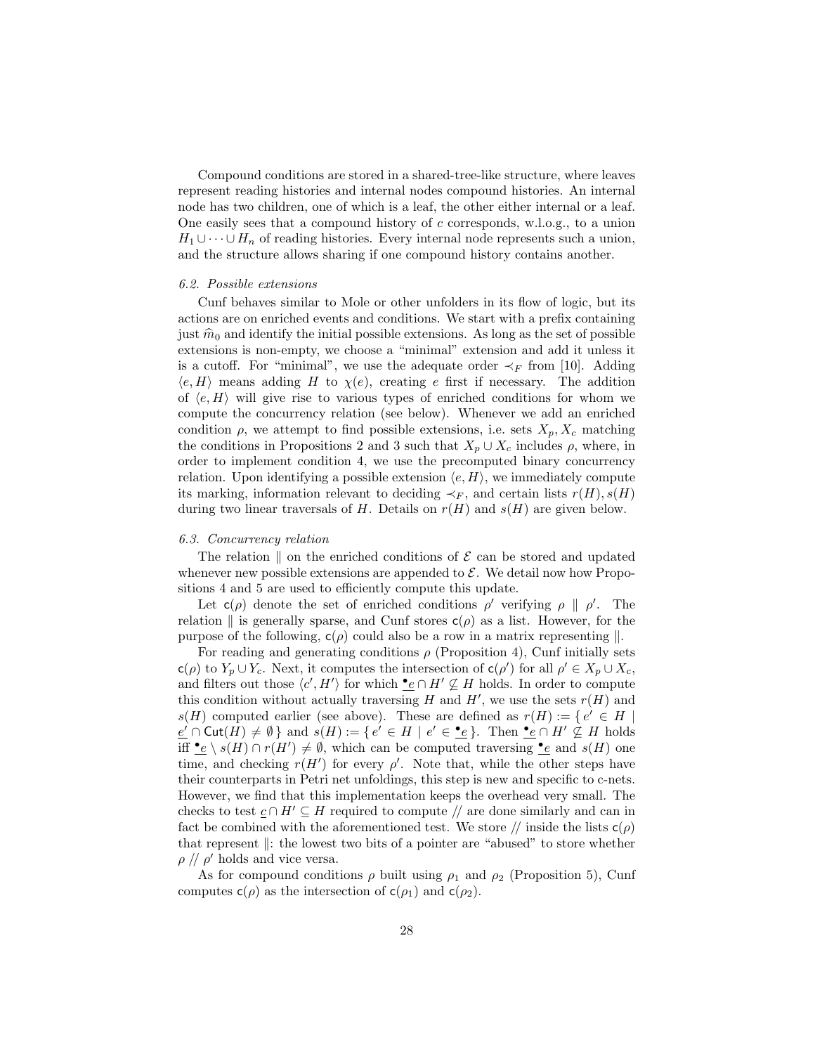Compound conditions are stored in a shared-tree-like structure, where leaves represent reading histories and internal nodes compound histories. An internal node has two children, one of which is a leaf, the other either internal or a leaf. One easily sees that a compound history of $c$ corresponds, w.l.o.g., to a union $H_1 \cup \cdots \cup H_n$ of reading histories. Every internal node represents such a union, and the structure allows sharing if one compound history contains another.

### 6.2. Possible extensions

Cunf behaves similar to Mole or other unfolders in its flow of logic, but its actions are on enriched events and conditions. We start with a prefix containing just $\widehat{m}_0$ and identify the initial possible extensions. As long as the set of possible extensions is non-empty, we choose a "minimal" extension and add it unless it is a cutoff. For "minimal", we use the adequate order $\prec_F$ from [10]. Adding $\langle e, H \rangle$ means adding $H$ to $\chi(e)$, creating $e$ first if necessary. The addition of $\langle e, H \rangle$ will give rise to various types of enriched conditions for whom we compute the concurrency relation (see below). Whenever we add an enriched condition $\rho$, we attempt to find possible extensions, i.e. sets $X_p, X_c$ matching the conditions in Propositions 2 and 3 such that $X_p \cup X_c$ includes $\rho$, where, in order to implement condition 4, we use the precomputed binary concurrency relation. Upon identifying a possible extension $\langle e, H \rangle$, we immediately compute its marking, information relevant to deciding $\prec_F$, and certain lists $r(H), s(H)$ during two linear traversals of $H$. Details on $r(H)$ and $s(H)$ are given below.

### 6.3. Concurrency relation

The relation $\parallel$ on the enriched conditions of $\mathcal{E}$ can be stored and updated whenever new possible extensions are appended to $\mathcal{E}$. We detail now how Propositions 4 and 5 are used to efficiently compute this update.

Let $\mathsf{c}(\rho)$ denote the set of enriched conditions $\rho'$ verifying $\rho \parallel \rho'$. The relation $\parallel$ is generally sparse, and Cunf stores $\mathsf{c}(\rho)$ as a list. However, for the purpose of the following, $\mathsf{c}(\rho)$ could also be a row in a matrix representing $\parallel$.

For reading and generating conditions $\rho$ (Proposition 4), Cunf initially sets $\mathsf{c}(\rho)$ to $Y_p \cup Y_c$. Next, it computes the intersection of $\mathsf{c}(\rho')$ for all $\rho' \in X_p \cup X_c$, and filters out those $\langle c', H' \rangle$ for which $\underline{{}^\bullet e} \cap H' \not\subseteq H$ holds. In order to compute this condition without actually traversing $H$ and $H'$, we use the sets $r(H)$ and $s(H)$ computed earlier (see above). These are defined as $r(H) := \{\, e' \in H \mid \underline{e'} \cap \mathsf{Cut}(H) \neq \emptyset \,\}$ and $s(H) := \{\, e' \in H \mid e' \in \underline{{}^\bullet e} \,\}$. Then $\underline{{}^\bullet e} \cap H' \not\subseteq H$ holds iff $\underline{{}^\bullet e} \setminus s(H) \cap r(H') \neq \emptyset$, which can be computed traversing $\underline{{}^\bullet e}$ and $s(H)$ one time, and checking $r(H')$ for every $\rho'$. Note that, while the other steps have their counterparts in Petri net unfoldings, this step is new and specific to c-nets. However, we find that this implementation keeps the overhead very small. The checks to test $\underline{c} \cap H' \subseteq H$ required to compute $/\!/$ are done similarly and can in fact be combined with the aforementioned test. We store $/\!/$ inside the lists $\mathsf{c}(\rho)$ that represent $\parallel$: the lowest two bits of a pointer are "abused" to store whether $\rho \mathrel{/\!/} \rho'$ holds and vice versa.

As for compound conditions $\rho$ built using $\rho_1$ and $\rho_2$ (Proposition 5), Cunf computes $\mathsf{c}(\rho)$ as the intersection of $\mathsf{c}(\rho_1)$ and $\mathsf{c}(\rho_2)$.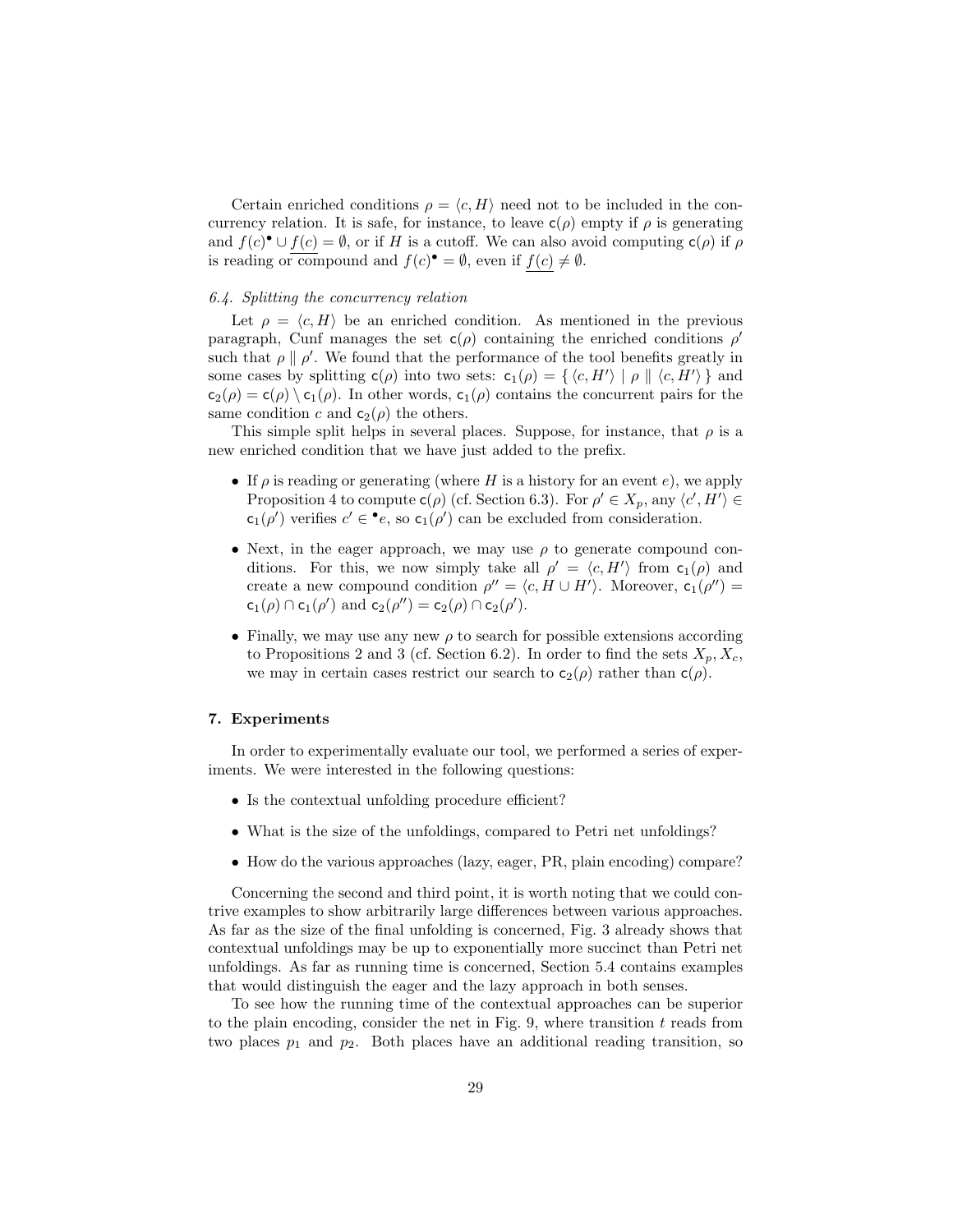Certain enriched conditions $\rho = \langle c, H \rangle$ need not to be included in the concurrency relation. It is safe, for instance, to leave $\mathsf{c}(\rho)$ empty if $\rho$ is generating and $f(c)^\bullet \cup \underline{f(c)} = \emptyset$, or if $H$ is a cutoff. We can also avoid computing $\mathsf{c}(\rho)$ if $\rho$ is reading or compound and $f(c)^\bullet = \emptyset$, even if $\underline{f(c)} \neq \emptyset$.

*6.4. Splitting the concurrency relation*

Let $\rho = \langle c, H \rangle$ be an enriched condition. As mentioned in the previous paragraph, Cunf manages the set $\mathsf{c}(\rho)$ containing the enriched conditions $\rho'$ such that $\rho \parallel \rho'$. We found that the performance of the tool benefits greatly in some cases by splitting $\mathsf{c}(\rho)$ into two sets: $\mathsf{c}_1(\rho) = \{ \langle c, H' \rangle \mid \rho \parallel \langle c, H' \rangle \}$ and $\mathsf{c}_2(\rho) = \mathsf{c}(\rho) \setminus \mathsf{c}_1(\rho)$. In other words, $\mathsf{c}_1(\rho)$ contains the concurrent pairs for the same condition $c$ and $\mathsf{c}_2(\rho)$ the others.

This simple split helps in several places. Suppose, for instance, that $\rho$ is a new enriched condition that we have just added to the prefix.

- If $\rho$ is reading or generating (where $H$ is a history for an event $e$), we apply Proposition 4 to compute $\mathsf{c}(\rho)$ (cf. Section 6.3). For $\rho' \in X_p$, any $\langle c', H' \rangle \in \mathsf{c}_1(\rho')$ verifies $c' \in {}^\bullet e$, so $\mathsf{c}_1(\rho')$ can be excluded from consideration.
- Next, in the eager approach, we may use $\rho$ to generate compound conditions. For this, we now simply take all $\rho' = \langle c, H' \rangle$ from $\mathsf{c}_1(\rho)$ and create a new compound condition $\rho'' = \langle c, H \cup H' \rangle$. Moreover, $\mathsf{c}_1(\rho'') = \mathsf{c}_1(\rho) \cap \mathsf{c}_1(\rho')$ and $\mathsf{c}_2(\rho'') = \mathsf{c}_2(\rho) \cap \mathsf{c}_2(\rho')$.
- Finally, we may use any new $\rho$ to search for possible extensions according to Propositions 2 and 3 (cf. Section 6.2). In order to find the sets $X_p, X_c$, we may in certain cases restrict our search to $\mathsf{c}_2(\rho)$ rather than $\mathsf{c}(\rho)$.

## 7. Experiments

In order to experimentally evaluate our tool, we performed a series of experiments. We were interested in the following questions:

- Is the contextual unfolding procedure efficient?
- What is the size of the unfoldings, compared to Petri net unfoldings?
- How do the various approaches (lazy, eager, PR, plain encoding) compare?

Concerning the second and third point, it is worth noting that we could contrive examples to show arbitrarily large differences between various approaches. As far as the size of the final unfolding is concerned, Fig. 3 already shows that contextual unfoldings may be up to exponentially more succinct than Petri net unfoldings. As far as running time is concerned, Section 5.4 contains examples that would distinguish the eager and the lazy approach in both senses.

To see how the running time of the contextual approaches can be superior to the plain encoding, consider the net in Fig. 9, where transition $t$ reads from two places $p_1$ and $p_2$. Both places have an additional reading transition, so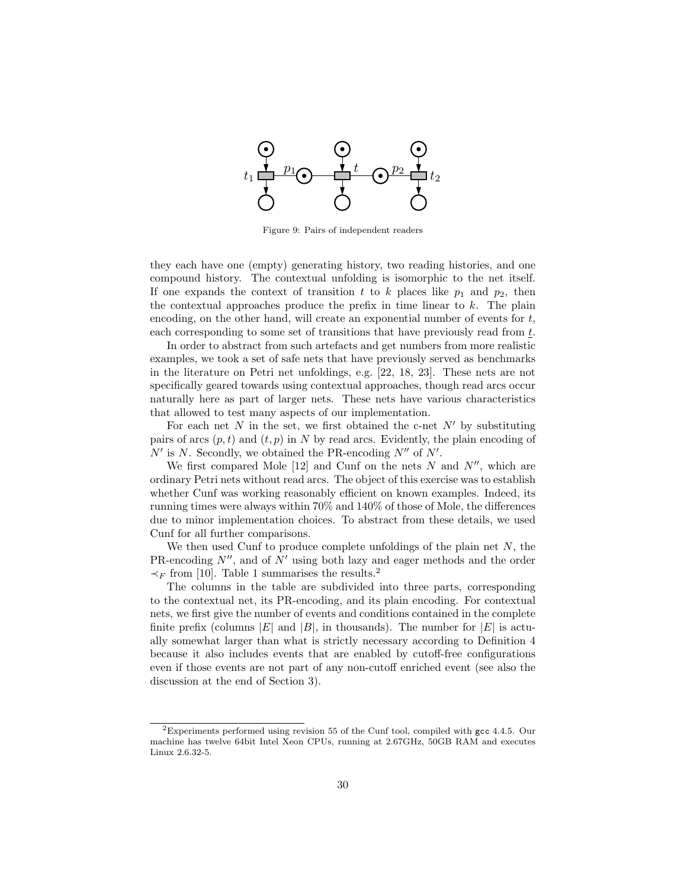Figure 9: Pairs of independent readers

they each have one (empty) generating history, two reading histories, and one compound history. The contextual unfolding is isomorphic to the net itself. If one expands the context of transition $t$ to $k$ places like $p_1$ and $p_2$, then the contextual approaches produce the prefix in time linear to $k$. The plain encoding, on the other hand, will create an exponential number of events for $t$, each corresponding to some set of transitions that have previously read from $\underline{t}$.

In order to abstract from such artefacts and get numbers from more realistic examples, we took a set of safe nets that have previously served as benchmarks in the literature on Petri net unfoldings, e.g. [22, 18, 23]. These nets are not specifically geared towards using contextual approaches, though read arcs occur naturally here as part of larger nets. These nets have various characteristics that allowed to test many aspects of our implementation.

For each net $N$ in the set, we first obtained the c-net $N'$ by substituting pairs of arcs $(p, t)$ and $(t, p)$ in $N$ by read arcs. Evidently, the plain encoding of $N'$ is $N$. Secondly, we obtained the PR-encoding $N''$ of $N'$.

We first compared Mole [12] and Cunf on the nets $N$ and $N''$, which are ordinary Petri nets without read arcs. The object of this exercise was to establish whether Cunf was working reasonably efficient on known examples. Indeed, its running times were always within 70% and 140% of those of Mole, the differences due to minor implementation choices. To abstract from these details, we used Cunf for all further comparisons.

We then used Cunf to produce complete unfoldings of the plain net $N$, the PR-encoding $N''$, and of $N'$ using both lazy and eager methods and the order $\prec_F$ from [10]. Table 1 summarises the results.[2]

The columns in the table are subdivided into three parts, corresponding to the contextual net, its PR-encoding, and its plain encoding. For contextual nets, we first give the number of events and conditions contained in the complete finite prefix (columns $|E|$ and $|B|$, in thousands). The number for $|E|$ is actually somewhat larger than what is strictly necessary according to Definition 4 because it also includes events that are enabled by cutoff-free configurations even if those events are not part of any non-cutoff enriched event (see also the discussion at the end of Section 3).

[2]Experiments performed using revision 55 of the Cunf tool, compiled with gcc 4.4.5. Our machine has twelve 64bit Intel Xeon CPUs, running at 2.67GHz, 50GB RAM and executes Linux 2.6.32-5.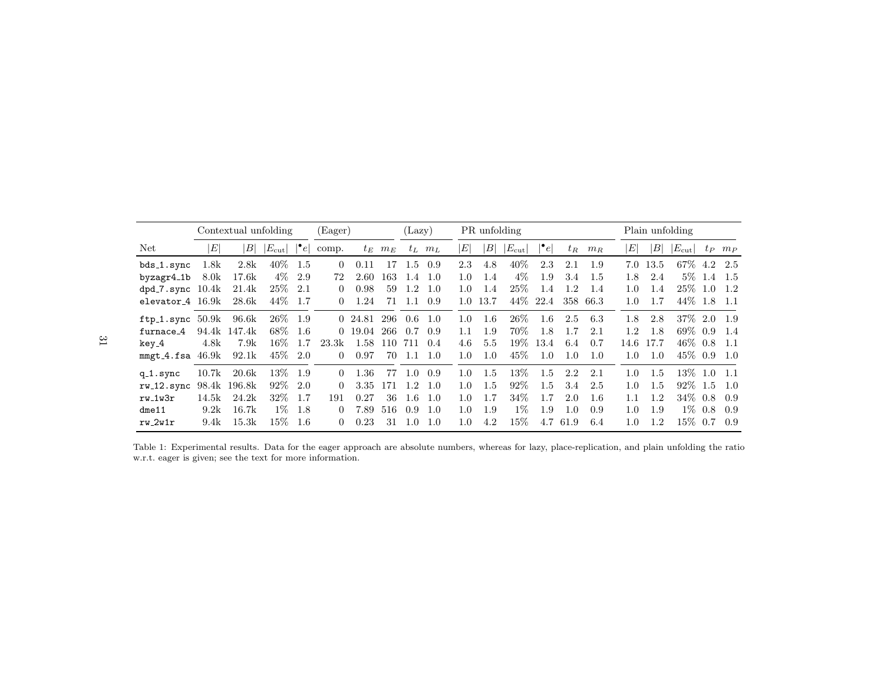| | Contextual unfolding | | | | (Eager) | | | (Lazy) | | PR unfolding | | | | | | Plain unfolding | | | | |
|---|---|---|---|---|---|---|---|---|---|---|---|---|---|---|---|---|---|---|---|---|
| Net | $\lvert E\rvert$ | $\lvert B\rvert$ | $\lvert E_{\text{cut}}\rvert$ | $\lvert {}^\bullet e\rvert$ | comp. | $t_E$ | $m_E$ | $t_L$ | $m_L$ | $\lvert E\rvert$ | $\lvert B\rvert$ | $\lvert E_{\text{cut}}\rvert$ | $\lvert {}^\bullet e\rvert$ | $t_R$ | $m_R$ | $\lvert E\rvert$ | $\lvert B\rvert$ | $\lvert E_{\text{cut}}\rvert$ | $t_P$ | $m_P$ |
| `bds_1.sync` | 1.8k | 2.8k | 40% | 1.5 | 0 | 0.11 | 17 | 1.5 | 0.9 | 2.3 | 4.8 | 40% | 2.3 | 2.1 | 1.9 | 7.0 | 13.5 | 67% | 4.2 | 2.5 |
| `byzagr4_1b` | 8.0k | 17.6k | 4% | 2.9 | 72 | 2.60 | 163 | 1.4 | 1.0 | 1.0 | 1.4 | 4% | 1.9 | 3.4 | 1.5 | 1.8 | 2.4 | 5% | 1.4 | 1.5 |
| `dpd_7.sync` | 10.4k | 21.4k | 25% | 2.1 | 0 | 0.98 | 59 | 1.2 | 1.0 | 1.0 | 1.4 | 25% | 1.4 | 1.2 | 1.4 | 1.0 | 1.4 | 25% | 1.0 | 1.2 |
| `elevator_4` | 16.9k | 28.6k | 44% | 1.7 | 0 | 1.24 | 71 | 1.1 | 0.9 | 1.0 | 13.7 | 44% | 22.4 | 358 | 66.3 | 1.0 | 1.7 | 44% | 1.8 | 1.1 |
| `ftp_1.sync` | 50.9k | 96.6k | 26% | 1.9 | 0 | 24.81 | 296 | 0.6 | 1.0 | 1.0 | 1.6 | 26% | 1.6 | 2.5 | 6.3 | 1.8 | 2.8 | 37% | 2.0 | 1.9 |
| `furnace_4` | 94.4k | 147.4k | 68% | 1.6 | 0 | 19.04 | 266 | 0.7 | 0.9 | 1.1 | 1.9 | 70% | 1.8 | 1.7 | 2.1 | 1.2 | 1.8 | 69% | 0.9 | 1.4 |
| `key_4` | 4.8k | 7.9k | 16% | 1.7 | 23.3k | 1.58 | 110 | 711 | 0.4 | 4.6 | 5.5 | 19% | 13.4 | 6.4 | 0.7 | 14.6 | 17.7 | 46% | 0.8 | 1.1 |
| `mmgt_4.fsa` | 46.9k | 92.1k | 45% | 2.0 | 0 | 0.97 | 70 | 1.1 | 1.0 | 1.0 | 1.0 | 45% | 1.0 | 1.0 | 1.0 | 1.0 | 1.0 | 45% | 0.9 | 1.0 |
| `q_1.sync` | 10.7k | 20.6k | 13% | 1.9 | 0 | 1.36 | 77 | 1.0 | 0.9 | 1.0 | 1.5 | 13% | 1.5 | 2.2 | 2.1 | 1.0 | 1.5 | 13% | 1.0 | 1.1 |
| `rw_12.sync` | 98.4k | 196.8k | 92% | 2.0 | 0 | 3.35 | 171 | 1.2 | 1.0 | 1.0 | 1.5 | 92% | 1.5 | 3.4 | 2.5 | 1.0 | 1.5 | 92% | 1.5 | 1.0 |
| `rw_1w3r` | 14.5k | 24.2k | 32% | 1.7 | 191 | 0.27 | 36 | 1.6 | 1.0 | 1.0 | 1.7 | 34% | 1.7 | 2.0 | 1.6 | 1.1 | 1.2 | 34% | 0.8 | 0.9 |
| `dme11` | 9.2k | 16.7k | 1% | 1.8 | 0 | 7.89 | 516 | 0.9 | 1.0 | 1.0 | 1.9 | 1% | 1.9 | 1.0 | 0.9 | 1.0 | 1.9 | 1% | 0.8 | 0.9 |
| `rw_2w1r` | 9.4k | 15.3k | 15% | 1.6 | 0 | 0.23 | 31 | 1.0 | 1.0 | 1.0 | 4.2 | 15% | 4.7 | 61.9 | 6.4 | 1.0 | 1.2 | 15% | 0.7 | 0.9 |

Table 1: Experimental results. Data for the eager approach are absolute numbers, whereas for lazy, place-replication, and plain unfolding the ratio w.r.t. eager is given; see the text for more information.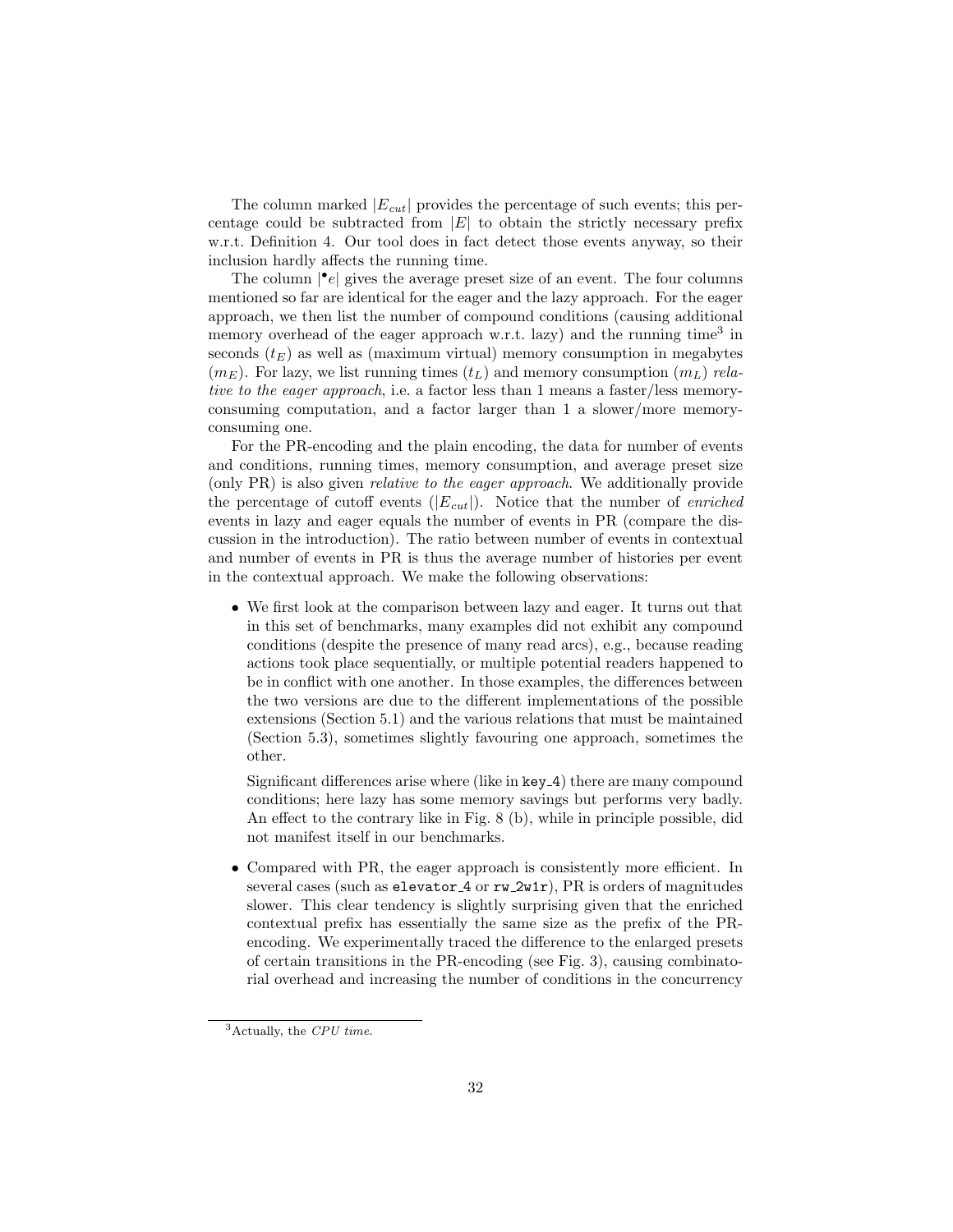The column marked $|E_{cut}|$ provides the percentage of such events; this percentage could be subtracted from $|E|$ to obtain the strictly necessary prefix w.r.t. Definition 4. Our tool does in fact detect those events anyway, so their inclusion hardly affects the running time.

The column $|^\bullet e|$ gives the average preset size of an event. The four columns mentioned so far are identical for the eager and the lazy approach. For the eager approach, we then list the number of compound conditions (causing additional memory overhead of the eager approach w.r.t. lazy) and the running time[3] in seconds ($t_E$) as well as (maximum virtual) memory consumption in megabytes ($m_E$). For lazy, we list running times ($t_L$) and memory consumption ($m_L$) *relative to the eager approach*, i.e. a factor less than 1 means a faster/less memory-consuming computation, and a factor larger than 1 a slower/more memory-consuming one.

For the PR-encoding and the plain encoding, the data for number of events and conditions, running times, memory consumption, and average preset size (only PR) is also given *relative to the eager approach*. We additionally provide the percentage of cutoff events ($|E_{cut}|$). Notice that the number of *enriched* events in lazy and eager equals the number of events in PR (compare the discussion in the introduction). The ratio between number of events in contextual and number of events in PR is thus the average number of histories per event in the contextual approach. We make the following observations:

- We first look at the comparison between lazy and eager. It turns out that in this set of benchmarks, many examples did not exhibit any compound conditions (despite the presence of many read arcs), e.g., because reading actions took place sequentially, or multiple potential readers happened to be in conflict with one another. In those examples, the differences between the two versions are due to the different implementations of the possible extensions (Section 5.1) and the various relations that must be maintained (Section 5.3), sometimes slightly favouring one approach, sometimes the other.

  Significant differences arise where (like in `key_4`) there are many compound conditions; here lazy has some memory savings but performs very badly. An effect to the contrary like in Fig. 8 (b), while in principle possible, did not manifest itself in our benchmarks.

- Compared with PR, the eager approach is consistently more efficient. In several cases (such as `elevator_4` or `rw_2w1r`), PR is orders of magnitudes slower. This clear tendency is slightly surprising given that the enriched contextual prefix has essentially the same size as the prefix of the PR-encoding. We experimentally traced the difference to the enlarged presets of certain transitions in the PR-encoding (see Fig. 3), causing combinatorial overhead and increasing the number of conditions in the concurrency

[3] Actually, the *CPU time*.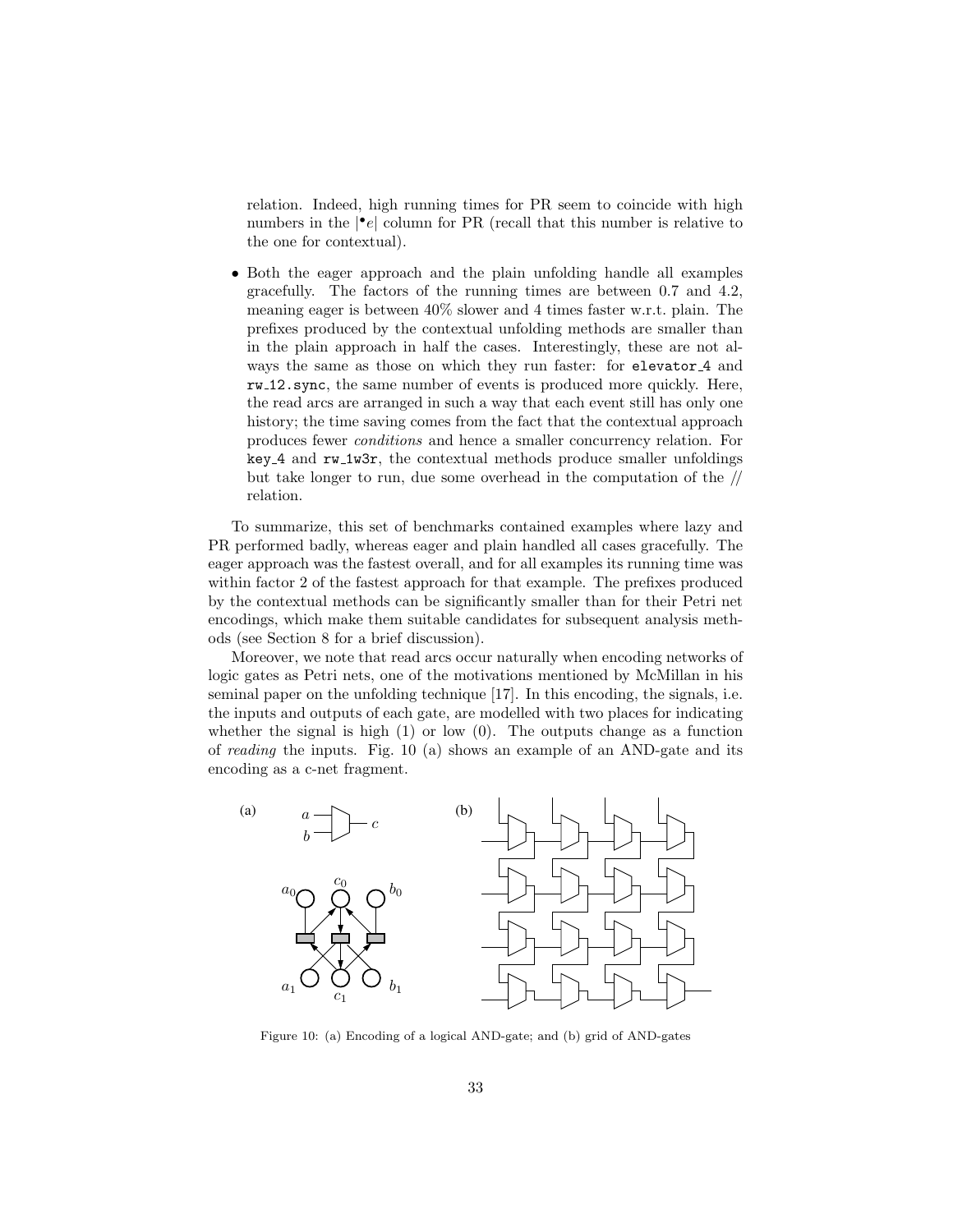relation. Indeed, high running times for PR seem to coincide with high numbers in the $|^{\bullet}e|$ column for PR (recall that this number is relative to the one for contextual).

- Both the eager approach and the plain unfolding handle all examples gracefully. The factors of the running times are between 0.7 and 4.2, meaning eager is between 40% slower and 4 times faster w.r.t. plain. The prefixes produced by the contextual unfolding methods are smaller than in the plain approach in half the cases. Interestingly, these are not always the same as those on which they run faster: for `elevator_4` and `rw_12.sync`, the same number of events is produced more quickly. Here, the read arcs are arranged in such a way that each event still has only one history; the time saving comes from the fact that the contextual approach produces fewer *conditions* and hence a smaller concurrency relation. For `key_4` and `rw_1w3r`, the contextual methods produce smaller unfoldings but take longer to run, due some overhead in the computation of the // relation.

To summarize, this set of benchmarks contained examples where lazy and PR performed badly, whereas eager and plain handled all cases gracefully. The eager approach was the fastest overall, and for all examples its running time was within factor 2 of the fastest approach for that example. The prefixes produced by the contextual methods can be significantly smaller than for their Petri net encodings, which make them suitable candidates for subsequent analysis methods (see Section 8 for a brief discussion).

Moreover, we note that read arcs occur naturally when encoding networks of logic gates as Petri nets, one of the motivations mentioned by McMillan in his seminal paper on the unfolding technique [17]. In this encoding, the signals, i.e. the inputs and outputs of each gate, are modelled with two places for indicating whether the signal is high (1) or low (0). The outputs change as a function of *reading* the inputs. Fig. 10 (a) shows an example of an AND-gate and its encoding as a c-net fragment.

Figure 10: (a) Encoding of a logical AND-gate; and (b) grid of AND-gates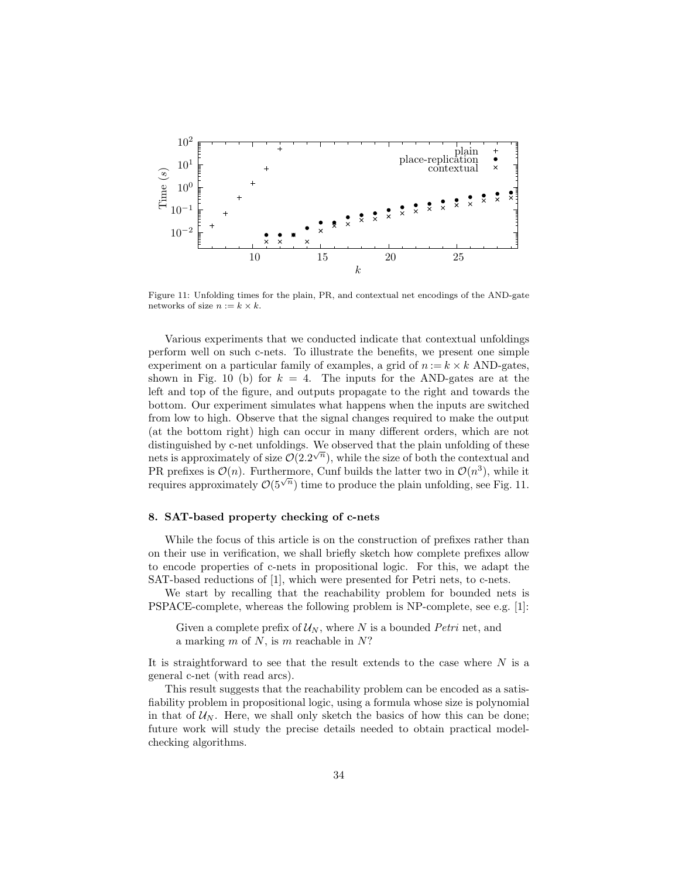Figure 11: Unfolding times for the plain, PR, and contextual net encodings of the AND-gate networks of size $n := k \times k$.

Various experiments that we conducted indicate that contextual unfoldings perform well on such c-nets. To illustrate the benefits, we present one simple experiment on a particular family of examples, a grid of $n := k \times k$ AND-gates, shown in Fig. 10 (b) for $k = 4$. The inputs for the AND-gates are at the left and top of the figure, and outputs propagate to the right and towards the bottom. Our experiment simulates what happens when the inputs are switched from low to high. Observe that the signal changes required to make the output (at the bottom right) high can occur in many different orders, which are not distinguished by c-net unfoldings. We observed that the plain unfolding of these nets is approximately of size $\mathcal{O}(2.2^{\sqrt{n}})$, while the size of both the contextual and PR prefixes is $\mathcal{O}(n)$. Furthermore, Cunf builds the latter two in $\mathcal{O}(n^3)$, while it requires approximately $\mathcal{O}(5^{\sqrt{n}})$ time to produce the plain unfolding, see Fig. 11.

## 8. SAT-based property checking of c-nets

While the focus of this article is on the construction of prefixes rather than on their use in verification, we shall briefly sketch how complete prefixes allow to encode properties of c-nets in propositional logic. For this, we adapt the SAT-based reductions of [1], which were presented for Petri nets, to c-nets.

We start by recalling that the reachability problem for bounded nets is PSPACE-complete, whereas the following problem is NP-complete, see e.g. [1]:

> Given a complete prefix of $\mathcal{U}_N$, where $N$ is a bounded *Petri* net, and a marking $m$ of $N$, is $m$ reachable in $N$?

It is straightforward to see that the result extends to the case where $N$ is a general c-net (with read arcs).

This result suggests that the reachability problem can be encoded as a satisfiability problem in propositional logic, using a formula whose size is polynomial in that of $\mathcal{U}_N$. Here, we shall only sketch the basics of how this can be done; future work will study the precise details needed to obtain practical model-checking algorithms.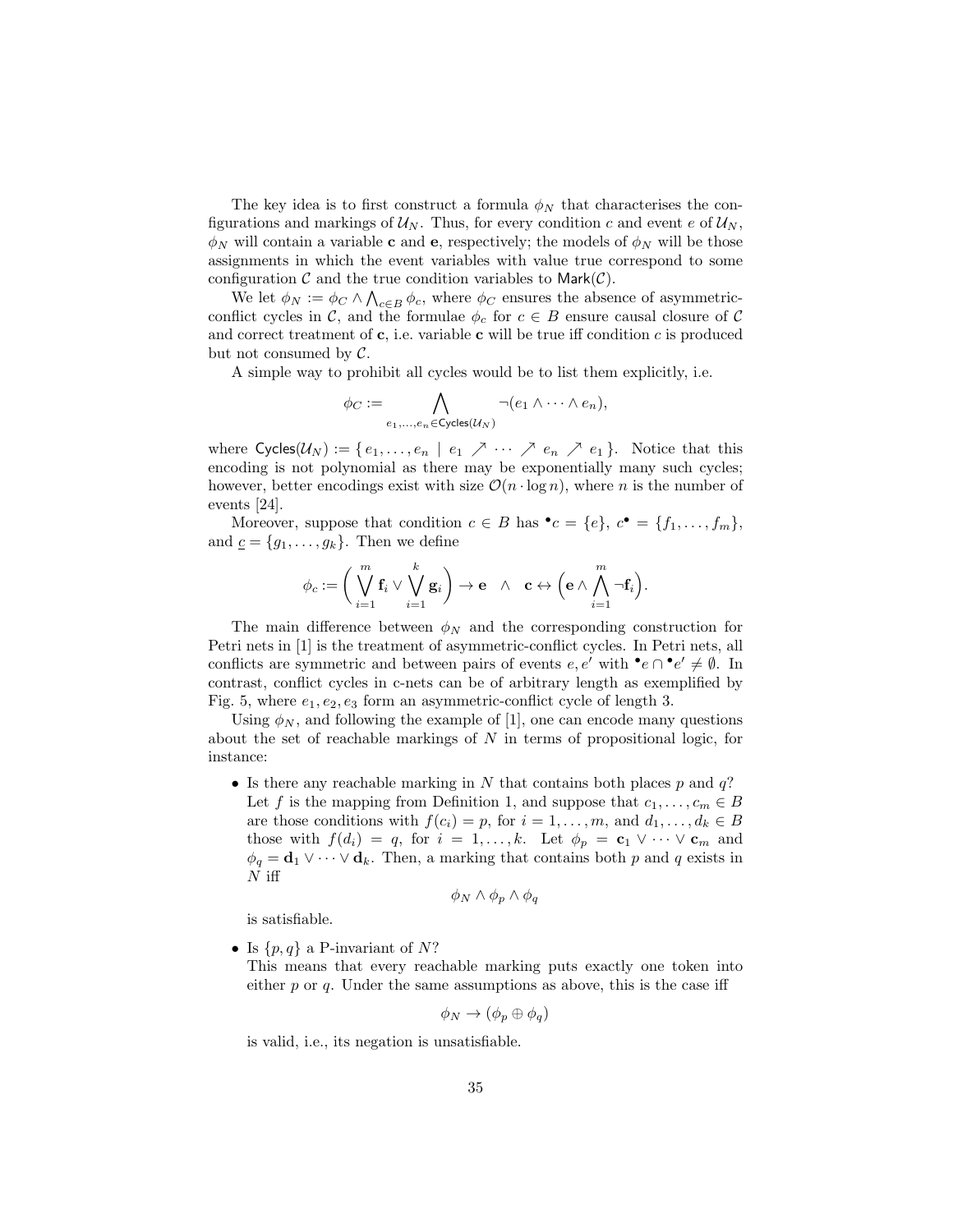The key idea is to first construct a formula $\phi_N$ that characterises the configurations and markings of $\mathcal{U}_N$. Thus, for every condition $c$ and event $e$ of $\mathcal{U}_N$, $\phi_N$ will contain a variable $\mathbf{c}$ and $\mathbf{e}$, respectively; the models of $\phi_N$ will be those assignments in which the event variables with value true correspond to some configuration $\mathcal{C}$ and the true condition variables to $\mathsf{Mark}(\mathcal{C})$.

We let $\phi_N := \phi_C \wedge \bigwedge_{c \in B} \phi_c$, where $\phi_C$ ensures the absence of asymmetric-conflict cycles in $\mathcal{C}$, and the formulae $\phi_c$ for $c \in B$ ensure causal closure of $\mathcal{C}$ and correct treatment of $\mathbf{c}$, i.e. variable $\mathbf{c}$ will be true iff condition $c$ is produced but not consumed by $\mathcal{C}$.

A simple way to prohibit all cycles would be to list them explicitly, i.e.

$$\phi_C := \bigwedge_{e_1,\ldots,e_n \in \mathsf{Cycles}(\mathcal{U}_N)} \neg(e_1 \wedge \cdots \wedge e_n),$$

where $\mathsf{Cycles}(\mathcal{U}_N) := \{\, e_1, \ldots, e_n \mid e_1 \nearrow \cdots \nearrow e_n \nearrow e_1 \,\}$. Notice that this encoding is not polynomial as there may be exponentially many such cycles; however, better encodings exist with size $\mathcal{O}(n \cdot \log n)$, where $n$ is the number of events [24].

Moreover, suppose that condition $c \in B$ has ${}^\bullet c = \{e\}$, $c^\bullet = \{f_1, \ldots, f_m\}$, and $\underline{c} = \{g_1, \ldots, g_k\}$. Then we define

$$\phi_c := \left( \bigvee_{i=1}^{m} \mathbf{f}_i \vee \bigvee_{i=1}^{k} \mathbf{g}_i \right) \rightarrow \mathbf{e} \quad \wedge \quad \mathbf{c} \leftrightarrow \left( \mathbf{e} \wedge \bigwedge_{i=1}^{m} \neg \mathbf{f}_i \right).$$

The main difference between $\phi_N$ and the corresponding construction for Petri nets in [1] is the treatment of asymmetric-conflict cycles. In Petri nets, all conflicts are symmetric and between pairs of events $e, e'$ with ${}^\bullet e \cap {}^\bullet e' \neq \emptyset$. In contrast, conflict cycles in c-nets can be of arbitrary length as exemplified by Fig. 5, where $e_1, e_2, e_3$ form an asymmetric-conflict cycle of length 3.

Using $\phi_N$, and following the example of [1], one can encode many questions about the set of reachable markings of $N$ in terms of propositional logic, for instance:

- Is there any reachable marking in $N$ that contains both places $p$ and $q$? Let $f$ is the mapping from Definition 1, and suppose that $c_1, \ldots, c_m \in B$ are those conditions with $f(c_i) = p$, for $i = 1, \ldots, m$, and $d_1, \ldots, d_k \in B$ those with $f(d_i) = q$, for $i = 1, \ldots, k$. Let $\phi_p = \mathbf{c}_1 \vee \cdots \vee \mathbf{c}_m$ and $\phi_q = \mathbf{d}_1 \vee \cdots \vee \mathbf{d}_k$. Then, a marking that contains both $p$ and $q$ exists in $N$ iff

$$\phi_N \wedge \phi_p \wedge \phi_q$$

  is satisfiable.

- Is $\{p, q\}$ a P-invariant of $N$? This means that every reachable marking puts exactly one token into either $p$ or $q$. Under the same assumptions as above, this is the case iff

$$\phi_N \rightarrow (\phi_p \oplus \phi_q)$$

  is valid, i.e., its negation is unsatisfiable.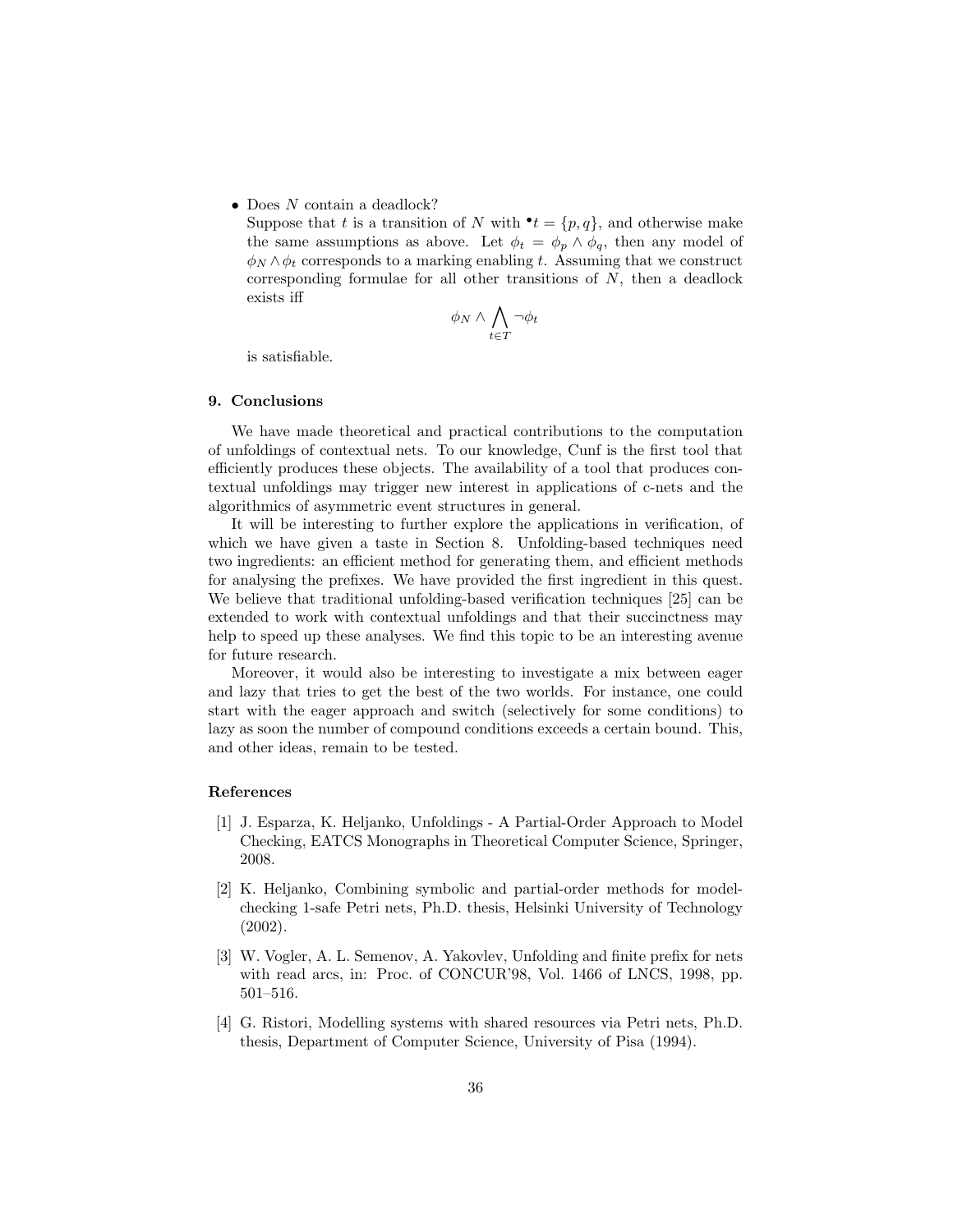- Does $N$ contain a deadlock?
  Suppose that $t$ is a transition of $N$ with ${}^\bullet t = \{p, q\}$, and otherwise make the same assumptions as above. Let $\phi_t = \phi_p \wedge \phi_q$, then any model of $\phi_N \wedge \phi_t$ corresponds to a marking enabling $t$. Assuming that we construct corresponding formulae for all other transitions of $N$, then a deadlock exists iff

$$\phi_N \wedge \bigwedge_{t \in T} \neg \phi_t$$

  is satisfiable.

## 9. Conclusions

We have made theoretical and practical contributions to the computation of unfoldings of contextual nets. To our knowledge, Cunf is the first tool that efficiently produces these objects. The availability of a tool that produces contextual unfoldings may trigger new interest in applications of c-nets and the algorithmics of asymmetric event structures in general.

It will be interesting to further explore the applications in verification, of which we have given a taste in Section 8. Unfolding-based techniques need two ingredients: an efficient method for generating them, and efficient methods for analysing the prefixes. We have provided the first ingredient in this quest. We believe that traditional unfolding-based verification techniques [25] can be extended to work with contextual unfoldings and that their succinctness may help to speed up these analyses. We find this topic to be an interesting avenue for future research.

Moreover, it would also be interesting to investigate a mix between eager and lazy that tries to get the best of the two worlds. For instance, one could start with the eager approach and switch (selectively for some conditions) to lazy as soon the number of compound conditions exceeds a certain bound. This, and other ideas, remain to be tested.

## References

[1] J. Esparza, K. Heljanko, Unfoldings - A Partial-Order Approach to Model Checking, EATCS Monographs in Theoretical Computer Science, Springer, 2008.

[2] K. Heljanko, Combining symbolic and partial-order methods for model-checking 1-safe Petri nets, Ph.D. thesis, Helsinki University of Technology (2002).

[3] W. Vogler, A. L. Semenov, A. Yakovlev, Unfolding and finite prefix for nets with read arcs, in: Proc. of CONCUR'98, Vol. 1466 of LNCS, 1998, pp. 501–516.

[4] G. Ristori, Modelling systems with shared resources via Petri nets, Ph.D. thesis, Department of Computer Science, University of Pisa (1994).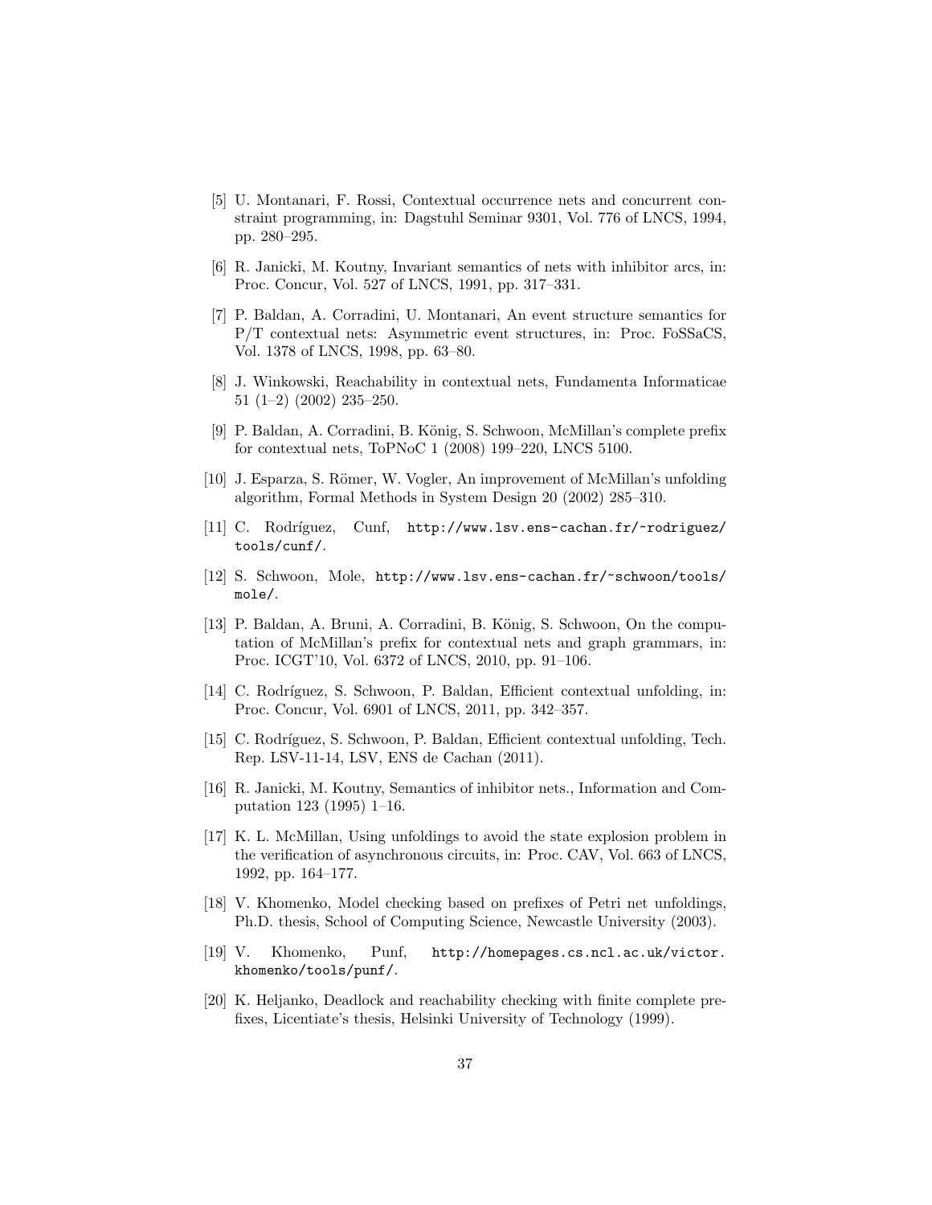[5] U. Montanari, F. Rossi, Contextual occurrence nets and concurrent constraint programming, in: Dagstuhl Seminar 9301, Vol. 776 of LNCS, 1994, pp. 280–295.

[6] R. Janicki, M. Koutny, Invariant semantics of nets with inhibitor arcs, in: Proc. Concur, Vol. 527 of LNCS, 1991, pp. 317–331.

[7] P. Baldan, A. Corradini, U. Montanari, An event structure semantics for P/T contextual nets: Asymmetric event structures, in: Proc. FoSSaCS, Vol. 1378 of LNCS, 1998, pp. 63–80.

[8] J. Winkowski, Reachability in contextual nets, Fundamenta Informaticae 51 (1–2) (2002) 235–250.

[9] P. Baldan, A. Corradini, B. König, S. Schwoon, McMillan's complete prefix for contextual nets, ToPNoC 1 (2008) 199–220, LNCS 5100.

[10] J. Esparza, S. Römer, W. Vogler, An improvement of McMillan's unfolding algorithm, Formal Methods in System Design 20 (2002) 285–310.

[11] C. Rodríguez, Cunf, http://www.lsv.ens-cachan.fr/~rodriguez/tools/cunf/.

[12] S. Schwoon, Mole, http://www.lsv.ens-cachan.fr/~schwoon/tools/mole/.

[13] P. Baldan, A. Bruni, A. Corradini, B. König, S. Schwoon, On the computation of McMillan's prefix for contextual nets and graph grammars, in: Proc. ICGT'10, Vol. 6372 of LNCS, 2010, pp. 91–106.

[14] C. Rodríguez, S. Schwoon, P. Baldan, Efficient contextual unfolding, in: Proc. Concur, Vol. 6901 of LNCS, 2011, pp. 342–357.

[15] C. Rodríguez, S. Schwoon, P. Baldan, Efficient contextual unfolding, Tech. Rep. LSV-11-14, LSV, ENS de Cachan (2011).

[16] R. Janicki, M. Koutny, Semantics of inhibitor nets., Information and Computation 123 (1995) 1–16.

[17] K. L. McMillan, Using unfoldings to avoid the state explosion problem in the verification of asynchronous circuits, in: Proc. CAV, Vol. 663 of LNCS, 1992, pp. 164–177.

[18] V. Khomenko, Model checking based on prefixes of Petri net unfoldings, Ph.D. thesis, School of Computing Science, Newcastle University (2003).

[19] V. Khomenko, Punf, http://homepages.cs.ncl.ac.uk/victor.khomenko/tools/punf/.

[20] K. Heljanko, Deadlock and reachability checking with finite complete prefixes, Licentiate's thesis, Helsinki University of Technology (1999).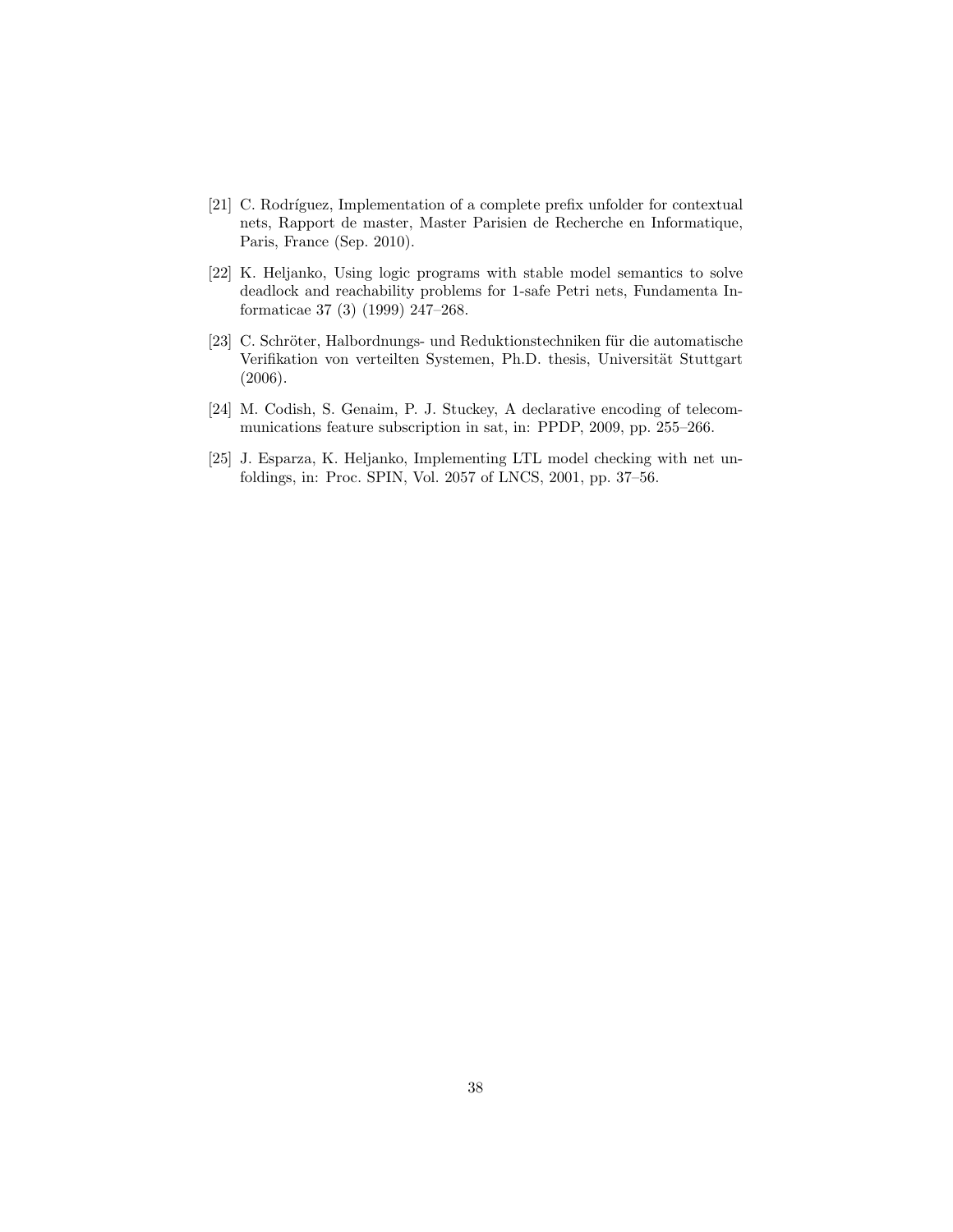[21] C. Rodríguez, Implementation of a complete prefix unfolder for contextual nets, Rapport de master, Master Parisien de Recherche en Informatique, Paris, France (Sep. 2010).

[22] K. Heljanko, Using logic programs with stable model semantics to solve deadlock and reachability problems for 1-safe Petri nets, Fundamenta Informaticae 37 (3) (1999) 247–268.

[23] C. Schröter, Halbordnungs- und Reduktionstechniken für die automatische Verifikation von verteilten Systemen, Ph.D. thesis, Universität Stuttgart (2006).

[24] M. Codish, S. Genaim, P. J. Stuckey, A declarative encoding of telecommunications feature subscription in sat, in: PPDP, 2009, pp. 255–266.

[25] J. Esparza, K. Heljanko, Implementing LTL model checking with net unfoldings, in: Proc. SPIN, Vol. 2057 of LNCS, 2001, pp. 37–56.